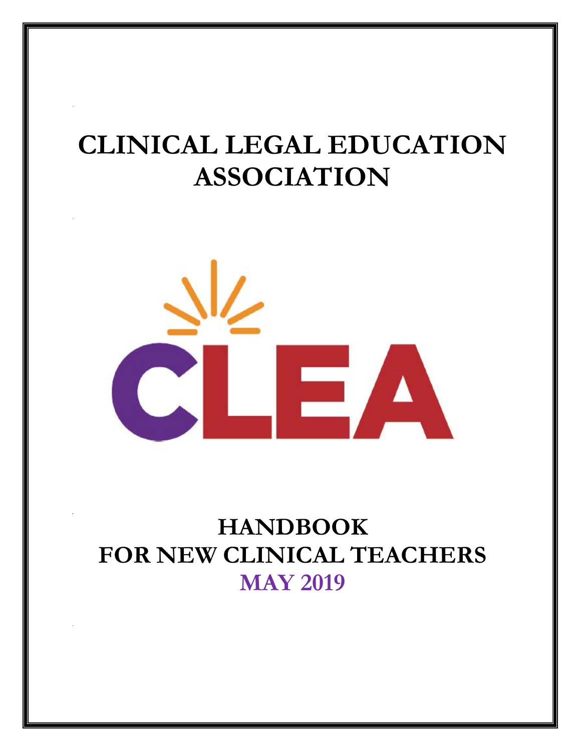# CLINICAL LEGAL EDUCATION ASSOCIATION

CLEA

## HANDBOOK
## FOR NEW CLINICAL TEACHERS
## MAY 2019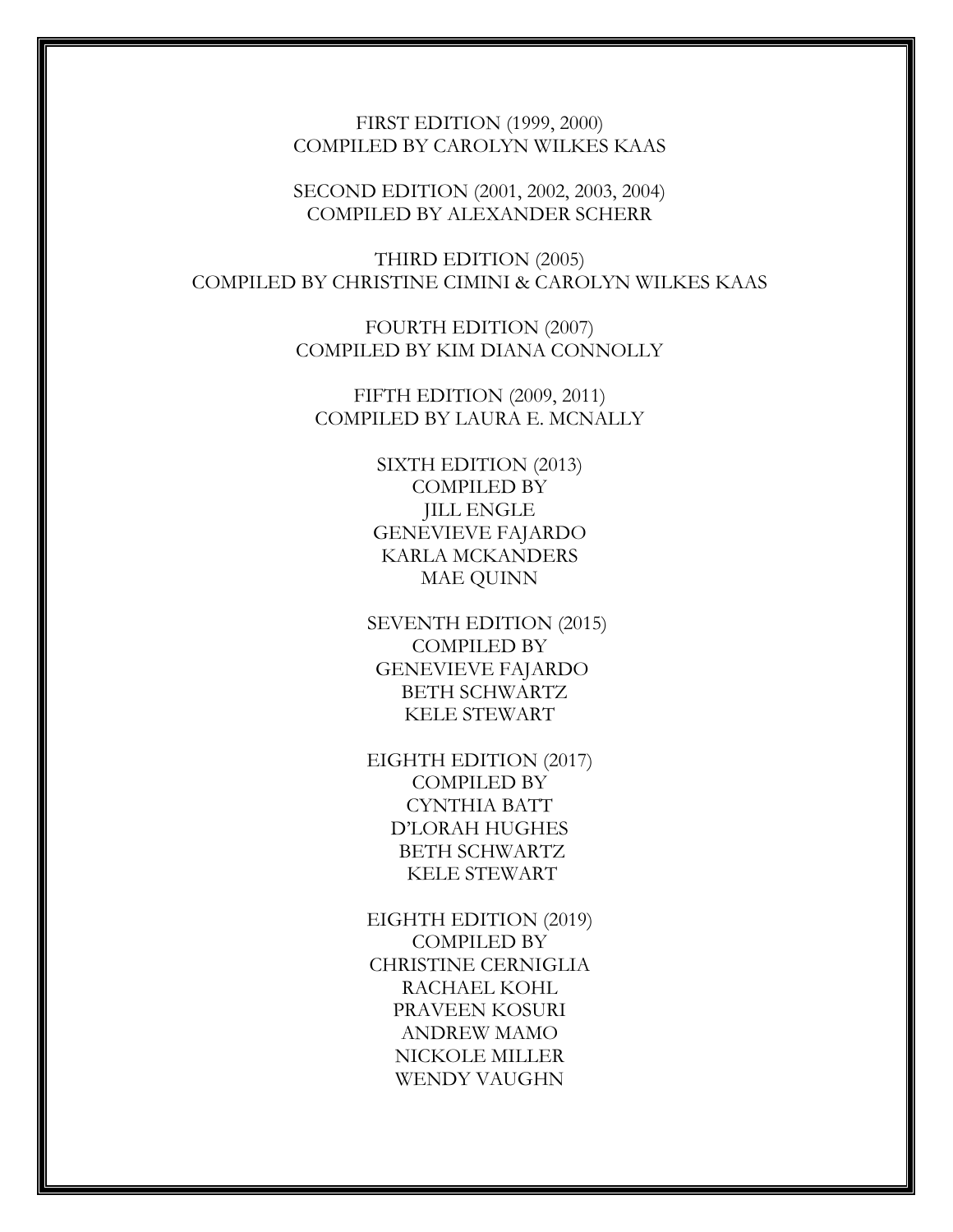FIRST EDITION (1999, 2000)
COMPILED BY CAROLYN WILKES KAAS

SECOND EDITION (2001, 2002, 2003, 2004)
COMPILED BY ALEXANDER SCHERR

THIRD EDITION (2005)
COMPILED BY CHRISTINE CIMINI & CAROLYN WILKES KAAS

FOURTH EDITION (2007)
COMPILED BY KIM DIANA CONNOLLY

FIFTH EDITION (2009, 2011)
COMPILED BY LAURA E. MCNALLY

SIXTH EDITION (2013)
COMPILED BY
JILL ENGLE
GENEVIEVE FAJARDO
KARLA MCKANDERS
MAE QUINN

SEVENTH EDITION (2015)
COMPILED BY
GENEVIEVE FAJARDO
BETH SCHWARTZ
KELE STEWART

EIGHTH EDITION (2017)
COMPILED BY
CYNTHIA BATT
D'LORAH HUGHES
BETH SCHWARTZ
KELE STEWART

EIGHTH EDITION (2019)
COMPILED BY
CHRISTINE CERNIGLIA
RACHAEL KOHL
PRAVEEN KOSURI
ANDREW MAMO
NICKOLE MILLER
WENDY VAUGHN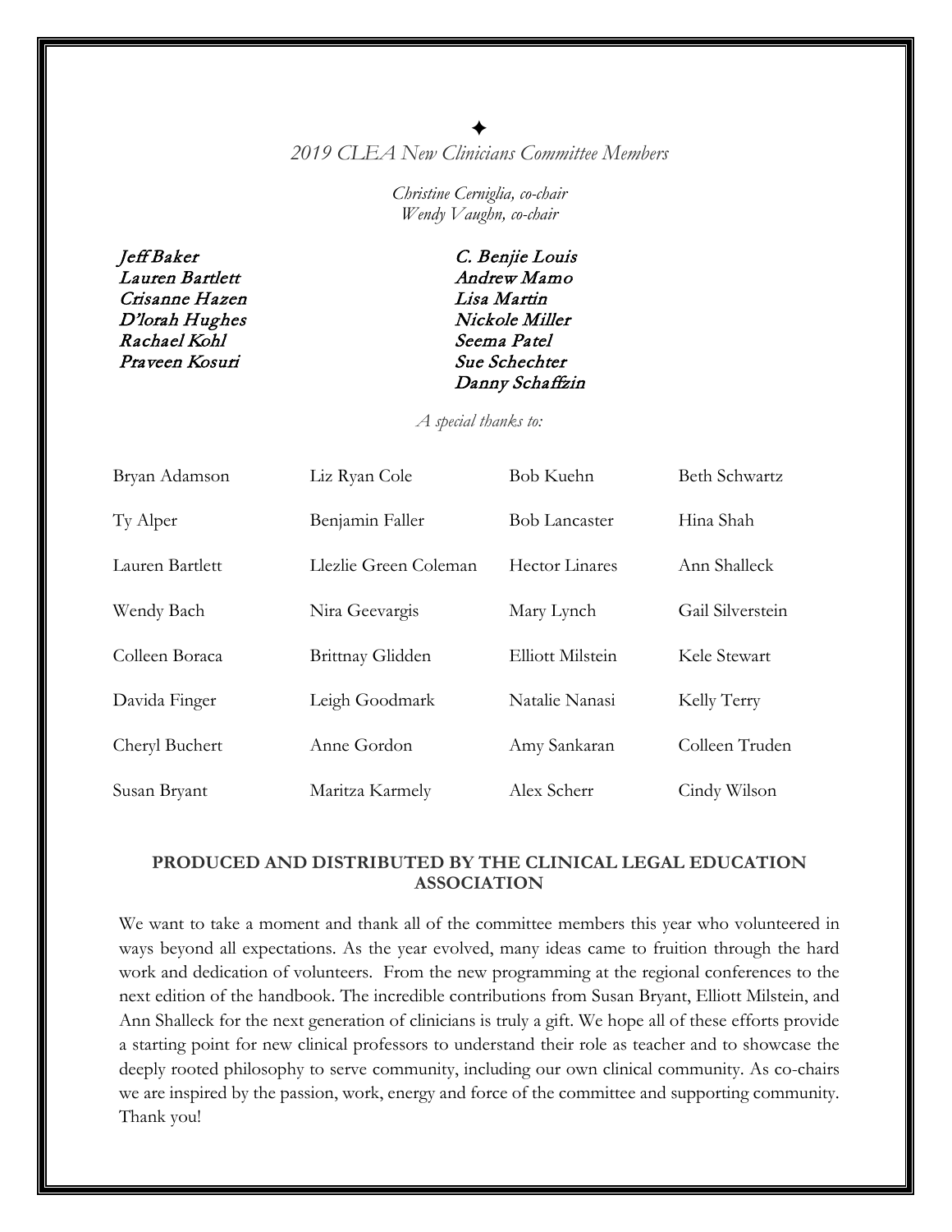✦

*2019 CLEA New Clinicians Committee Members*

*Christine Cerniglia, co-chair*
*Wendy Vaughn, co-chair*

*Jeff Baker*
*Lauren Bartlett*
*Crisanne Hazen*
*D'lorah Hughes*
*Rachael Kohl*
*Praveen Kosuri*
*C. Benjie Louis*
*Andrew Mamo*
*Lisa Martin*
*Nickole Miller*
*Seema Patel*
*Sue Schechter*
*Danny Schaffzin*

*A special thanks to:*

| | | | |
|---|---|---|---|
| Bryan Adamson | Liz Ryan Cole | Bob Kuehn | Beth Schwartz |
| Ty Alper | Benjamin Faller | Bob Lancaster | Hina Shah |
| Lauren Bartlett | Llezlie Green Coleman | Hector Linares | Ann Shalleck |
| Wendy Bach | Nira Geevargis | Mary Lynch | Gail Silverstein |
| Colleen Boraca | Brittnay Glidden | Elliott Milstein | Kele Stewart |
| Davida Finger | Leigh Goodmark | Natalie Nanasi | Kelly Terry |
| Cheryl Buchert | Anne Gordon | Amy Sankaran | Colleen Truden |
| Susan Bryant | Maritza Karmely | Alex Scherr | Cindy Wilson |

**PRODUCED AND DISTRIBUTED BY THE CLINICAL LEGAL EDUCATION ASSOCIATION**

We want to take a moment and thank all of the committee members this year who volunteered in ways beyond all expectations. As the year evolved, many ideas came to fruition through the hard work and dedication of volunteers. From the new programming at the regional conferences to the next edition of the handbook. The incredible contributions from Susan Bryant, Elliott Milstein, and Ann Shalleck for the next generation of clinicians is truly a gift. We hope all of these efforts provide a starting point for new clinical professors to understand their role as teacher and to showcase the deeply rooted philosophy to serve community, including our own clinical community. As co-chairs we are inspired by the passion, work, energy and force of the committee and supporting community. Thank you!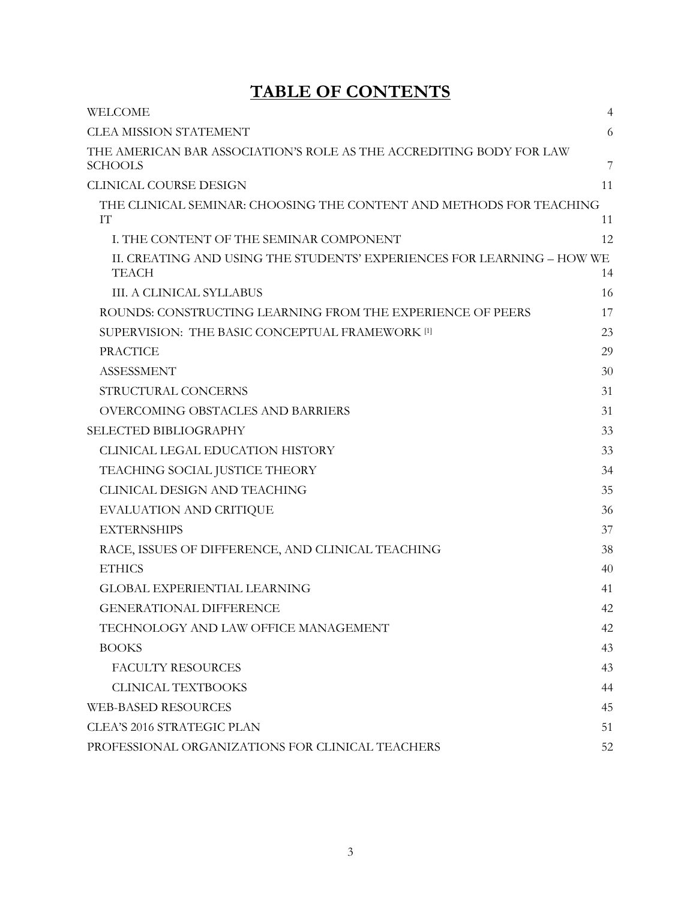# TABLE OF CONTENTS

- WELCOME 4
- CLEA MISSION STATEMENT 6
- THE AMERICAN BAR ASSOCIATION'S ROLE AS THE ACCREDITING BODY FOR LAW SCHOOLS 7
- CLINICAL COURSE DESIGN 11
  - THE CLINICAL SEMINAR: CHOOSING THE CONTENT AND METHODS FOR TEACHING IT 11
    - I. THE CONTENT OF THE SEMINAR COMPONENT 12
    - II. CREATING AND USING THE STUDENTS' EXPERIENCES FOR LEARNING – HOW WE TEACH 14
    - III. A CLINICAL SYLLABUS 16
  - ROUNDS: CONSTRUCTING LEARNING FROM THE EXPERIENCE OF PEERS 17
  - SUPERVISION: THE BASIC CONCEPTUAL FRAMEWORK [1] 23
  - PRACTICE 29
  - ASSESSMENT 30
  - STRUCTURAL CONCERNS 31
  - OVERCOMING OBSTACLES AND BARRIERS 31
- SELECTED BIBLIOGRAPHY 33
  - CLINICAL LEGAL EDUCATION HISTORY 33
  - TEACHING SOCIAL JUSTICE THEORY 34
  - CLINICAL DESIGN AND TEACHING 35
  - EVALUATION AND CRITIQUE 36
  - EXTERNSHIPS 37
  - RACE, ISSUES OF DIFFERENCE, AND CLINICAL TEACHING 38
  - ETHICS 40
  - GLOBAL EXPERIENTIAL LEARNING 41
  - GENERATIONAL DIFFERENCE 42
  - TECHNOLOGY AND LAW OFFICE MANAGEMENT 42
  - BOOKS 43
    - FACULTY RESOURCES 43
    - CLINICAL TEXTBOOKS 44
- WEB-BASED RESOURCES 45
- CLEA'S 2016 STRATEGIC PLAN 51
- PROFESSIONAL ORGANIZATIONS FOR CLINICAL TEACHERS 52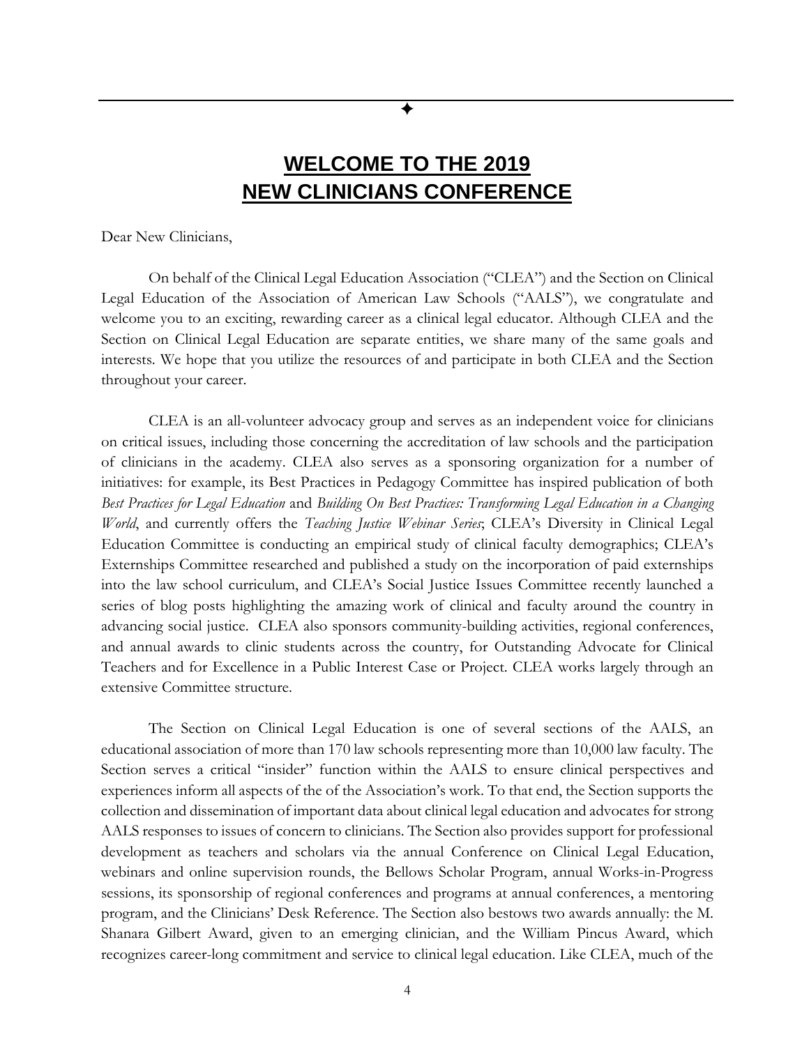# WELCOME TO THE 2019 NEW CLINICIANS CONFERENCE

Dear New Clinicians,

On behalf of the Clinical Legal Education Association ("CLEA") and the Section on Clinical Legal Education of the Association of American Law Schools ("AALS"), we congratulate and welcome you to an exciting, rewarding career as a clinical legal educator. Although CLEA and the Section on Clinical Legal Education are separate entities, we share many of the same goals and interests. We hope that you utilize the resources of and participate in both CLEA and the Section throughout your career.

CLEA is an all-volunteer advocacy group and serves as an independent voice for clinicians on critical issues, including those concerning the accreditation of law schools and the participation of clinicians in the academy. CLEA also serves as a sponsoring organization for a number of initiatives: for example, its Best Practices in Pedagogy Committee has inspired publication of both *Best Practices for Legal Education* and *Building On Best Practices: Transforming Legal Education in a Changing World*, and currently offers the *Teaching Justice Webinar Series*; CLEA's Diversity in Clinical Legal Education Committee is conducting an empirical study of clinical faculty demographics; CLEA's Externships Committee researched and published a study on the incorporation of paid externships into the law school curriculum, and CLEA's Social Justice Issues Committee recently launched a series of blog posts highlighting the amazing work of clinical and faculty around the country in advancing social justice. CLEA also sponsors community-building activities, regional conferences, and annual awards to clinic students across the country, for Outstanding Advocate for Clinical Teachers and for Excellence in a Public Interest Case or Project. CLEA works largely through an extensive Committee structure.

The Section on Clinical Legal Education is one of several sections of the AALS, an educational association of more than 170 law schools representing more than 10,000 law faculty. The Section serves a critical "insider" function within the AALS to ensure clinical perspectives and experiences inform all aspects of the of the Association's work. To that end, the Section supports the collection and dissemination of important data about clinical legal education and advocates for strong AALS responses to issues of concern to clinicians. The Section also provides support for professional development as teachers and scholars via the annual Conference on Clinical Legal Education, webinars and online supervision rounds, the Bellows Scholar Program, annual Works-in-Progress sessions, its sponsorship of regional conferences and programs at annual conferences, a mentoring program, and the Clinicians' Desk Reference. The Section also bestows two awards annually: the M. Shanara Gilbert Award, given to an emerging clinician, and the William Pincus Award, which recognizes career-long commitment and service to clinical legal education. Like CLEA, much of the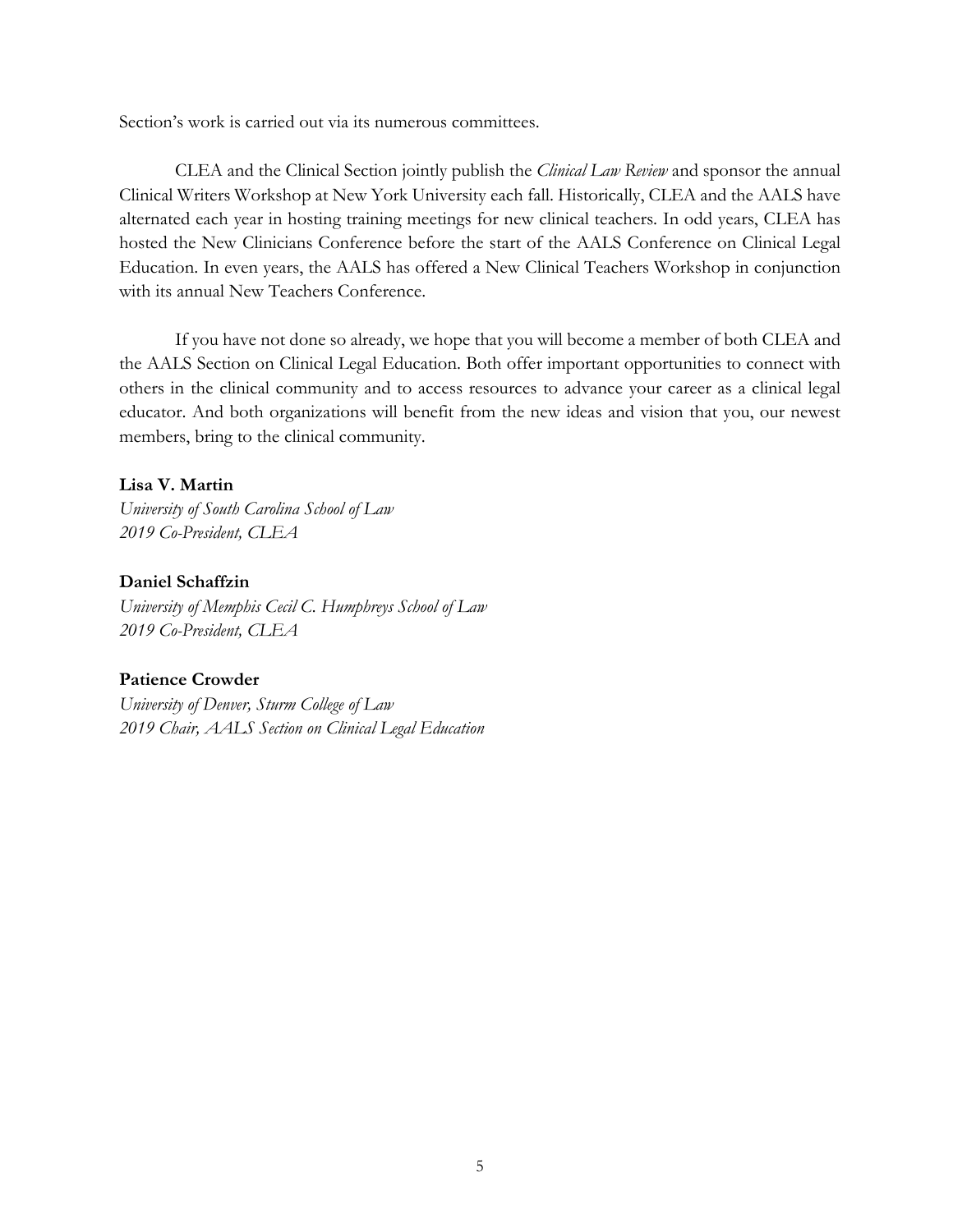Section's work is carried out via its numerous committees.

CLEA and the Clinical Section jointly publish the *Clinical Law Review* and sponsor the annual Clinical Writers Workshop at New York University each fall. Historically, CLEA and the AALS have alternated each year in hosting training meetings for new clinical teachers. In odd years, CLEA has hosted the New Clinicians Conference before the start of the AALS Conference on Clinical Legal Education. In even years, the AALS has offered a New Clinical Teachers Workshop in conjunction with its annual New Teachers Conference.

If you have not done so already, we hope that you will become a member of both CLEA and the AALS Section on Clinical Legal Education. Both offer important opportunities to connect with others in the clinical community and to access resources to advance your career as a clinical legal educator. And both organizations will benefit from the new ideas and vision that you, our newest members, bring to the clinical community.

**Lisa V. Martin**
*University of South Carolina School of Law*
*2019 Co-President, CLEA*

**Daniel Schaffzin**
*University of Memphis Cecil C. Humphreys School of Law*
*2019 Co-President, CLEA*

**Patience Crowder**
*University of Denver, Sturm College of Law*
*2019 Chair, AALS Section on Clinical Legal Education*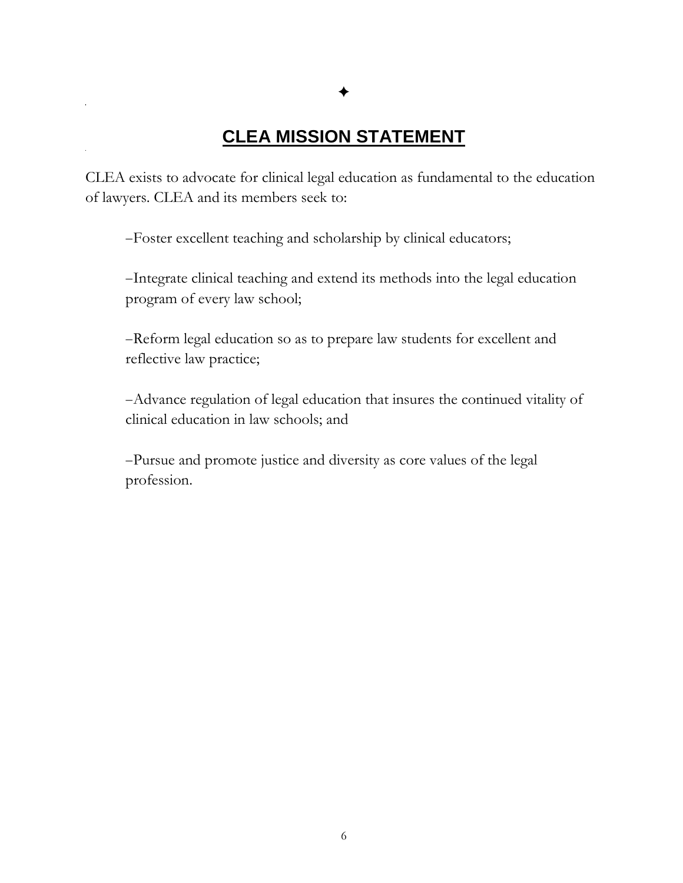✦

# CLEA MISSION STATEMENT

CLEA exists to advocate for clinical legal education as fundamental to the education of lawyers. CLEA and its members seek to:

–Foster excellent teaching and scholarship by clinical educators;

–Integrate clinical teaching and extend its methods into the legal education program of every law school;

–Reform legal education so as to prepare law students for excellent and reflective law practice;

–Advance regulation of legal education that insures the continued vitality of clinical education in law schools; and

–Pursue and promote justice and diversity as core values of the legal profession.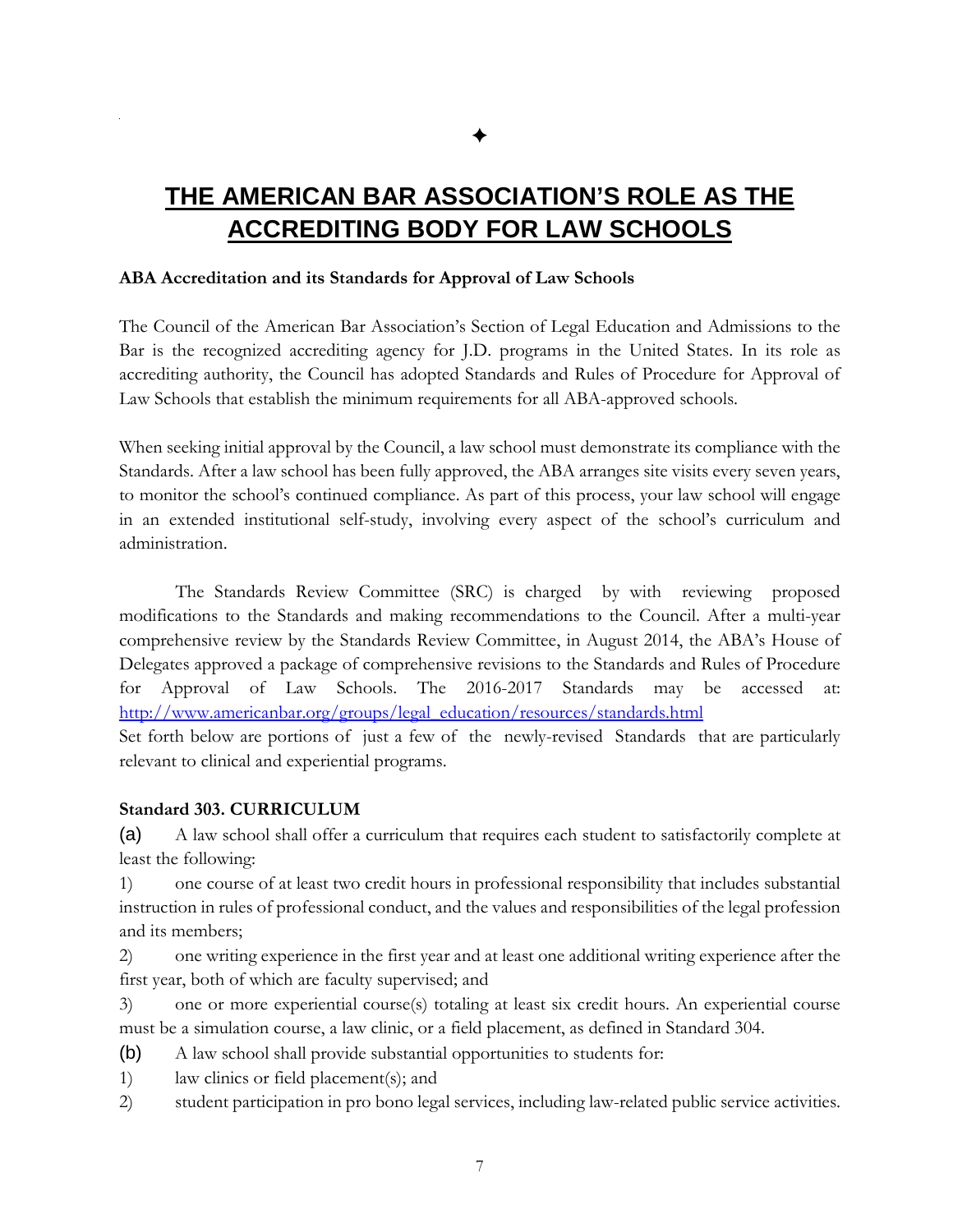✦

# THE AMERICAN BAR ASSOCIATION'S ROLE AS THE ACCREDITING BODY FOR LAW SCHOOLS

**ABA Accreditation and its Standards for Approval of Law Schools**

The Council of the American Bar Association's Section of Legal Education and Admissions to the Bar is the recognized accrediting agency for J.D. programs in the United States. In its role as accrediting authority, the Council has adopted Standards and Rules of Procedure for Approval of Law Schools that establish the minimum requirements for all ABA-approved schools.

When seeking initial approval by the Council, a law school must demonstrate its compliance with the Standards. After a law school has been fully approved, the ABA arranges site visits every seven years, to monitor the school's continued compliance. As part of this process, your law school will engage in an extended institutional self-study, involving every aspect of the school's curriculum and administration.

The Standards Review Committee (SRC) is charged by with reviewing proposed modifications to the Standards and making recommendations to the Council. After a multi-year comprehensive review by the Standards Review Committee, in August 2014, the ABA's House of Delegates approved a package of comprehensive revisions to the Standards and Rules of Procedure for Approval of Law Schools. The 2016-2017 Standards may be accessed at: [http://www.americanbar.org/groups/legal_education/resources/standards.html](http://www.americanbar.org/groups/legal_education/resources/standards.html)
Set forth below are portions of just a few of the newly-revised Standards that are particularly relevant to clinical and experiential programs.

**Standard 303. CURRICULUM**

(a) A law school shall offer a curriculum that requires each student to satisfactorily complete at least the following:

1) one course of at least two credit hours in professional responsibility that includes substantial instruction in rules of professional conduct, and the values and responsibilities of the legal profession and its members;

2) one writing experience in the first year and at least one additional writing experience after the first year, both of which are faculty supervised; and

3) one or more experiential course(s) totaling at least six credit hours. An experiential course must be a simulation course, a law clinic, or a field placement, as defined in Standard 304.

(b) A law school shall provide substantial opportunities to students for:

1) law clinics or field placement(s); and

2) student participation in pro bono legal services, including law-related public service activities.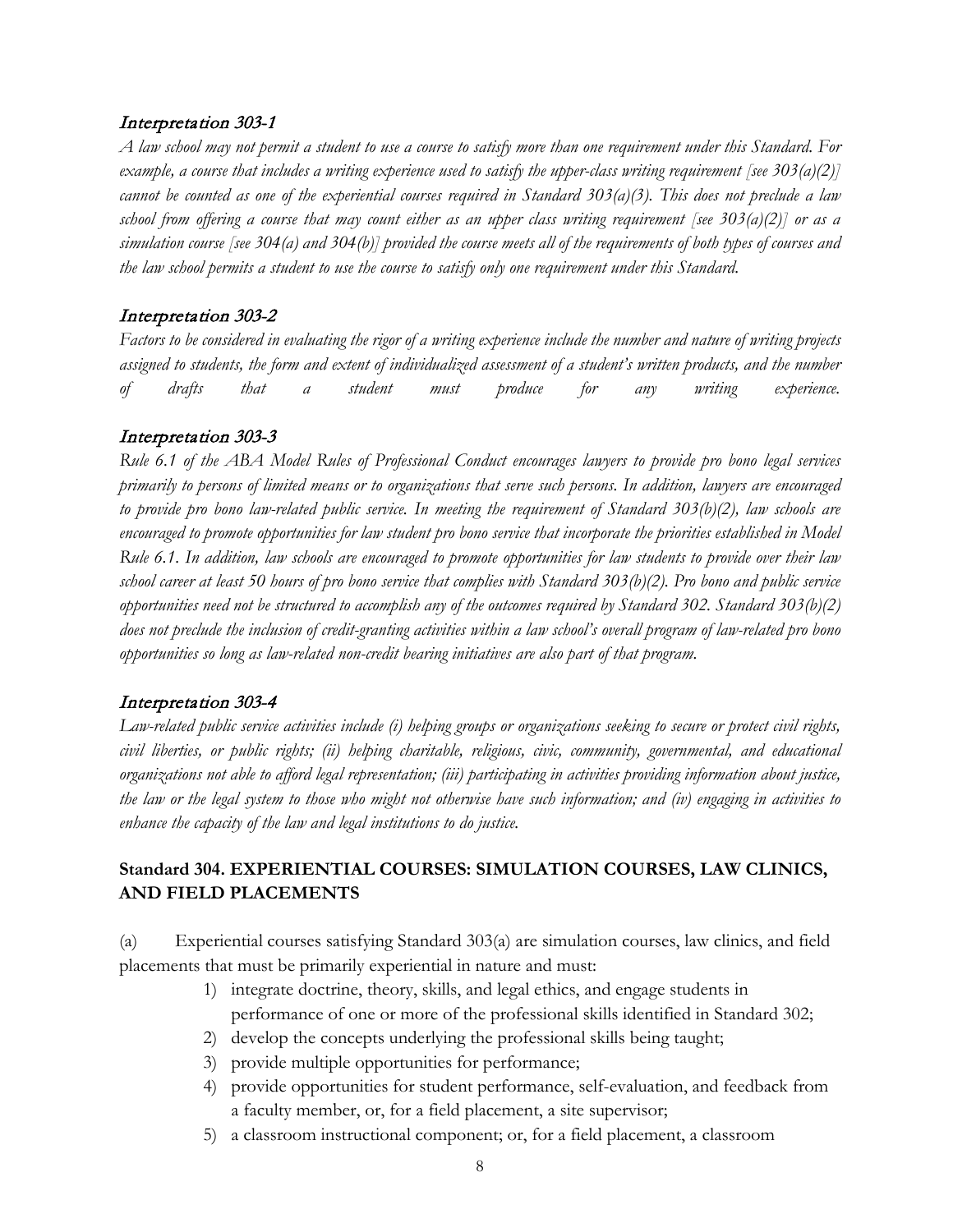### *Interpretation 303-1*

*A law school may not permit a student to use a course to satisfy more than one requirement under this Standard. For example, a course that includes a writing experience used to satisfy the upper-class writing requirement [see 303(a)(2)] cannot be counted as one of the experiential courses required in Standard 303(a)(3). This does not preclude a law school from offering a course that may count either as an upper class writing requirement [see 303(a)(2)] or as a simulation course [see 304(a) and 304(b)] provided the course meets all of the requirements of both types of courses and the law school permits a student to use the course to satisfy only one requirement under this Standard.*

### *Interpretation 303-2*

*Factors to be considered in evaluating the rigor of a writing experience include the number and nature of writing projects assigned to students, the form and extent of individualized assessment of a student's written products, and the number of drafts that a student must produce for any writing experience.*

### *Interpretation 303-3*

*Rule 6.1 of the ABA Model Rules of Professional Conduct encourages lawyers to provide pro bono legal services primarily to persons of limited means or to organizations that serve such persons. In addition, lawyers are encouraged to provide pro bono law-related public service. In meeting the requirement of Standard 303(b)(2), law schools are encouraged to promote opportunities for law student pro bono service that incorporate the priorities established in Model Rule 6.1. In addition, law schools are encouraged to promote opportunities for law students to provide over their law school career at least 50 hours of pro bono service that complies with Standard 303(b)(2). Pro bono and public service opportunities need not be structured to accomplish any of the outcomes required by Standard 302. Standard 303(b)(2) does not preclude the inclusion of credit-granting activities within a law school's overall program of law-related pro bono opportunities so long as law-related non-credit bearing initiatives are also part of that program.*

### *Interpretation 303-4*

*Law-related public service activities include (i) helping groups or organizations seeking to secure or protect civil rights, civil liberties, or public rights; (ii) helping charitable, religious, civic, community, governmental, and educational organizations not able to afford legal representation; (iii) participating in activities providing information about justice, the law or the legal system to those who might not otherwise have such information; and (iv) engaging in activities to enhance the capacity of the law and legal institutions to do justice.*

## Standard 304. EXPERIENTIAL COURSES: SIMULATION COURSES, LAW CLINICS, AND FIELD PLACEMENTS

(a) Experiential courses satisfying Standard 303(a) are simulation courses, law clinics, and field placements that must be primarily experiential in nature and must:

1) integrate doctrine, theory, skills, and legal ethics, and engage students in performance of one or more of the professional skills identified in Standard 302;
2) develop the concepts underlying the professional skills being taught;
3) provide multiple opportunities for performance;
4) provide opportunities for student performance, self-evaluation, and feedback from a faculty member, or, for a field placement, a site supervisor;
5) a classroom instructional component; or, for a field placement, a classroom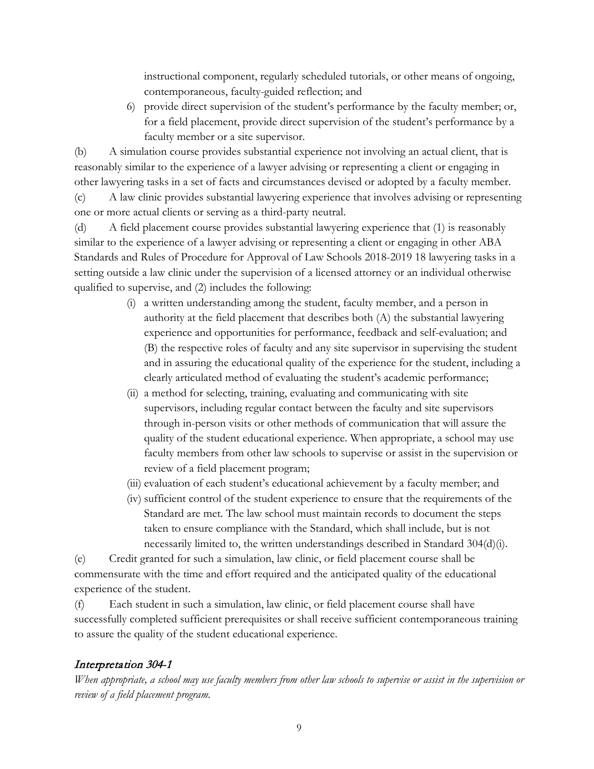instructional component, regularly scheduled tutorials, or other means of ongoing, contemporaneous, faculty-guided reflection; and

6) provide direct supervision of the student's performance by the faculty member; or, for a field placement, provide direct supervision of the student's performance by a faculty member or a site supervisor.

(b) A simulation course provides substantial experience not involving an actual client, that is reasonably similar to the experience of a lawyer advising or representing a client or engaging in other lawyering tasks in a set of facts and circumstances devised or adopted by a faculty member.

(c) A law clinic provides substantial lawyering experience that involves advising or representing one or more actual clients or serving as a third-party neutral.

(d) A field placement course provides substantial lawyering experience that (1) is reasonably similar to the experience of a lawyer advising or representing a client or engaging in other ABA Standards and Rules of Procedure for Approval of Law Schools 2018-2019 18 lawyering tasks in a setting outside a law clinic under the supervision of a licensed attorney or an individual otherwise qualified to supervise, and (2) includes the following:

(i) a written understanding among the student, faculty member, and a person in authority at the field placement that describes both (A) the substantial lawyering experience and opportunities for performance, feedback and self-evaluation; and (B) the respective roles of faculty and any site supervisor in supervising the student and in assuring the educational quality of the experience for the student, including a clearly articulated method of evaluating the student's academic performance;

(ii) a method for selecting, training, evaluating and communicating with site supervisors, including regular contact between the faculty and site supervisors through in-person visits or other methods of communication that will assure the quality of the student educational experience. When appropriate, a school may use faculty members from other law schools to supervise or assist in the supervision or review of a field placement program;

(iii) evaluation of each student's educational achievement by a faculty member; and

(iv) sufficient control of the student experience to ensure that the requirements of the Standard are met. The law school must maintain records to document the steps taken to ensure compliance with the Standard, which shall include, but is not necessarily limited to, the written understandings described in Standard 304(d)(i).

(e) Credit granted for such a simulation, law clinic, or field placement course shall be commensurate with the time and effort required and the anticipated quality of the educational experience of the student.

(f) Each student in such a simulation, law clinic, or field placement course shall have successfully completed sufficient prerequisites or shall receive sufficient contemporaneous training to assure the quality of the student educational experience.

### *Interpretation 304-1*

*When appropriate, a school may use faculty members from other law schools to supervise or assist in the supervision or review of a field placement program.*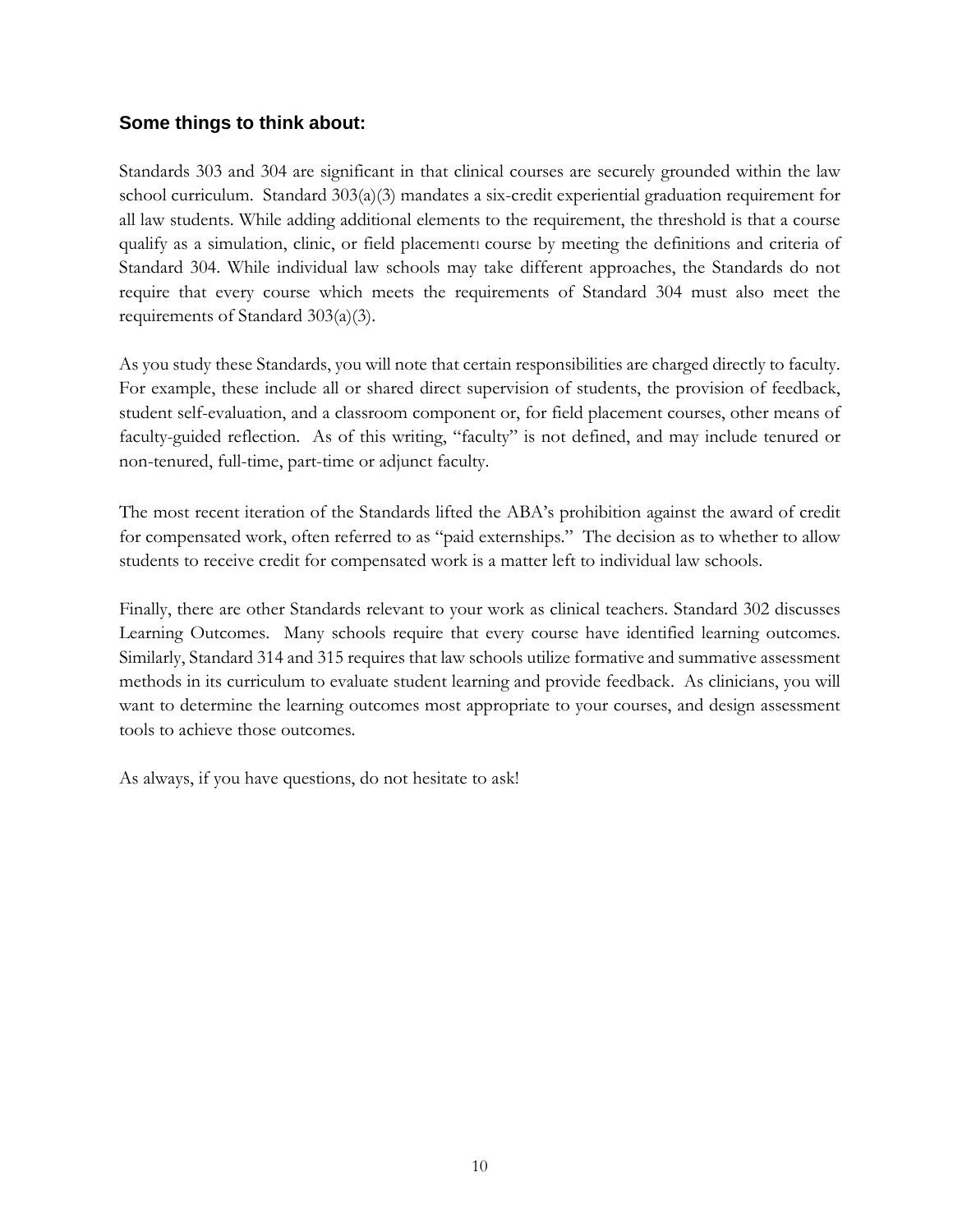### Some things to think about:

Standards 303 and 304 are significant in that clinical courses are securely grounded within the law school curriculum. Standard 303(a)(3) mandates a six-credit experiential graduation requirement for all law students. While adding additional elements to the requirement, the threshold is that a course qualify as a simulation, clinic, or field placement[1] course by meeting the definitions and criteria of Standard 304. While individual law schools may take different approaches, the Standards do not require that every course which meets the requirements of Standard 304 must also meet the requirements of Standard 303(a)(3).

As you study these Standards, you will note that certain responsibilities are charged directly to faculty. For example, these include all or shared direct supervision of students, the provision of feedback, student self-evaluation, and a classroom component or, for field placement courses, other means of faculty-guided reflection. As of this writing, "faculty" is not defined, and may include tenured or non-tenured, full-time, part-time or adjunct faculty.

The most recent iteration of the Standards lifted the ABA's prohibition against the award of credit for compensated work, often referred to as "paid externships." The decision as to whether to allow students to receive credit for compensated work is a matter left to individual law schools.

Finally, there are other Standards relevant to your work as clinical teachers. Standard 302 discusses Learning Outcomes. Many schools require that every course have identified learning outcomes. Similarly, Standard 314 and 315 requires that law schools utilize formative and summative assessment methods in its curriculum to evaluate student learning and provide feedback. As clinicians, you will want to determine the learning outcomes most appropriate to your courses, and design assessment tools to achieve those outcomes.

As always, if you have questions, do not hesitate to ask!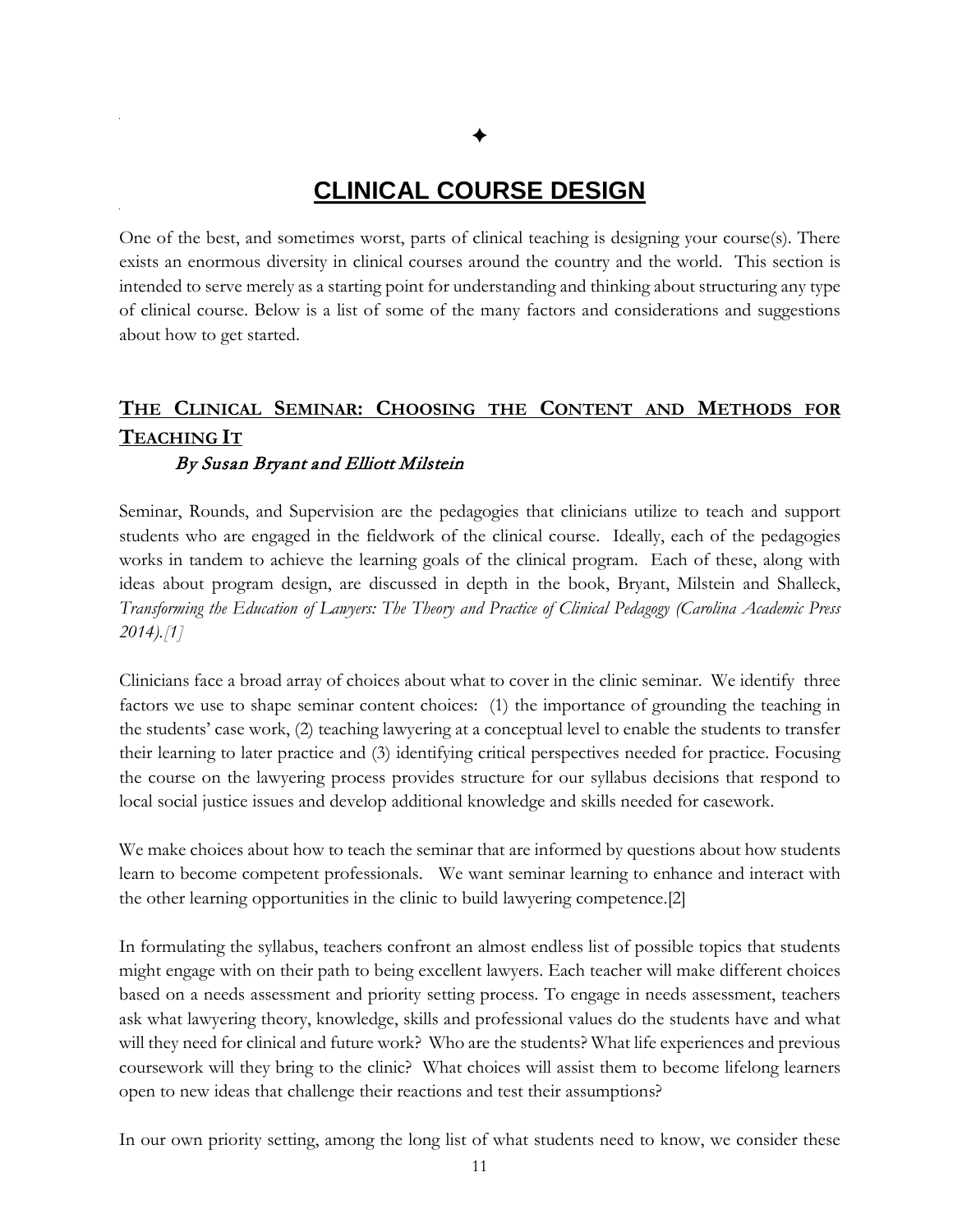✦

# CLINICAL COURSE DESIGN

One of the best, and sometimes worst, parts of clinical teaching is designing your course(s). There exists an enormous diversity in clinical courses around the country and the world. This section is intended to serve merely as a starting point for understanding and thinking about structuring any type of clinical course. Below is a list of some of the many factors and considerations and suggestions about how to get started.

## THE CLINICAL SEMINAR: CHOOSING THE CONTENT AND METHODS FOR TEACHING IT

*By Susan Bryant and Elliott Milstein*

Seminar, Rounds, and Supervision are the pedagogies that clinicians utilize to teach and support students who are engaged in the fieldwork of the clinical course. Ideally, each of the pedagogies works in tandem to achieve the learning goals of the clinical program. Each of these, along with ideas about program design, are discussed in depth in the book, Bryant, Milstein and Shalleck, *Transforming the Education of Lawyers: The Theory and Practice of Clinical Pedagogy (Carolina Academic Press 2014).[1]*

Clinicians face a broad array of choices about what to cover in the clinic seminar. We identify three factors we use to shape seminar content choices: (1) the importance of grounding the teaching in the students' case work, (2) teaching lawyering at a conceptual level to enable the students to transfer their learning to later practice and (3) identifying critical perspectives needed for practice. Focusing the course on the lawyering process provides structure for our syllabus decisions that respond to local social justice issues and develop additional knowledge and skills needed for casework.

We make choices about how to teach the seminar that are informed by questions about how students learn to become competent professionals. We want seminar learning to enhance and interact with the other learning opportunities in the clinic to build lawyering competence.[2]

In formulating the syllabus, teachers confront an almost endless list of possible topics that students might engage with on their path to being excellent lawyers. Each teacher will make different choices based on a needs assessment and priority setting process. To engage in needs assessment, teachers ask what lawyering theory, knowledge, skills and professional values do the students have and what will they need for clinical and future work? Who are the students? What life experiences and previous coursework will they bring to the clinic? What choices will assist them to become lifelong learners open to new ideas that challenge their reactions and test their assumptions?

In our own priority setting, among the long list of what students need to know, we consider these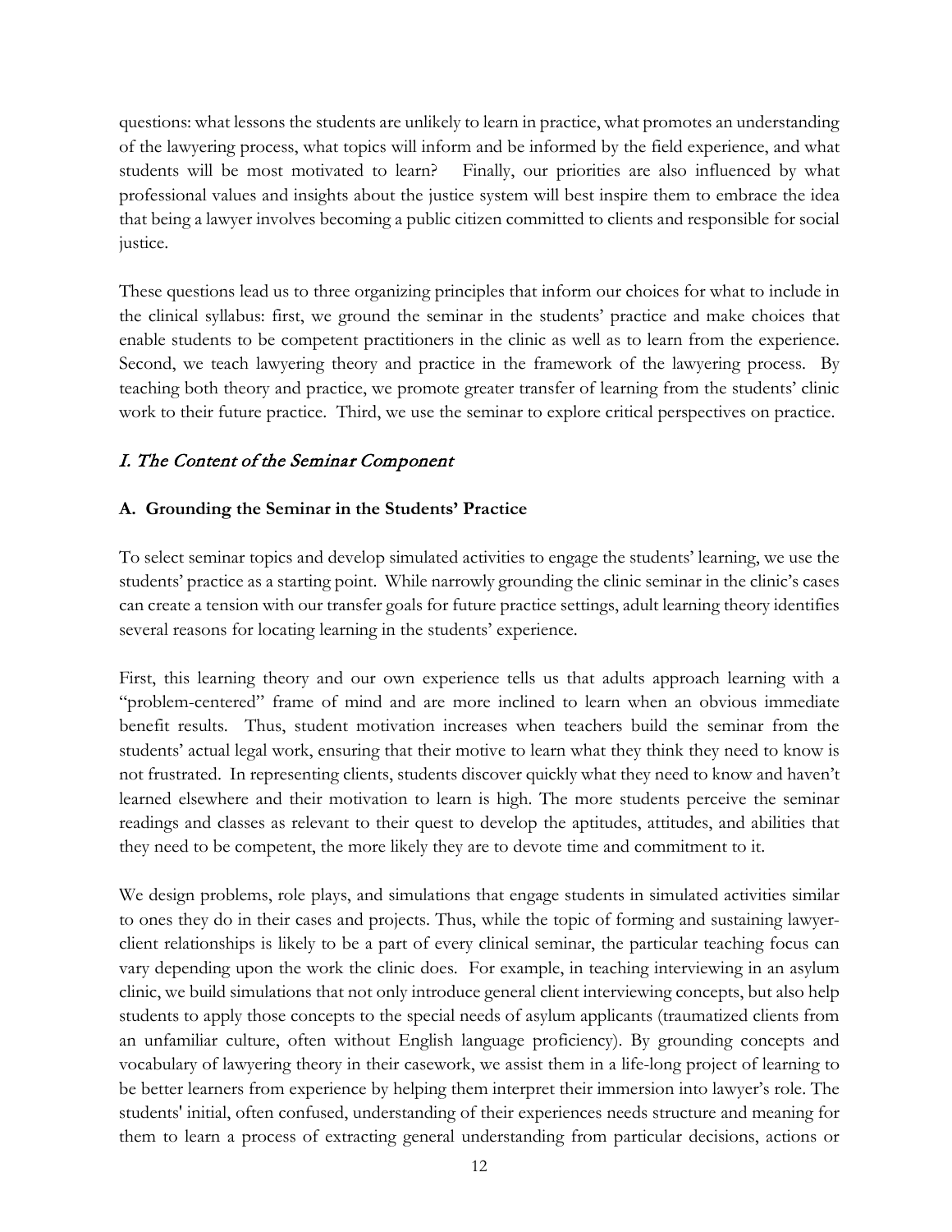questions: what lessons the students are unlikely to learn in practice, what promotes an understanding of the lawyering process, what topics will inform and be informed by the field experience, and what students will be most motivated to learn? Finally, our priorities are also influenced by what professional values and insights about the justice system will best inspire them to embrace the idea that being a lawyer involves becoming a public citizen committed to clients and responsible for social justice.

These questions lead us to three organizing principles that inform our choices for what to include in the clinical syllabus: first, we ground the seminar in the students' practice and make choices that enable students to be competent practitioners in the clinic as well as to learn from the experience. Second, we teach lawyering theory and practice in the framework of the lawyering process. By teaching both theory and practice, we promote greater transfer of learning from the students' clinic work to their future practice. Third, we use the seminar to explore critical perspectives on practice.

## *I. The Content of the Seminar Component*

### **A. Grounding the Seminar in the Students' Practice**

To select seminar topics and develop simulated activities to engage the students' learning, we use the students' practice as a starting point. While narrowly grounding the clinic seminar in the clinic's cases can create a tension with our transfer goals for future practice settings, adult learning theory identifies several reasons for locating learning in the students' experience.

First, this learning theory and our own experience tells us that adults approach learning with a "problem-centered" frame of mind and are more inclined to learn when an obvious immediate benefit results. Thus, student motivation increases when teachers build the seminar from the students' actual legal work, ensuring that their motive to learn what they think they need to know is not frustrated. In representing clients, students discover quickly what they need to know and haven't learned elsewhere and their motivation to learn is high. The more students perceive the seminar readings and classes as relevant to their quest to develop the aptitudes, attitudes, and abilities that they need to be competent, the more likely they are to devote time and commitment to it.

We design problems, role plays, and simulations that engage students in simulated activities similar to ones they do in their cases and projects. Thus, while the topic of forming and sustaining lawyer-client relationships is likely to be a part of every clinical seminar, the particular teaching focus can vary depending upon the work the clinic does. For example, in teaching interviewing in an asylum clinic, we build simulations that not only introduce general client interviewing concepts, but also help students to apply those concepts to the special needs of asylum applicants (traumatized clients from an unfamiliar culture, often without English language proficiency). By grounding concepts and vocabulary of lawyering theory in their casework, we assist them in a life-long project of learning to be better learners from experience by helping them interpret their immersion into lawyer's role. The students' initial, often confused, understanding of their experiences needs structure and meaning for them to learn a process of extracting general understanding from particular decisions, actions or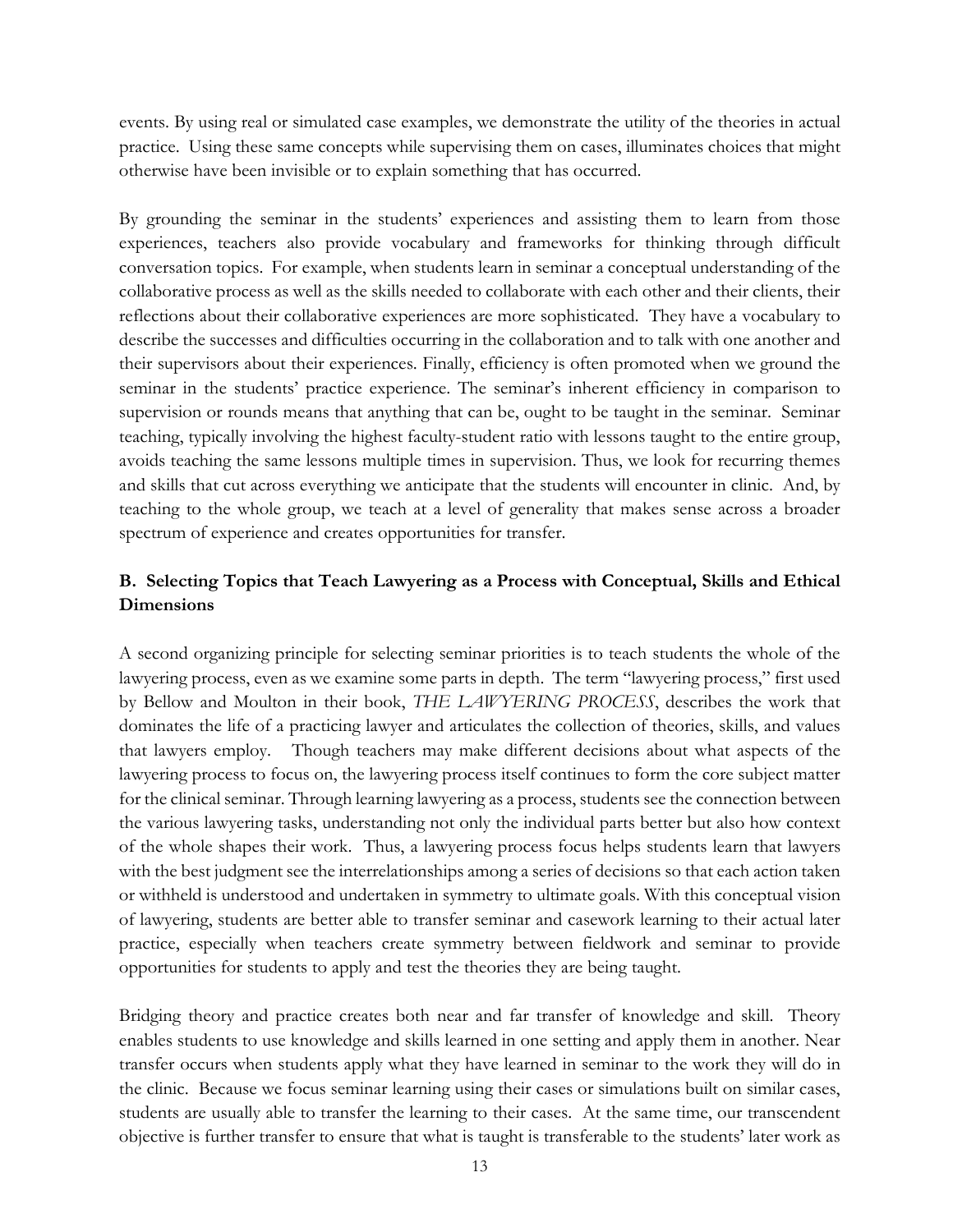events. By using real or simulated case examples, we demonstrate the utility of the theories in actual practice. Using these same concepts while supervising them on cases, illuminates choices that might otherwise have been invisible or to explain something that has occurred.

By grounding the seminar in the students' experiences and assisting them to learn from those experiences, teachers also provide vocabulary and frameworks for thinking through difficult conversation topics. For example, when students learn in seminar a conceptual understanding of the collaborative process as well as the skills needed to collaborate with each other and their clients, their reflections about their collaborative experiences are more sophisticated. They have a vocabulary to describe the successes and difficulties occurring in the collaboration and to talk with one another and their supervisors about their experiences. Finally, efficiency is often promoted when we ground the seminar in the students' practice experience. The seminar's inherent efficiency in comparison to supervision or rounds means that anything that can be, ought to be taught in the seminar. Seminar teaching, typically involving the highest faculty-student ratio with lessons taught to the entire group, avoids teaching the same lessons multiple times in supervision. Thus, we look for recurring themes and skills that cut across everything we anticipate that the students will encounter in clinic. And, by teaching to the whole group, we teach at a level of generality that makes sense across a broader spectrum of experience and creates opportunities for transfer.

### B. Selecting Topics that Teach Lawyering as a Process with Conceptual, Skills and Ethical Dimensions

A second organizing principle for selecting seminar priorities is to teach students the whole of the lawyering process, even as we examine some parts in depth. The term "lawyering process," first used by Bellow and Moulton in their book, *THE LAWYERING PROCESS*, describes the work that dominates the life of a practicing lawyer and articulates the collection of theories, skills, and values that lawyers employ. Though teachers may make different decisions about what aspects of the lawyering process to focus on, the lawyering process itself continues to form the core subject matter for the clinical seminar. Through learning lawyering as a process, students see the connection between the various lawyering tasks, understanding not only the individual parts better but also how context of the whole shapes their work. Thus, a lawyering process focus helps students learn that lawyers with the best judgment see the interrelationships among a series of decisions so that each action taken or withheld is understood and undertaken in symmetry to ultimate goals. With this conceptual vision of lawyering, students are better able to transfer seminar and casework learning to their actual later practice, especially when teachers create symmetry between fieldwork and seminar to provide opportunities for students to apply and test the theories they are being taught.

Bridging theory and practice creates both near and far transfer of knowledge and skill. Theory enables students to use knowledge and skills learned in one setting and apply them in another. Near transfer occurs when students apply what they have learned in seminar to the work they will do in the clinic. Because we focus seminar learning using their cases or simulations built on similar cases, students are usually able to transfer the learning to their cases. At the same time, our transcendent objective is further transfer to ensure that what is taught is transferable to the students' later work as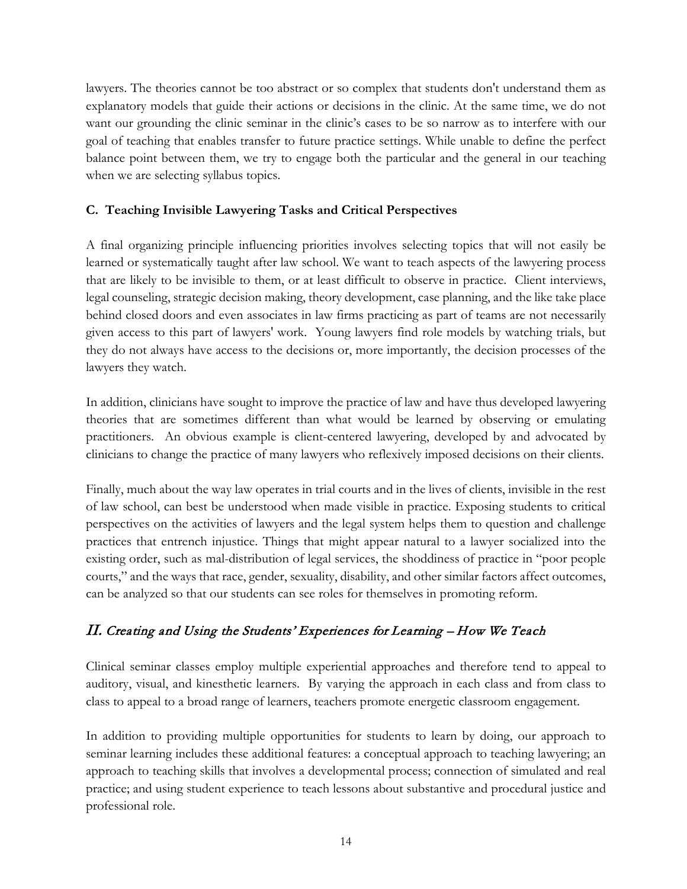lawyers. The theories cannot be too abstract or so complex that students don't understand them as explanatory models that guide their actions or decisions in the clinic. At the same time, we do not want our grounding the clinic seminar in the clinic's cases to be so narrow as to interfere with our goal of teaching that enables transfer to future practice settings. While unable to define the perfect balance point between them, we try to engage both the particular and the general in our teaching when we are selecting syllabus topics.

### C. Teaching Invisible Lawyering Tasks and Critical Perspectives

A final organizing principle influencing priorities involves selecting topics that will not easily be learned or systematically taught after law school. We want to teach aspects of the lawyering process that are likely to be invisible to them, or at least difficult to observe in practice. Client interviews, legal counseling, strategic decision making, theory development, case planning, and the like take place behind closed doors and even associates in law firms practicing as part of teams are not necessarily given access to this part of lawyers' work. Young lawyers find role models by watching trials, but they do not always have access to the decisions or, more importantly, the decision processes of the lawyers they watch.

In addition, clinicians have sought to improve the practice of law and have thus developed lawyering theories that are sometimes different than what would be learned by observing or emulating practitioners. An obvious example is client-centered lawyering, developed by and advocated by clinicians to change the practice of many lawyers who reflexively imposed decisions on their clients.

Finally, much about the way law operates in trial courts and in the lives of clients, invisible in the rest of law school, can best be understood when made visible in practice. Exposing students to critical perspectives on the activities of lawyers and the legal system helps them to question and challenge practices that entrench injustice. Things that might appear natural to a lawyer socialized into the existing order, such as mal-distribution of legal services, the shoddiness of practice in "poor people courts," and the ways that race, gender, sexuality, disability, and other similar factors affect outcomes, can be analyzed so that our students can see roles for themselves in promoting reform.

## *II. Creating and Using the Students' Experiences for Learning – How We Teach*

Clinical seminar classes employ multiple experiential approaches and therefore tend to appeal to auditory, visual, and kinesthetic learners. By varying the approach in each class and from class to class to appeal to a broad range of learners, teachers promote energetic classroom engagement.

In addition to providing multiple opportunities for students to learn by doing, our approach to seminar learning includes these additional features: a conceptual approach to teaching lawyering; an approach to teaching skills that involves a developmental process; connection of simulated and real practice; and using student experience to teach lessons about substantive and procedural justice and professional role.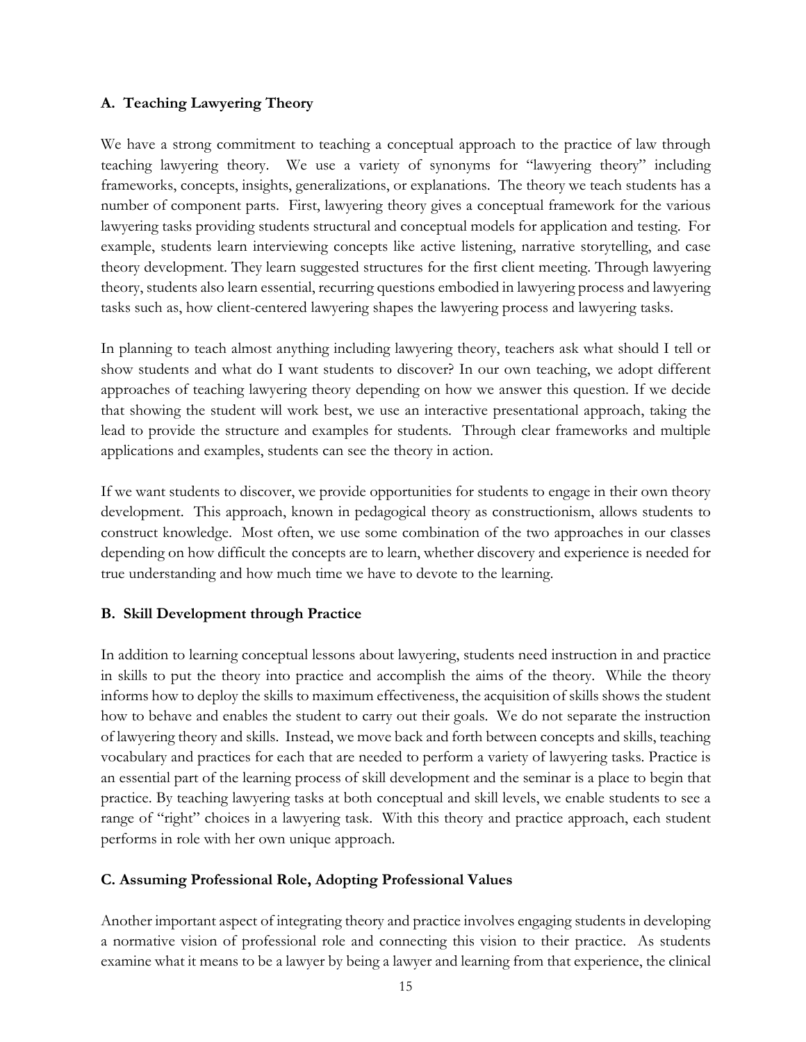### A. Teaching Lawyering Theory

We have a strong commitment to teaching a conceptual approach to the practice of law through teaching lawyering theory. We use a variety of synonyms for "lawyering theory" including frameworks, concepts, insights, generalizations, or explanations. The theory we teach students has a number of component parts. First, lawyering theory gives a conceptual framework for the various lawyering tasks providing students structural and conceptual models for application and testing. For example, students learn interviewing concepts like active listening, narrative storytelling, and case theory development. They learn suggested structures for the first client meeting. Through lawyering theory, students also learn essential, recurring questions embodied in lawyering process and lawyering tasks such as, how client-centered lawyering shapes the lawyering process and lawyering tasks.

In planning to teach almost anything including lawyering theory, teachers ask what should I tell or show students and what do I want students to discover? In our own teaching, we adopt different approaches of teaching lawyering theory depending on how we answer this question. If we decide that showing the student will work best, we use an interactive presentational approach, taking the lead to provide the structure and examples for students. Through clear frameworks and multiple applications and examples, students can see the theory in action.

If we want students to discover, we provide opportunities for students to engage in their own theory development. This approach, known in pedagogical theory as constructionism, allows students to construct knowledge. Most often, we use some combination of the two approaches in our classes depending on how difficult the concepts are to learn, whether discovery and experience is needed for true understanding and how much time we have to devote to the learning.

### B. Skill Development through Practice

In addition to learning conceptual lessons about lawyering, students need instruction in and practice in skills to put the theory into practice and accomplish the aims of the theory. While the theory informs how to deploy the skills to maximum effectiveness, the acquisition of skills shows the student how to behave and enables the student to carry out their goals. We do not separate the instruction of lawyering theory and skills. Instead, we move back and forth between concepts and skills, teaching vocabulary and practices for each that are needed to perform a variety of lawyering tasks. Practice is an essential part of the learning process of skill development and the seminar is a place to begin that practice. By teaching lawyering tasks at both conceptual and skill levels, we enable students to see a range of "right" choices in a lawyering task. With this theory and practice approach, each student performs in role with her own unique approach.

### C. Assuming Professional Role, Adopting Professional Values

Another important aspect of integrating theory and practice involves engaging students in developing a normative vision of professional role and connecting this vision to their practice. As students examine what it means to be a lawyer by being a lawyer and learning from that experience, the clinical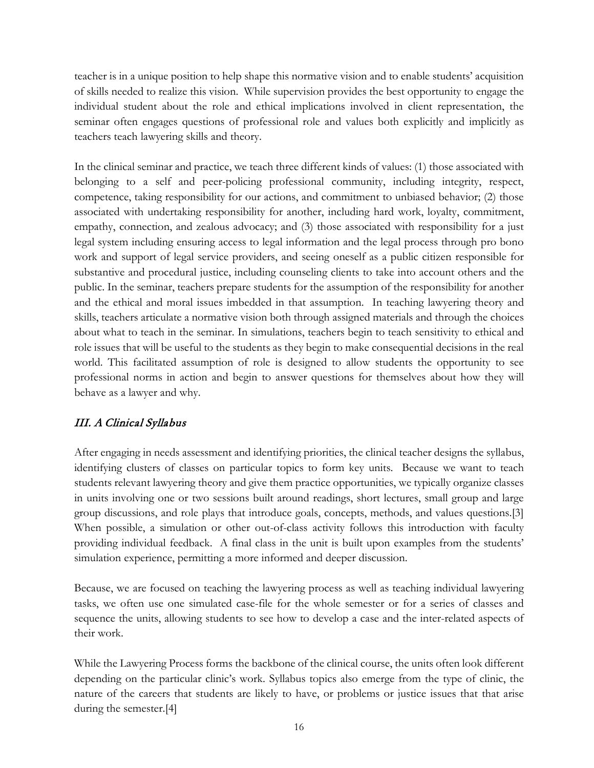teacher is in a unique position to help shape this normative vision and to enable students' acquisition of skills needed to realize this vision. While supervision provides the best opportunity to engage the individual student about the role and ethical implications involved in client representation, the seminar often engages questions of professional role and values both explicitly and implicitly as teachers teach lawyering skills and theory.

In the clinical seminar and practice, we teach three different kinds of values: (1) those associated with belonging to a self and peer-policing professional community, including integrity, respect, competence, taking responsibility for our actions, and commitment to unbiased behavior; (2) those associated with undertaking responsibility for another, including hard work, loyalty, commitment, empathy, connection, and zealous advocacy; and (3) those associated with responsibility for a just legal system including ensuring access to legal information and the legal process through pro bono work and support of legal service providers, and seeing oneself as a public citizen responsible for substantive and procedural justice, including counseling clients to take into account others and the public. In the seminar, teachers prepare students for the assumption of the responsibility for another and the ethical and moral issues imbedded in that assumption. In teaching lawyering theory and skills, teachers articulate a normative vision both through assigned materials and through the choices about what to teach in the seminar. In simulations, teachers begin to teach sensitivity to ethical and role issues that will be useful to the students as they begin to make consequential decisions in the real world. This facilitated assumption of role is designed to allow students the opportunity to see professional norms in action and begin to answer questions for themselves about how they will behave as a lawyer and why.

## *III. A Clinical Syllabus*

After engaging in needs assessment and identifying priorities, the clinical teacher designs the syllabus, identifying clusters of classes on particular topics to form key units. Because we want to teach students relevant lawyering theory and give them practice opportunities, we typically organize classes in units involving one or two sessions built around readings, short lectures, small group and large group discussions, and role plays that introduce goals, concepts, methods, and values questions.[3] When possible, a simulation or other out-of-class activity follows this introduction with faculty providing individual feedback. A final class in the unit is built upon examples from the students' simulation experience, permitting a more informed and deeper discussion.

Because, we are focused on teaching the lawyering process as well as teaching individual lawyering tasks, we often use one simulated case-file for the whole semester or for a series of classes and sequence the units, allowing students to see how to develop a case and the inter-related aspects of their work.

While the Lawyering Process forms the backbone of the clinical course, the units often look different depending on the particular clinic's work. Syllabus topics also emerge from the type of clinic, the nature of the careers that students are likely to have, or problems or justice issues that that arise during the semester.[4]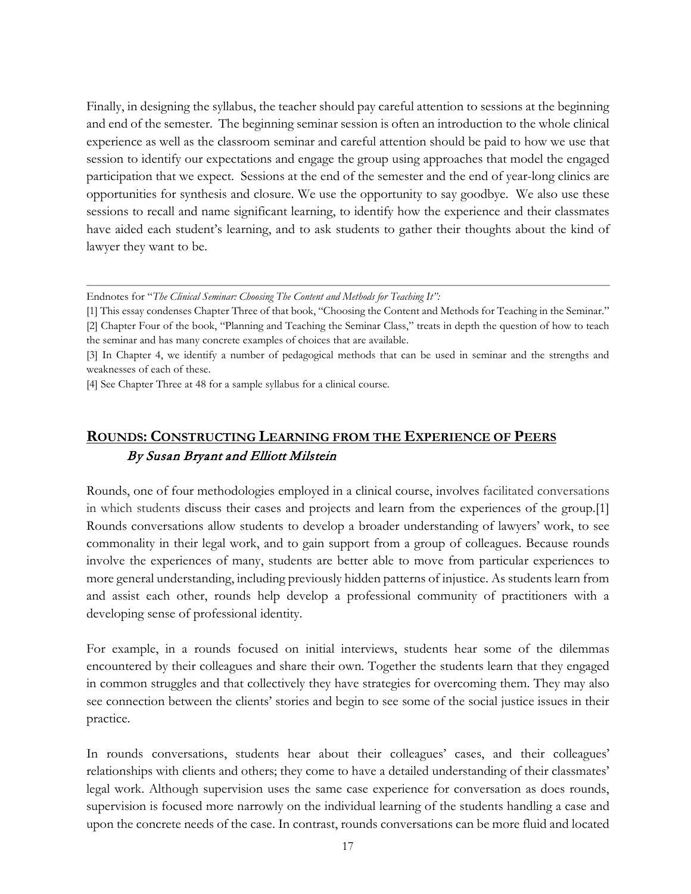Finally, in designing the syllabus, the teacher should pay careful attention to sessions at the beginning and end of the semester. The beginning seminar session is often an introduction to the whole clinical experience as well as the classroom seminar and careful attention should be paid to how we use that session to identify our expectations and engage the group using approaches that model the engaged participation that we expect. Sessions at the end of the semester and the end of year-long clinics are opportunities for synthesis and closure. We use the opportunity to say goodbye. We also use these sessions to recall and name significant learning, to identify how the experience and their classmates have aided each student's learning, and to ask students to gather their thoughts about the kind of lawyer they want to be.

---

Endnotes for "*The Clinical Seminar: Choosing The Content and Methods for Teaching It*":

[1] This essay condenses Chapter Three of that book, "Choosing the Content and Methods for Teaching in the Seminar."

[2] Chapter Four of the book, "Planning and Teaching the Seminar Class," treats in depth the question of how to teach the seminar and has many concrete examples of choices that are available.

[3] In Chapter 4, we identify a number of pedagogical methods that can be used in seminar and the strengths and weaknesses of each of these.

[4] See Chapter Three at 48 for a sample syllabus for a clinical course.

## ROUNDS: CONSTRUCTING LEARNING FROM THE EXPERIENCE OF PEERS

*By Susan Bryant and Elliott Milstein*

Rounds, one of four methodologies employed in a clinical course, involves facilitated conversations in which students discuss their cases and projects and learn from the experiences of the group.[1] Rounds conversations allow students to develop a broader understanding of lawyers' work, to see commonality in their legal work, and to gain support from a group of colleagues. Because rounds involve the experiences of many, students are better able to move from particular experiences to more general understanding, including previously hidden patterns of injustice. As students learn from and assist each other, rounds help develop a professional community of practitioners with a developing sense of professional identity.

For example, in a rounds focused on initial interviews, students hear some of the dilemmas encountered by their colleagues and share their own. Together the students learn that they engaged in common struggles and that collectively they have strategies for overcoming them. They may also see connection between the clients' stories and begin to see some of the social justice issues in their practice.

In rounds conversations, students hear about their colleagues' cases, and their colleagues' relationships with clients and others; they come to have a detailed understanding of their classmates' legal work. Although supervision uses the same case experience for conversation as does rounds, supervision is focused more narrowly on the individual learning of the students handling a case and upon the concrete needs of the case. In contrast, rounds conversations can be more fluid and located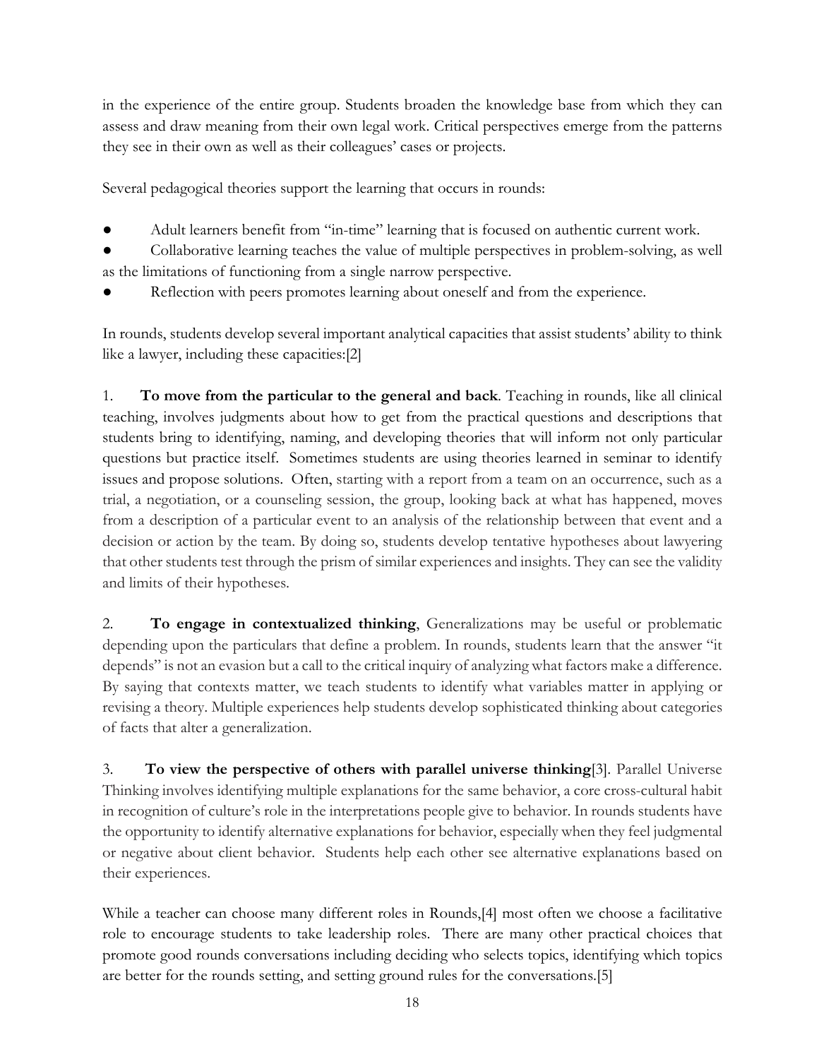in the experience of the entire group. Students broaden the knowledge base from which they can assess and draw meaning from their own legal work. Critical perspectives emerge from the patterns they see in their own as well as their colleagues' cases or projects.

Several pedagogical theories support the learning that occurs in rounds:

- Adult learners benefit from "in-time" learning that is focused on authentic current work.
- Collaborative learning teaches the value of multiple perspectives in problem-solving, as well as the limitations of functioning from a single narrow perspective.
- Reflection with peers promotes learning about oneself and from the experience.

In rounds, students develop several important analytical capacities that assist students' ability to think like a lawyer, including these capacities:[2]

1. **To move from the particular to the general and back**. Teaching in rounds, like all clinical teaching, involves judgments about how to get from the practical questions and descriptions that students bring to identifying, naming, and developing theories that will inform not only particular questions but practice itself. Sometimes students are using theories learned in seminar to identify issues and propose solutions. Often, starting with a report from a team on an occurrence, such as a trial, a negotiation, or a counseling session, the group, looking back at what has happened, moves from a description of a particular event to an analysis of the relationship between that event and a decision or action by the team. By doing so, students develop tentative hypotheses about lawyering that other students test through the prism of similar experiences and insights. They can see the validity and limits of their hypotheses.

2. **To engage in contextualized thinking**, Generalizations may be useful or problematic depending upon the particulars that define a problem. In rounds, students learn that the answer "it depends" is not an evasion but a call to the critical inquiry of analyzing what factors make a difference. By saying that contexts matter, we teach students to identify what variables matter in applying or revising a theory. Multiple experiences help students develop sophisticated thinking about categories of facts that alter a generalization.

3. **To view the perspective of others with parallel universe thinking**[3]. Parallel Universe Thinking involves identifying multiple explanations for the same behavior, a core cross-cultural habit in recognition of culture's role in the interpretations people give to behavior. In rounds students have the opportunity to identify alternative explanations for behavior, especially when they feel judgmental or negative about client behavior. Students help each other see alternative explanations based on their experiences.

While a teacher can choose many different roles in Rounds,[4] most often we choose a facilitative role to encourage students to take leadership roles. There are many other practical choices that promote good rounds conversations including deciding who selects topics, identifying which topics are better for the rounds setting, and setting ground rules for the conversations.[5]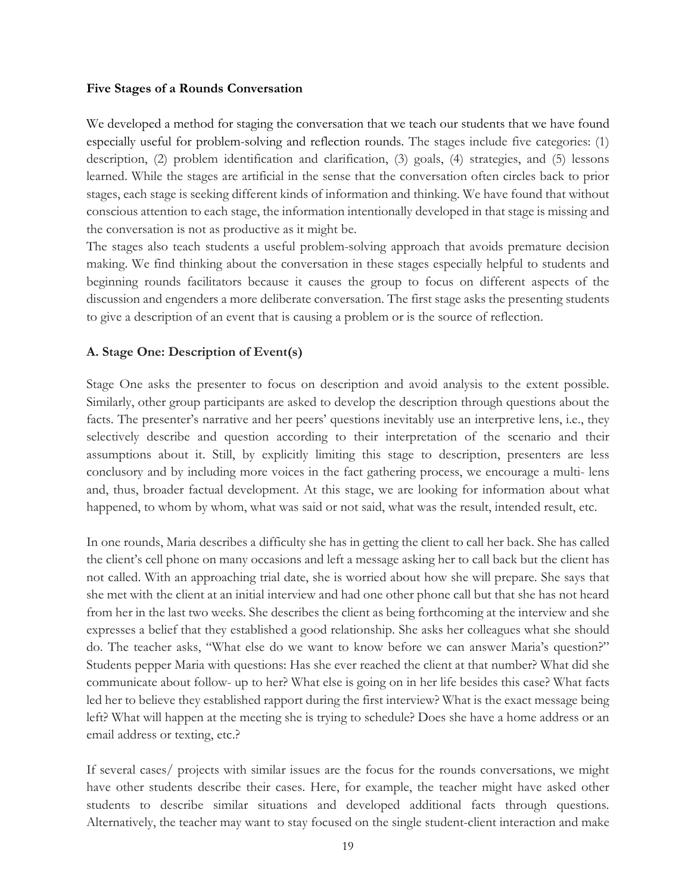**Five Stages of a Rounds Conversation**

We developed a method for staging the conversation that we teach our students that we have found especially useful for problem-solving and reflection rounds. The stages include five categories: (1) description, (2) problem identification and clarification, (3) goals, (4) strategies, and (5) lessons learned. While the stages are artificial in the sense that the conversation often circles back to prior stages, each stage is seeking different kinds of information and thinking. We have found that without conscious attention to each stage, the information intentionally developed in that stage is missing and the conversation is not as productive as it might be.
The stages also teach students a useful problem-solving approach that avoids premature decision making. We find thinking about the conversation in these stages especially helpful to students and beginning rounds facilitators because it causes the group to focus on different aspects of the discussion and engenders a more deliberate conversation. The first stage asks the presenting students to give a description of an event that is causing a problem or is the source of reflection.

**A. Stage One: Description of Event(s)**

Stage One asks the presenter to focus on description and avoid analysis to the extent possible. Similarly, other group participants are asked to develop the description through questions about the facts. The presenter's narrative and her peers' questions inevitably use an interpretive lens, i.e., they selectively describe and question according to their interpretation of the scenario and their assumptions about it. Still, by explicitly limiting this stage to description, presenters are less conclusory and by including more voices in the fact gathering process, we encourage a multi- lens and, thus, broader factual development. At this stage, we are looking for information about what happened, to whom by whom, what was said or not said, what was the result, intended result, etc.

In one rounds, Maria describes a difficulty she has in getting the client to call her back. She has called the client's cell phone on many occasions and left a message asking her to call back but the client has not called. With an approaching trial date, she is worried about how she will prepare. She says that she met with the client at an initial interview and had one other phone call but that she has not heard from her in the last two weeks. She describes the client as being forthcoming at the interview and she expresses a belief that they established a good relationship. She asks her colleagues what she should do. The teacher asks, "What else do we want to know before we can answer Maria's question?" Students pepper Maria with questions: Has she ever reached the client at that number? What did she communicate about follow- up to her? What else is going on in her life besides this case? What facts led her to believe they established rapport during the first interview? What is the exact message being left? What will happen at the meeting she is trying to schedule? Does she have a home address or an email address or texting, etc.?

If several cases/ projects with similar issues are the focus for the rounds conversations, we might have other students describe their cases. Here, for example, the teacher might have asked other students to describe similar situations and developed additional facts through questions. Alternatively, the teacher may want to stay focused on the single student-client interaction and make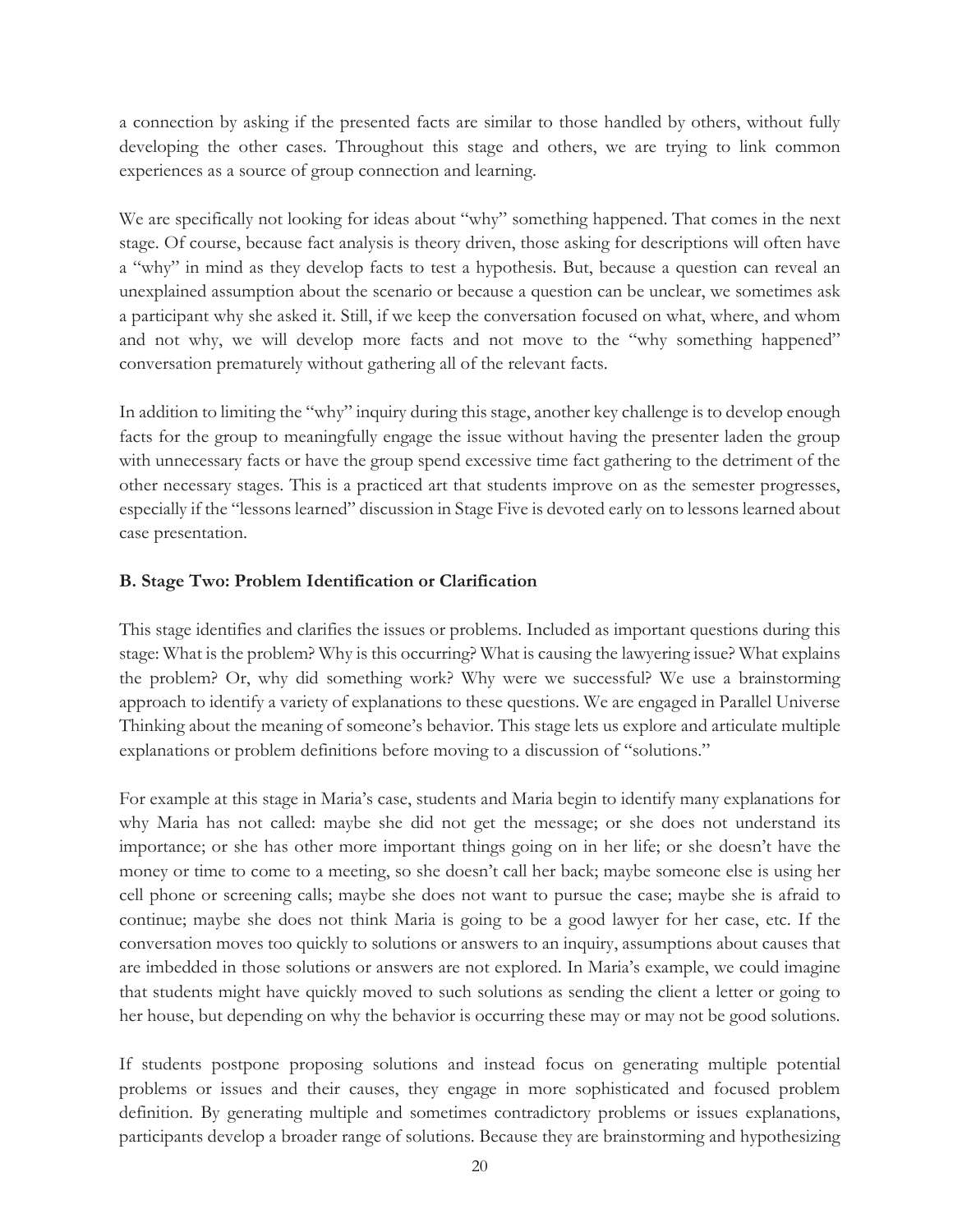a connection by asking if the presented facts are similar to those handled by others, without fully developing the other cases. Throughout this stage and others, we are trying to link common experiences as a source of group connection and learning.

We are specifically not looking for ideas about "why" something happened. That comes in the next stage. Of course, because fact analysis is theory driven, those asking for descriptions will often have a "why" in mind as they develop facts to test a hypothesis. But, because a question can reveal an unexplained assumption about the scenario or because a question can be unclear, we sometimes ask a participant why she asked it. Still, if we keep the conversation focused on what, where, and whom and not why, we will develop more facts and not move to the "why something happened" conversation prematurely without gathering all of the relevant facts.

In addition to limiting the "why" inquiry during this stage, another key challenge is to develop enough facts for the group to meaningfully engage the issue without having the presenter laden the group with unnecessary facts or have the group spend excessive time fact gathering to the detriment of the other necessary stages. This is a practiced art that students improve on as the semester progresses, especially if the "lessons learned" discussion in Stage Five is devoted early on to lessons learned about case presentation.

### B. Stage Two: Problem Identification or Clarification

This stage identifies and clarifies the issues or problems. Included as important questions during this stage: What is the problem? Why is this occurring? What is causing the lawyering issue? What explains the problem? Or, why did something work? Why were we successful? We use a brainstorming approach to identify a variety of explanations to these questions. We are engaged in Parallel Universe Thinking about the meaning of someone's behavior. This stage lets us explore and articulate multiple explanations or problem definitions before moving to a discussion of "solutions."

For example at this stage in Maria's case, students and Maria begin to identify many explanations for why Maria has not called: maybe she did not get the message; or she does not understand its importance; or she has other more important things going on in her life; or she doesn't have the money or time to come to a meeting, so she doesn't call her back; maybe someone else is using her cell phone or screening calls; maybe she does not want to pursue the case; maybe she is afraid to continue; maybe she does not think Maria is going to be a good lawyer for her case, etc. If the conversation moves too quickly to solutions or answers to an inquiry, assumptions about causes that are imbedded in those solutions or answers are not explored. In Maria's example, we could imagine that students might have quickly moved to such solutions as sending the client a letter or going to her house, but depending on why the behavior is occurring these may or may not be good solutions.

If students postpone proposing solutions and instead focus on generating multiple potential problems or issues and their causes, they engage in more sophisticated and focused problem definition. By generating multiple and sometimes contradictory problems or issues explanations, participants develop a broader range of solutions. Because they are brainstorming and hypothesizing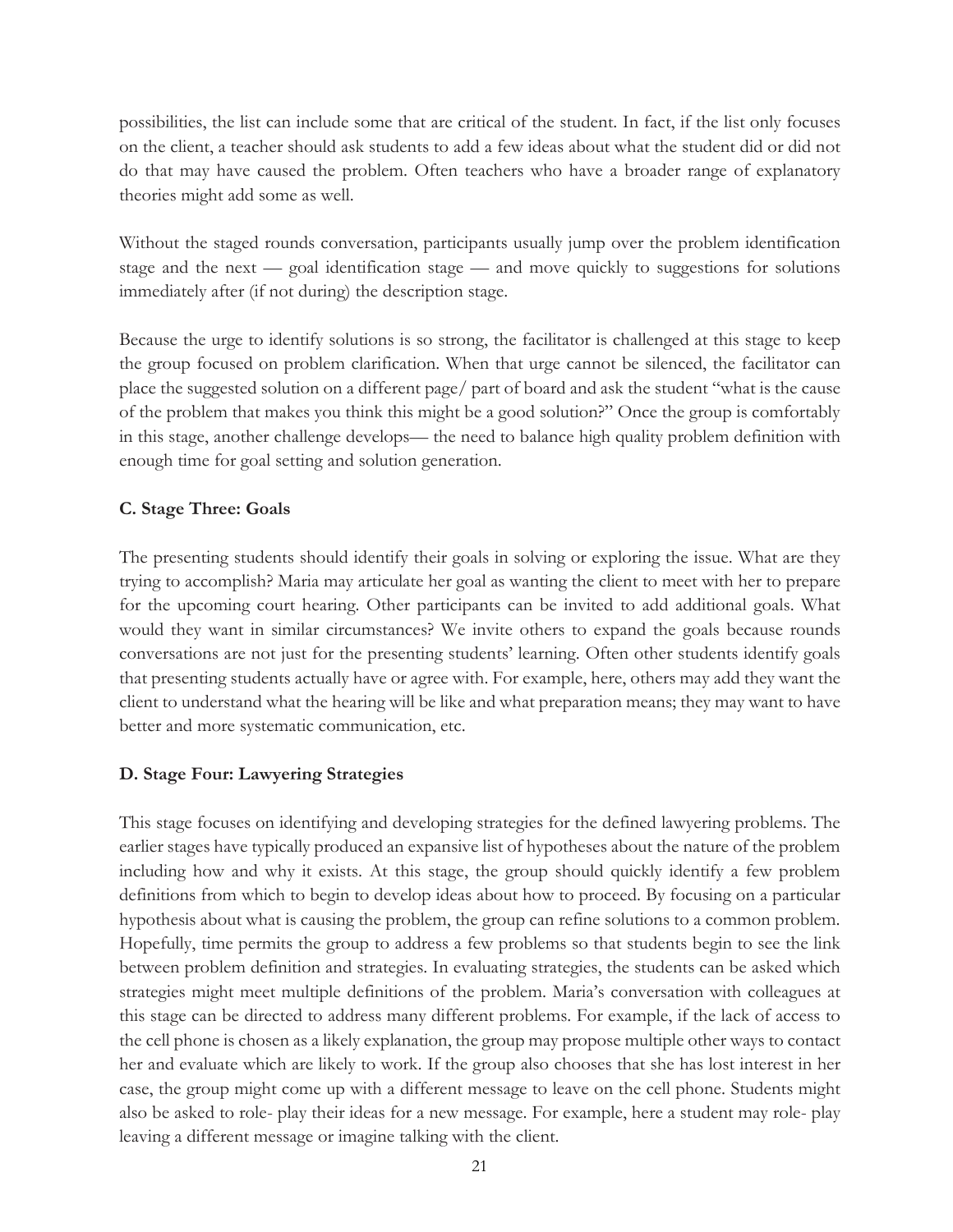possibilities, the list can include some that are critical of the student. In fact, if the list only focuses on the client, a teacher should ask students to add a few ideas about what the student did or did not do that may have caused the problem. Often teachers who have a broader range of explanatory theories might add some as well.

Without the staged rounds conversation, participants usually jump over the problem identification stage and the next — goal identification stage — and move quickly to suggestions for solutions immediately after (if not during) the description stage.

Because the urge to identify solutions is so strong, the facilitator is challenged at this stage to keep the group focused on problem clarification. When that urge cannot be silenced, the facilitator can place the suggested solution on a different page/ part of board and ask the student "what is the cause of the problem that makes you think this might be a good solution?" Once the group is comfortably in this stage, another challenge develops— the need to balance high quality problem definition with enough time for goal setting and solution generation.

### C. Stage Three: Goals

The presenting students should identify their goals in solving or exploring the issue. What are they trying to accomplish? Maria may articulate her goal as wanting the client to meet with her to prepare for the upcoming court hearing. Other participants can be invited to add additional goals. What would they want in similar circumstances? We invite others to expand the goals because rounds conversations are not just for the presenting students' learning. Often other students identify goals that presenting students actually have or agree with. For example, here, others may add they want the client to understand what the hearing will be like and what preparation means; they may want to have better and more systematic communication, etc.

### D. Stage Four: Lawyering Strategies

This stage focuses on identifying and developing strategies for the defined lawyering problems. The earlier stages have typically produced an expansive list of hypotheses about the nature of the problem including how and why it exists. At this stage, the group should quickly identify a few problem definitions from which to begin to develop ideas about how to proceed. By focusing on a particular hypothesis about what is causing the problem, the group can refine solutions to a common problem. Hopefully, time permits the group to address a few problems so that students begin to see the link between problem definition and strategies. In evaluating strategies, the students can be asked which strategies might meet multiple definitions of the problem. Maria's conversation with colleagues at this stage can be directed to address many different problems. For example, if the lack of access to the cell phone is chosen as a likely explanation, the group may propose multiple other ways to contact her and evaluate which are likely to work. If the group also chooses that she has lost interest in her case, the group might come up with a different message to leave on the cell phone. Students might also be asked to role- play their ideas for a new message. For example, here a student may role- play leaving a different message or imagine talking with the client.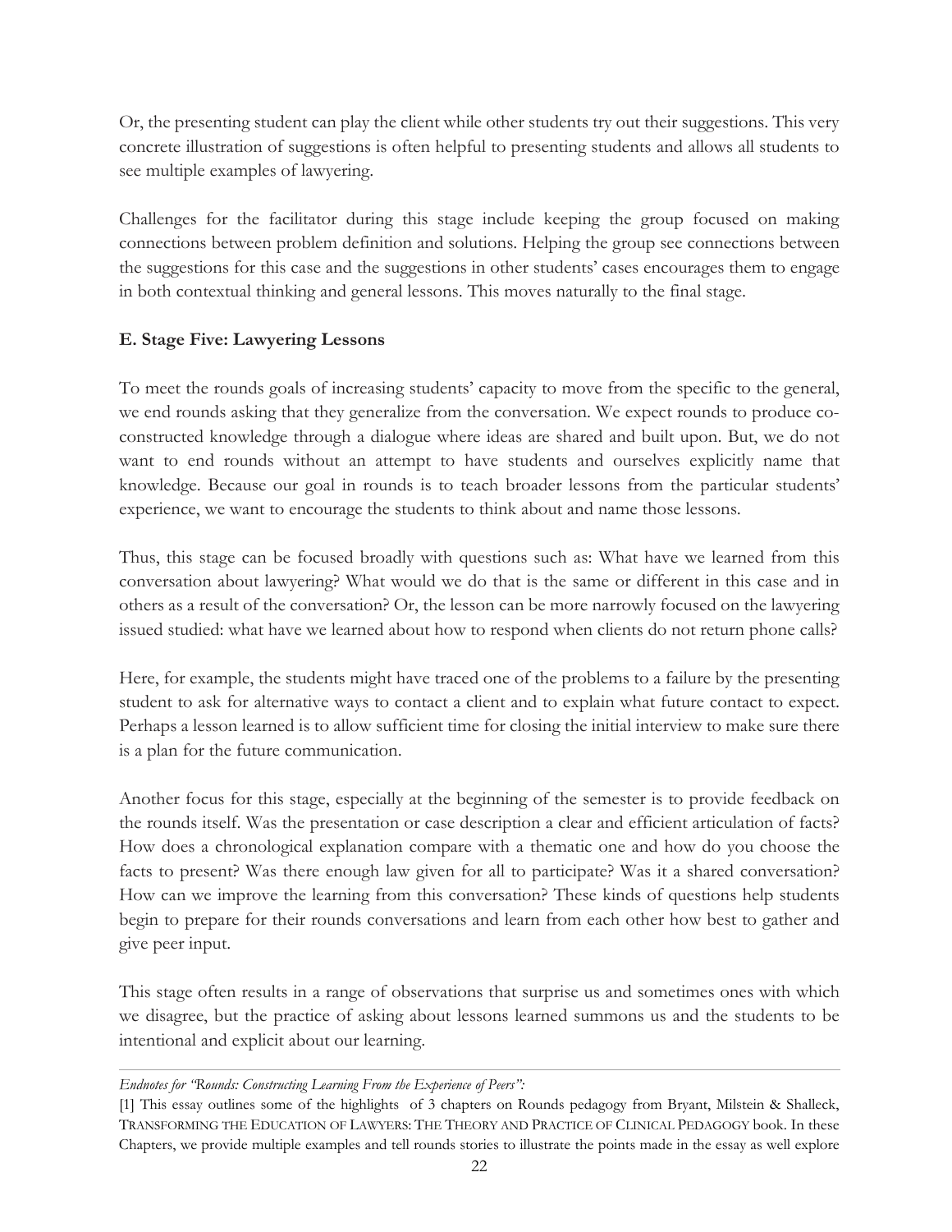Or, the presenting student can play the client while other students try out their suggestions. This very concrete illustration of suggestions is often helpful to presenting students and allows all students to see multiple examples of lawyering.

Challenges for the facilitator during this stage include keeping the group focused on making connections between problem definition and solutions. Helping the group see connections between the suggestions for this case and the suggestions in other students' cases encourages them to engage in both contextual thinking and general lessons. This moves naturally to the final stage.

### E. Stage Five: Lawyering Lessons

To meet the rounds goals of increasing students' capacity to move from the specific to the general, we end rounds asking that they generalize from the conversation. We expect rounds to produce co-constructed knowledge through a dialogue where ideas are shared and built upon. But, we do not want to end rounds without an attempt to have students and ourselves explicitly name that knowledge. Because our goal in rounds is to teach broader lessons from the particular students' experience, we want to encourage the students to think about and name those lessons.

Thus, this stage can be focused broadly with questions such as: What have we learned from this conversation about lawyering? What would we do that is the same or different in this case and in others as a result of the conversation? Or, the lesson can be more narrowly focused on the lawyering issued studied: what have we learned about how to respond when clients do not return phone calls?

Here, for example, the students might have traced one of the problems to a failure by the presenting student to ask for alternative ways to contact a client and to explain what future contact to expect. Perhaps a lesson learned is to allow sufficient time for closing the initial interview to make sure there is a plan for the future communication.

Another focus for this stage, especially at the beginning of the semester is to provide feedback on the rounds itself. Was the presentation or case description a clear and efficient articulation of facts? How does a chronological explanation compare with a thematic one and how do you choose the facts to present? Was there enough law given for all to participate? Was it a shared conversation? How can we improve the learning from this conversation? These kinds of questions help students begin to prepare for their rounds conversations and learn from each other how best to gather and give peer input.

This stage often results in a range of observations that surprise us and sometimes ones with which we disagree, but the practice of asking about lessons learned summons us and the students to be intentional and explicit about our learning.

---

*Endnotes for "Rounds: Constructing Learning From the Experience of Peers":*

[1] This essay outlines some of the highlights of 3 chapters on Rounds pedagogy from Bryant, Milstein & Shalleck, TRANSFORMING THE EDUCATION OF LAWYERS: THE THEORY AND PRACTICE OF CLINICAL PEDAGOGY book. In these Chapters, we provide multiple examples and tell rounds stories to illustrate the points made in the essay as well explore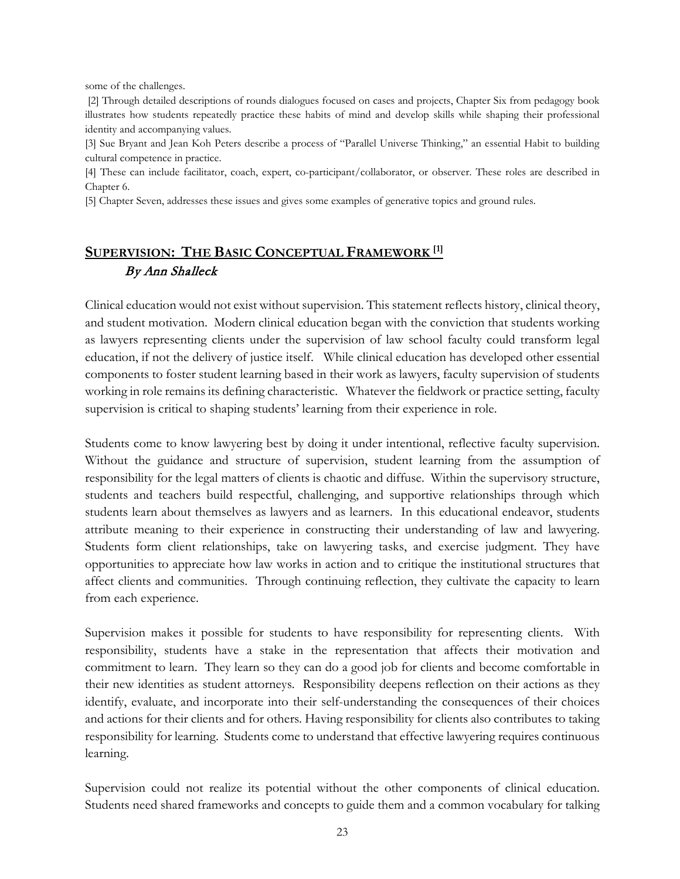some of the challenges.

[2] Through detailed descriptions of rounds dialogues focused on cases and projects, Chapter Six from pedagogy book illustrates how students repeatedly practice these habits of mind and develop skills while shaping their professional identity and accompanying values.

[3] Sue Bryant and Jean Koh Peters describe a process of "Parallel Universe Thinking," an essential Habit to building cultural competence in practice.

[4] These can include facilitator, coach, expert, co-participant/collaborator, or observer. These roles are described in Chapter 6.

[5] Chapter Seven, addresses these issues and gives some examples of generative topics and ground rules.

## Supervision: The Basic Conceptual Framework [1]

*By Ann Shalleck*

Clinical education would not exist without supervision. This statement reflects history, clinical theory, and student motivation. Modern clinical education began with the conviction that students working as lawyers representing clients under the supervision of law school faculty could transform legal education, if not the delivery of justice itself. While clinical education has developed other essential components to foster student learning based in their work as lawyers, faculty supervision of students working in role remains its defining characteristic. Whatever the fieldwork or practice setting, faculty supervision is critical to shaping students' learning from their experience in role.

Students come to know lawyering best by doing it under intentional, reflective faculty supervision. Without the guidance and structure of supervision, student learning from the assumption of responsibility for the legal matters of clients is chaotic and diffuse. Within the supervisory structure, students and teachers build respectful, challenging, and supportive relationships through which students learn about themselves as lawyers and as learners. In this educational endeavor, students attribute meaning to their experience in constructing their understanding of law and lawyering. Students form client relationships, take on lawyering tasks, and exercise judgment. They have opportunities to appreciate how law works in action and to critique the institutional structures that affect clients and communities. Through continuing reflection, they cultivate the capacity to learn from each experience.

Supervision makes it possible for students to have responsibility for representing clients. With responsibility, students have a stake in the representation that affects their motivation and commitment to learn. They learn so they can do a good job for clients and become comfortable in their new identities as student attorneys. Responsibility deepens reflection on their actions as they identify, evaluate, and incorporate into their self-understanding the consequences of their choices and actions for their clients and for others. Having responsibility for clients also contributes to taking responsibility for learning. Students come to understand that effective lawyering requires continuous learning.

Supervision could not realize its potential without the other components of clinical education. Students need shared frameworks and concepts to guide them and a common vocabulary for talking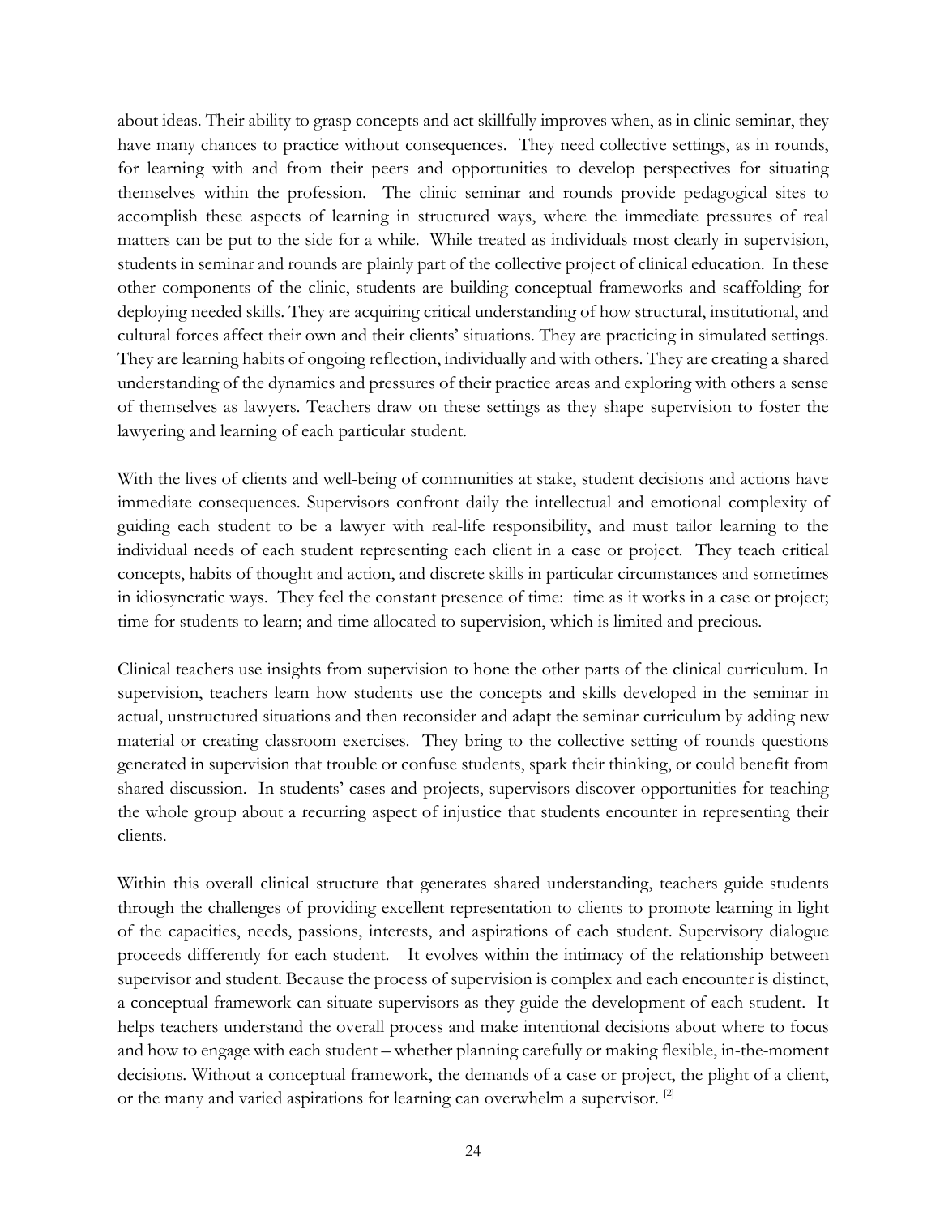about ideas. Their ability to grasp concepts and act skillfully improves when, as in clinic seminar, they have many chances to practice without consequences. They need collective settings, as in rounds, for learning with and from their peers and opportunities to develop perspectives for situating themselves within the profession. The clinic seminar and rounds provide pedagogical sites to accomplish these aspects of learning in structured ways, where the immediate pressures of real matters can be put to the side for a while. While treated as individuals most clearly in supervision, students in seminar and rounds are plainly part of the collective project of clinical education. In these other components of the clinic, students are building conceptual frameworks and scaffolding for deploying needed skills. They are acquiring critical understanding of how structural, institutional, and cultural forces affect their own and their clients' situations. They are practicing in simulated settings. They are learning habits of ongoing reflection, individually and with others. They are creating a shared understanding of the dynamics and pressures of their practice areas and exploring with others a sense of themselves as lawyers. Teachers draw on these settings as they shape supervision to foster the lawyering and learning of each particular student.

With the lives of clients and well-being of communities at stake, student decisions and actions have immediate consequences. Supervisors confront daily the intellectual and emotional complexity of guiding each student to be a lawyer with real-life responsibility, and must tailor learning to the individual needs of each student representing each client in a case or project. They teach critical concepts, habits of thought and action, and discrete skills in particular circumstances and sometimes in idiosyncratic ways. They feel the constant presence of time: time as it works in a case or project; time for students to learn; and time allocated to supervision, which is limited and precious.

Clinical teachers use insights from supervision to hone the other parts of the clinical curriculum. In supervision, teachers learn how students use the concepts and skills developed in the seminar in actual, unstructured situations and then reconsider and adapt the seminar curriculum by adding new material or creating classroom exercises. They bring to the collective setting of rounds questions generated in supervision that trouble or confuse students, spark their thinking, or could benefit from shared discussion. In students' cases and projects, supervisors discover opportunities for teaching the whole group about a recurring aspect of injustice that students encounter in representing their clients.

Within this overall clinical structure that generates shared understanding, teachers guide students through the challenges of providing excellent representation to clients to promote learning in light of the capacities, needs, passions, interests, and aspirations of each student. Supervisory dialogue proceeds differently for each student. It evolves within the intimacy of the relationship between supervisor and student. Because the process of supervision is complex and each encounter is distinct, a conceptual framework can situate supervisors as they guide the development of each student. It helps teachers understand the overall process and make intentional decisions about where to focus and how to engage with each student – whether planning carefully or making flexible, in-the-moment decisions. Without a conceptual framework, the demands of a case or project, the plight of a client, or the many and varied aspirations for learning can overwhelm a supervisor. [2]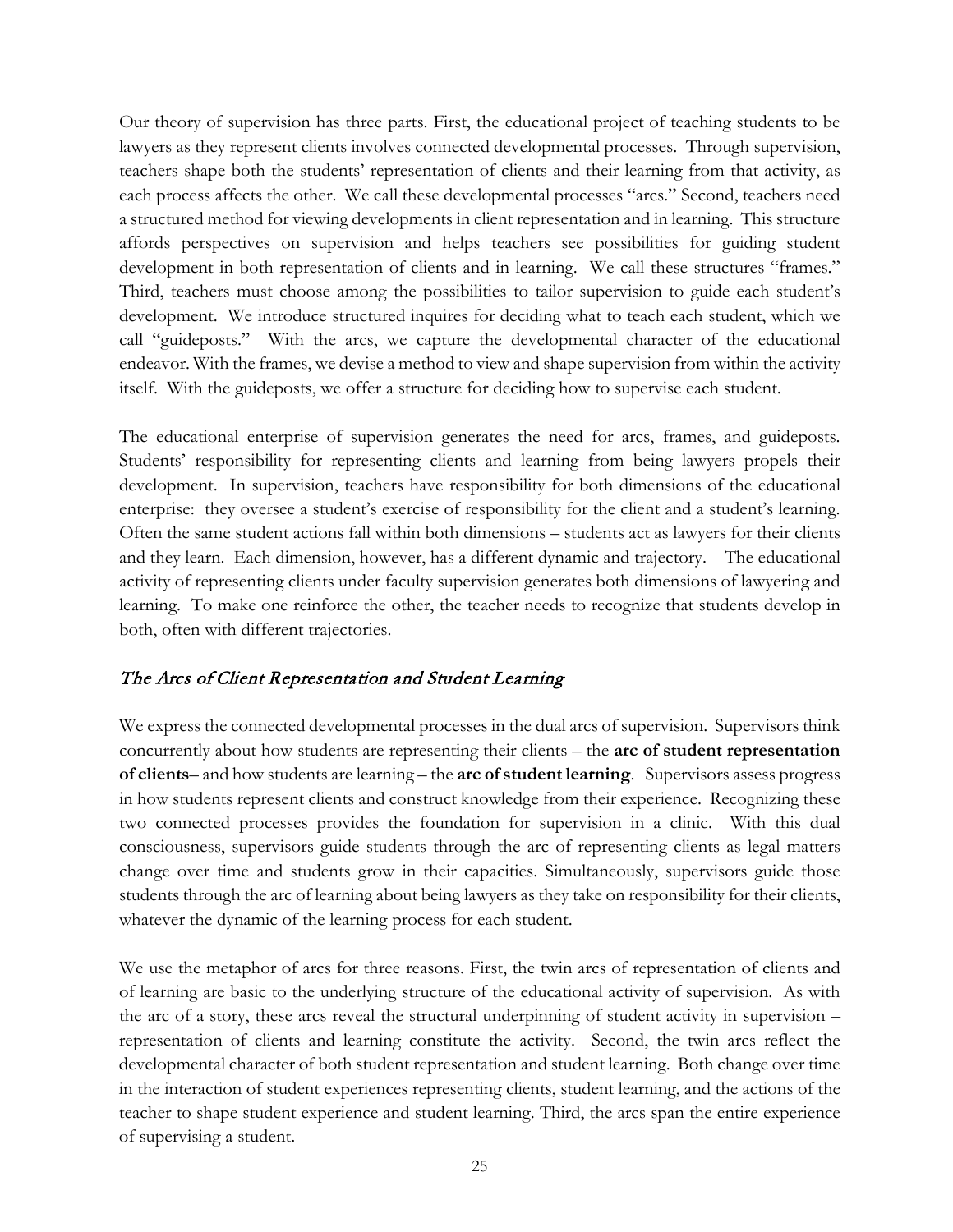Our theory of supervision has three parts. First, the educational project of teaching students to be lawyers as they represent clients involves connected developmental processes. Through supervision, teachers shape both the students' representation of clients and their learning from that activity, as each process affects the other. We call these developmental processes "arcs." Second, teachers need a structured method for viewing developments in client representation and in learning. This structure affords perspectives on supervision and helps teachers see possibilities for guiding student development in both representation of clients and in learning. We call these structures "frames." Third, teachers must choose among the possibilities to tailor supervision to guide each student's development. We introduce structured inquires for deciding what to teach each student, which we call "guideposts." With the arcs, we capture the developmental character of the educational endeavor. With the frames, we devise a method to view and shape supervision from within the activity itself. With the guideposts, we offer a structure for deciding how to supervise each student.

The educational enterprise of supervision generates the need for arcs, frames, and guideposts. Students' responsibility for representing clients and learning from being lawyers propels their development. In supervision, teachers have responsibility for both dimensions of the educational enterprise: they oversee a student's exercise of responsibility for the client and a student's learning. Often the same student actions fall within both dimensions – students act as lawyers for their clients and they learn. Each dimension, however, has a different dynamic and trajectory. The educational activity of representing clients under faculty supervision generates both dimensions of lawyering and learning. To make one reinforce the other, the teacher needs to recognize that students develop in both, often with different trajectories.

## *The Arcs of Client Representation and Student Learning*

We express the connected developmental processes in the dual arcs of supervision. Supervisors think concurrently about how students are representing their clients – the **arc of student representation of clients**– and how students are learning – the **arc of student learning**. Supervisors assess progress in how students represent clients and construct knowledge from their experience. Recognizing these two connected processes provides the foundation for supervision in a clinic. With this dual consciousness, supervisors guide students through the arc of representing clients as legal matters change over time and students grow in their capacities. Simultaneously, supervisors guide those students through the arc of learning about being lawyers as they take on responsibility for their clients, whatever the dynamic of the learning process for each student.

We use the metaphor of arcs for three reasons. First, the twin arcs of representation of clients and of learning are basic to the underlying structure of the educational activity of supervision. As with the arc of a story, these arcs reveal the structural underpinning of student activity in supervision – representation of clients and learning constitute the activity. Second, the twin arcs reflect the developmental character of both student representation and student learning. Both change over time in the interaction of student experiences representing clients, student learning, and the actions of the teacher to shape student experience and student learning. Third, the arcs span the entire experience of supervising a student.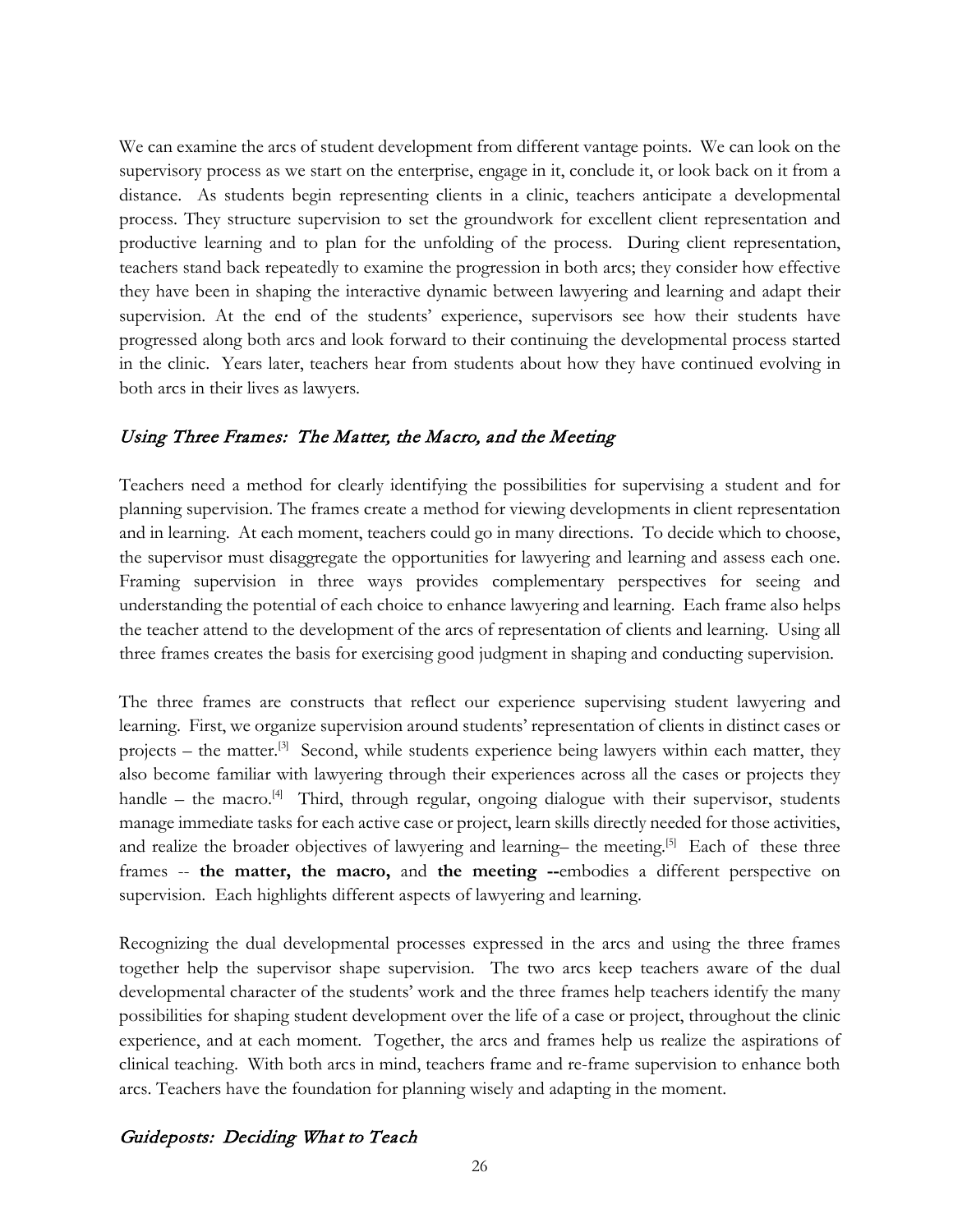We can examine the arcs of student development from different vantage points. We can look on the supervisory process as we start on the enterprise, engage in it, conclude it, or look back on it from a distance. As students begin representing clients in a clinic, teachers anticipate a developmental process. They structure supervision to set the groundwork for excellent client representation and productive learning and to plan for the unfolding of the process. During client representation, teachers stand back repeatedly to examine the progression in both arcs; they consider how effective they have been in shaping the interactive dynamic between lawyering and learning and adapt their supervision. At the end of the students' experience, supervisors see how their students have progressed along both arcs and look forward to their continuing the developmental process started in the clinic. Years later, teachers hear from students about how they have continued evolving in both arcs in their lives as lawyers.

## *Using Three Frames: The Matter, the Macro, and the Meeting*

Teachers need a method for clearly identifying the possibilities for supervising a student and for planning supervision. The frames create a method for viewing developments in client representation and in learning. At each moment, teachers could go in many directions. To decide which to choose, the supervisor must disaggregate the opportunities for lawyering and learning and assess each one. Framing supervision in three ways provides complementary perspectives for seeing and understanding the potential of each choice to enhance lawyering and learning. Each frame also helps the teacher attend to the development of the arcs of representation of clients and learning. Using all three frames creates the basis for exercising good judgment in shaping and conducting supervision.

The three frames are constructs that reflect our experience supervising student lawyering and learning. First, we organize supervision around students' representation of clients in distinct cases or projects – the matter.[3] Second, while students experience being lawyers within each matter, they also become familiar with lawyering through their experiences across all the cases or projects they handle – the macro.[4] Third, through regular, ongoing dialogue with their supervisor, students manage immediate tasks for each active case or project, learn skills directly needed for those activities, and realize the broader objectives of lawyering and learning– the meeting.[5] Each of these three frames -- **the matter, the macro,** and **the meeting --**embodies a different perspective on supervision. Each highlights different aspects of lawyering and learning.

Recognizing the dual developmental processes expressed in the arcs and using the three frames together help the supervisor shape supervision. The two arcs keep teachers aware of the dual developmental character of the students' work and the three frames help teachers identify the many possibilities for shaping student development over the life of a case or project, throughout the clinic experience, and at each moment. Together, the arcs and frames help us realize the aspirations of clinical teaching. With both arcs in mind, teachers frame and re-frame supervision to enhance both arcs. Teachers have the foundation for planning wisely and adapting in the moment.

## *Guideposts: Deciding What to Teach*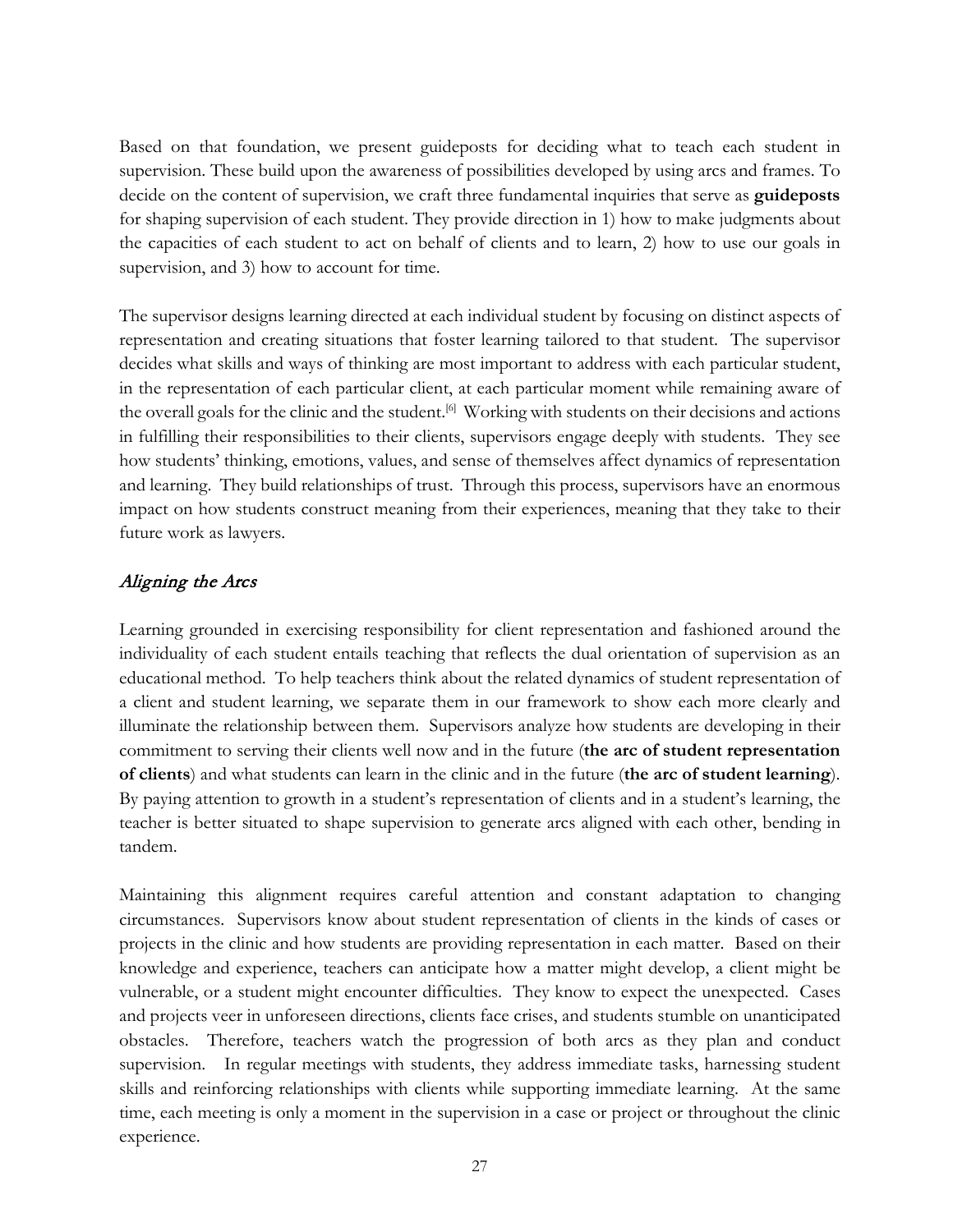Based on that foundation, we present guideposts for deciding what to teach each student in supervision. These build upon the awareness of possibilities developed by using arcs and frames. To decide on the content of supervision, we craft three fundamental inquiries that serve as **guideposts** for shaping supervision of each student. They provide direction in 1) how to make judgments about the capacities of each student to act on behalf of clients and to learn, 2) how to use our goals in supervision, and 3) how to account for time.

The supervisor designs learning directed at each individual student by focusing on distinct aspects of representation and creating situations that foster learning tailored to that student. The supervisor decides what skills and ways of thinking are most important to address with each particular student, in the representation of each particular client, at each particular moment while remaining aware of the overall goals for the clinic and the student.[6] Working with students on their decisions and actions in fulfilling their responsibilities to their clients, supervisors engage deeply with students. They see how students' thinking, emotions, values, and sense of themselves affect dynamics of representation and learning. They build relationships of trust. Through this process, supervisors have an enormous impact on how students construct meaning from their experiences, meaning that they take to their future work as lawyers.

## *Aligning the Arcs*

Learning grounded in exercising responsibility for client representation and fashioned around the individuality of each student entails teaching that reflects the dual orientation of supervision as an educational method. To help teachers think about the related dynamics of student representation of a client and student learning, we separate them in our framework to show each more clearly and illuminate the relationship between them. Supervisors analyze how students are developing in their commitment to serving their clients well now and in the future (**the arc of student representation of clients**) and what students can learn in the clinic and in the future (**the arc of student learning**). By paying attention to growth in a student's representation of clients and in a student's learning, the teacher is better situated to shape supervision to generate arcs aligned with each other, bending in tandem.

Maintaining this alignment requires careful attention and constant adaptation to changing circumstances. Supervisors know about student representation of clients in the kinds of cases or projects in the clinic and how students are providing representation in each matter. Based on their knowledge and experience, teachers can anticipate how a matter might develop, a client might be vulnerable, or a student might encounter difficulties. They know to expect the unexpected. Cases and projects veer in unforeseen directions, clients face crises, and students stumble on unanticipated obstacles. Therefore, teachers watch the progression of both arcs as they plan and conduct supervision. In regular meetings with students, they address immediate tasks, harnessing student skills and reinforcing relationships with clients while supporting immediate learning. At the same time, each meeting is only a moment in the supervision in a case or project or throughout the clinic experience.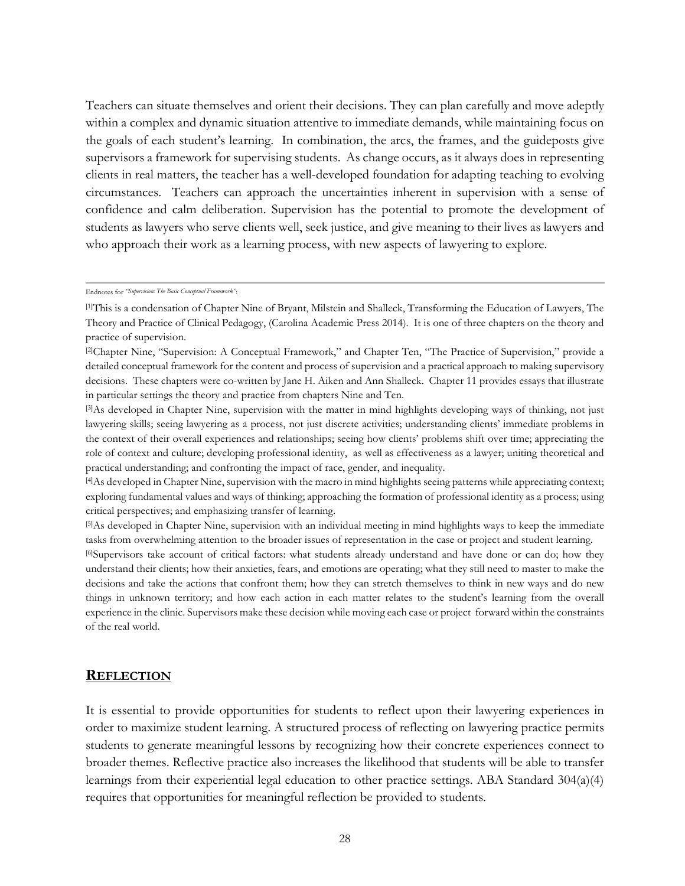Teachers can situate themselves and orient their decisions. They can plan carefully and move adeptly within a complex and dynamic situation attentive to immediate demands, while maintaining focus on the goals of each student's learning. In combination, the arcs, the frames, and the guideposts give supervisors a framework for supervising students. As change occurs, as it always does in representing clients in real matters, the teacher has a well-developed foundation for adapting teaching to evolving circumstances. Teachers can approach the uncertainties inherent in supervision with a sense of confidence and calm deliberation. Supervision has the potential to promote the development of students as lawyers who serve clients well, seek justice, and give meaning to their lives as lawyers and who approach their work as a learning process, with new aspects of lawyering to explore.

---

Endnotes for *"Supervision: The Basic Conceptual Framework"*:

[1]This is a condensation of Chapter Nine of Bryant, Milstein and Shalleck, Transforming the Education of Lawyers, The Theory and Practice of Clinical Pedagogy, (Carolina Academic Press 2014). It is one of three chapters on the theory and practice of supervision.

[2]Chapter Nine, "Supervision: A Conceptual Framework," and Chapter Ten, "The Practice of Supervision," provide a detailed conceptual framework for the content and process of supervision and a practical approach to making supervisory decisions. These chapters were co-written by Jane H. Aiken and Ann Shalleck. Chapter 11 provides essays that illustrate in particular settings the theory and practice from chapters Nine and Ten.

[3]As developed in Chapter Nine, supervision with the matter in mind highlights developing ways of thinking, not just lawyering skills; seeing lawyering as a process, not just discrete activities; understanding clients' immediate problems in the context of their overall experiences and relationships; seeing how clients' problems shift over time; appreciating the role of context and culture; developing professional identity, as well as effectiveness as a lawyer; uniting theoretical and practical understanding; and confronting the impact of race, gender, and inequality.

[4]As developed in Chapter Nine, supervision with the macro in mind highlights seeing patterns while appreciating context; exploring fundamental values and ways of thinking; approaching the formation of professional identity as a process; using critical perspectives; and emphasizing transfer of learning.

[5]As developed in Chapter Nine, supervision with an individual meeting in mind highlights ways to keep the immediate tasks from overwhelming attention to the broader issues of representation in the case or project and student learning.

[6]Supervisors take account of critical factors: what students already understand and have done or can do; how they understand their clients; how their anxieties, fears, and emotions are operating; what they still need to master to make the decisions and take the actions that confront them; how they can stretch themselves to think in new ways and do new things in unknown territory; and how each action in each matter relates to the student's learning from the overall experience in the clinic. Supervisors make these decision while moving each case or project forward within the constraints of the real world.

## REFLECTION

It is essential to provide opportunities for students to reflect upon their lawyering experiences in order to maximize student learning. A structured process of reflecting on lawyering practice permits students to generate meaningful lessons by recognizing how their concrete experiences connect to broader themes. Reflective practice also increases the likelihood that students will be able to transfer learnings from their experiential legal education to other practice settings. ABA Standard 304(a)(4) requires that opportunities for meaningful reflection be provided to students.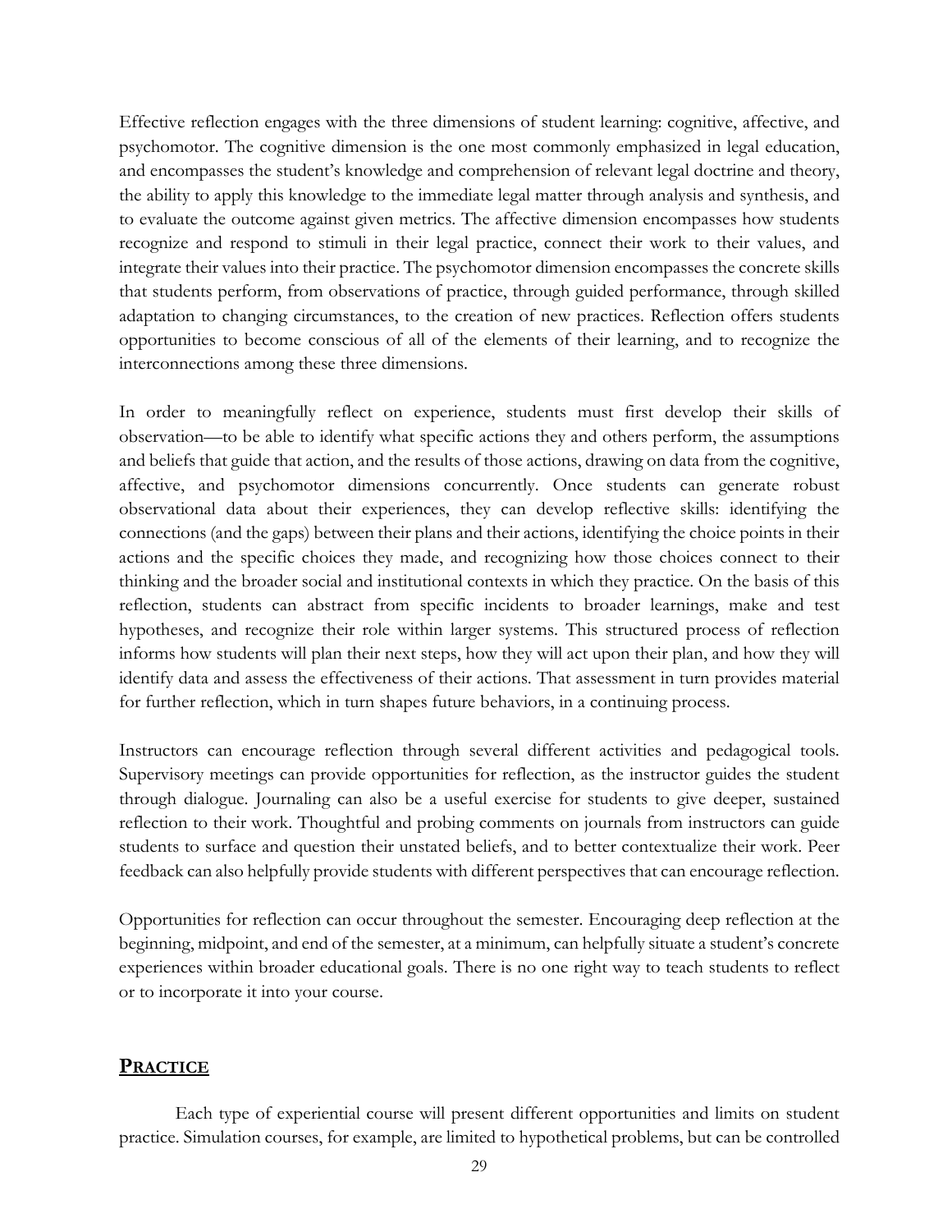Effective reflection engages with the three dimensions of student learning: cognitive, affective, and psychomotor. The cognitive dimension is the one most commonly emphasized in legal education, and encompasses the student's knowledge and comprehension of relevant legal doctrine and theory, the ability to apply this knowledge to the immediate legal matter through analysis and synthesis, and to evaluate the outcome against given metrics. The affective dimension encompasses how students recognize and respond to stimuli in their legal practice, connect their work to their values, and integrate their values into their practice. The psychomotor dimension encompasses the concrete skills that students perform, from observations of practice, through guided performance, through skilled adaptation to changing circumstances, to the creation of new practices. Reflection offers students opportunities to become conscious of all of the elements of their learning, and to recognize the interconnections among these three dimensions.

In order to meaningfully reflect on experience, students must first develop their skills of observation—to be able to identify what specific actions they and others perform, the assumptions and beliefs that guide that action, and the results of those actions, drawing on data from the cognitive, affective, and psychomotor dimensions concurrently. Once students can generate robust observational data about their experiences, they can develop reflective skills: identifying the connections (and the gaps) between their plans and their actions, identifying the choice points in their actions and the specific choices they made, and recognizing how those choices connect to their thinking and the broader social and institutional contexts in which they practice. On the basis of this reflection, students can abstract from specific incidents to broader learnings, make and test hypotheses, and recognize their role within larger systems. This structured process of reflection informs how students will plan their next steps, how they will act upon their plan, and how they will identify data and assess the effectiveness of their actions. That assessment in turn provides material for further reflection, which in turn shapes future behaviors, in a continuing process.

Instructors can encourage reflection through several different activities and pedagogical tools. Supervisory meetings can provide opportunities for reflection, as the instructor guides the student through dialogue. Journaling can also be a useful exercise for students to give deeper, sustained reflection to their work. Thoughtful and probing comments on journals from instructors can guide students to surface and question their unstated beliefs, and to better contextualize their work. Peer feedback can also helpfully provide students with different perspectives that can encourage reflection.

Opportunities for reflection can occur throughout the semester. Encouraging deep reflection at the beginning, midpoint, and end of the semester, at a minimum, can helpfully situate a student's concrete experiences within broader educational goals. There is no one right way to teach students to reflect or to incorporate it into your course.

## PRACTICE

Each type of experiential course will present different opportunities and limits on student practice. Simulation courses, for example, are limited to hypothetical problems, but can be controlled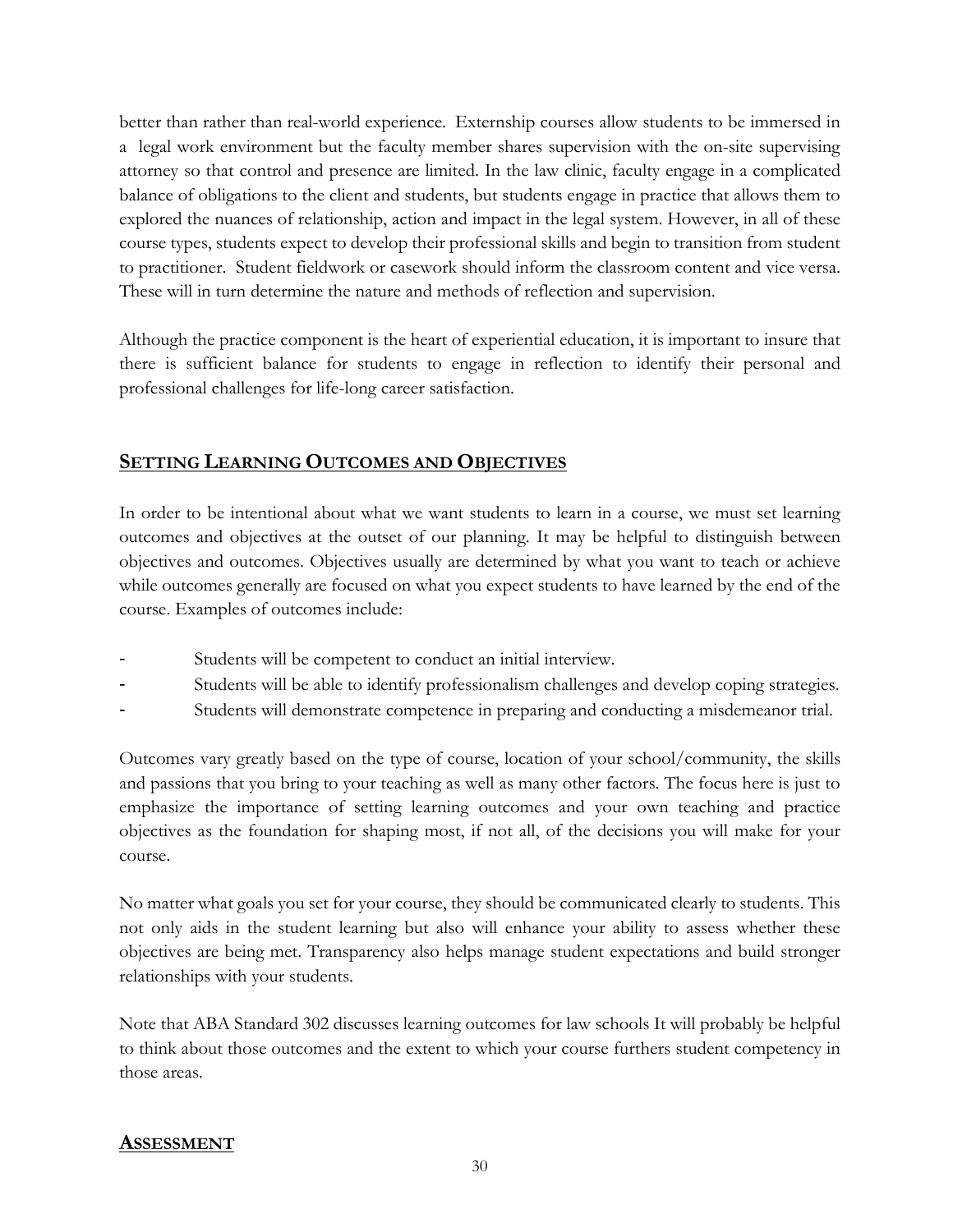better than rather than real-world experience. Externship courses allow students to be immersed in a legal work environment but the faculty member shares supervision with the on-site supervising attorney so that control and presence are limited. In the law clinic, faculty engage in a complicated balance of obligations to the client and students, but students engage in practice that allows them to explored the nuances of relationship, action and impact in the legal system. However, in all of these course types, students expect to develop their professional skills and begin to transition from student to practitioner. Student fieldwork or casework should inform the classroom content and vice versa. These will in turn determine the nature and methods of reflection and supervision.

Although the practice component is the heart of experiential education, it is important to insure that there is sufficient balance for students to engage in reflection to identify their personal and professional challenges for life-long career satisfaction.

## SETTING LEARNING OUTCOMES AND OBJECTIVES

In order to be intentional about what we want students to learn in a course, we must set learning outcomes and objectives at the outset of our planning. It may be helpful to distinguish between objectives and outcomes. Objectives usually are determined by what you want to teach or achieve while outcomes generally are focused on what you expect students to have learned by the end of the course. Examples of outcomes include:

- Students will be competent to conduct an initial interview.
- Students will be able to identify professionalism challenges and develop coping strategies.
- Students will demonstrate competence in preparing and conducting a misdemeanor trial.

Outcomes vary greatly based on the type of course, location of your school/community, the skills and passions that you bring to your teaching as well as many other factors. The focus here is just to emphasize the importance of setting learning outcomes and your own teaching and practice objectives as the foundation for shaping most, if not all, of the decisions you will make for your course.

No matter what goals you set for your course, they should be communicated clearly to students. This not only aids in the student learning but also will enhance your ability to assess whether these objectives are being met. Transparency also helps manage student expectations and build stronger relationships with your students.

Note that ABA Standard 302 discusses learning outcomes for law schools It will probably be helpful to think about those outcomes and the extent to which your course furthers student competency in those areas.

## ASSESSMENT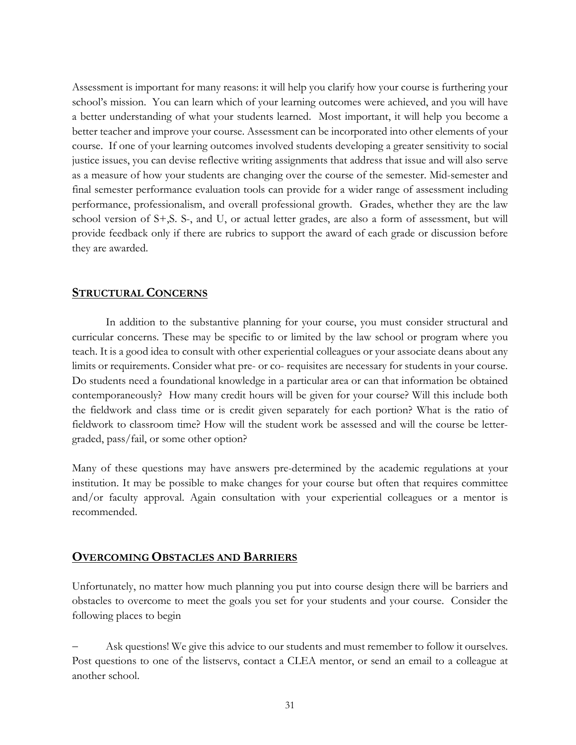Assessment is important for many reasons: it will help you clarify how your course is furthering your school's mission. You can learn which of your learning outcomes were achieved, and you will have a better understanding of what your students learned. Most important, it will help you become a better teacher and improve your course. Assessment can be incorporated into other elements of your course. If one of your learning outcomes involved students developing a greater sensitivity to social justice issues, you can devise reflective writing assignments that address that issue and will also serve as a measure of how your students are changing over the course of the semester. Mid-semester and final semester performance evaluation tools can provide for a wider range of assessment including performance, professionalism, and overall professional growth. Grades, whether they are the law school version of S+,S. S-, and U, or actual letter grades, are also a form of assessment, but will provide feedback only if there are rubrics to support the award of each grade or discussion before they are awarded.

## STRUCTURAL CONCERNS

In addition to the substantive planning for your course, you must consider structural and curricular concerns. These may be specific to or limited by the law school or program where you teach. It is a good idea to consult with other experiential colleagues or your associate deans about any limits or requirements. Consider what pre- or co- requisites are necessary for students in your course. Do students need a foundational knowledge in a particular area or can that information be obtained contemporaneously? How many credit hours will be given for your course? Will this include both the fieldwork and class time or is credit given separately for each portion? What is the ratio of fieldwork to classroom time? How will the student work be assessed and will the course be letter-graded, pass/fail, or some other option?

Many of these questions may have answers pre-determined by the academic regulations at your institution. It may be possible to make changes for your course but often that requires committee and/or faculty approval. Again consultation with your experiential colleagues or a mentor is recommended.

## OVERCOMING OBSTACLES AND BARRIERS

Unfortunately, no matter how much planning you put into course design there will be barriers and obstacles to overcome to meet the goals you set for your students and your course. Consider the following places to begin

– Ask questions! We give this advice to our students and must remember to follow it ourselves. Post questions to one of the listservs, contact a CLEA mentor, or send an email to a colleague at another school.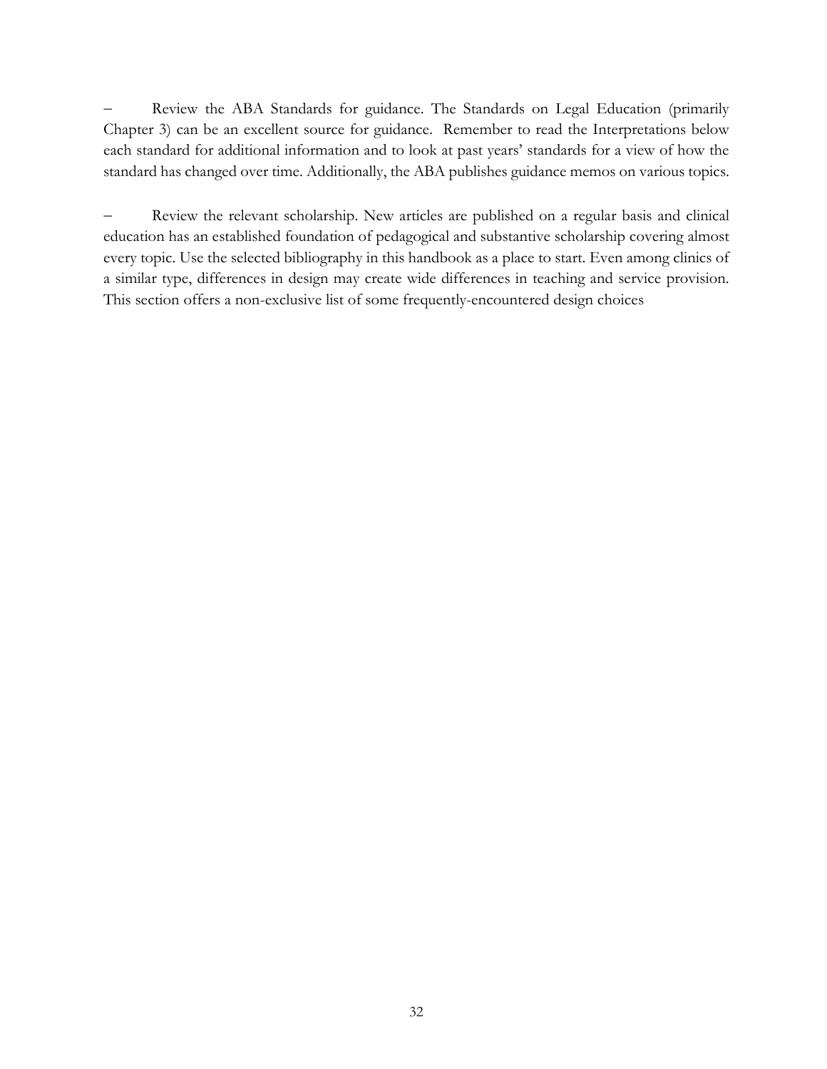– Review the ABA Standards for guidance. The Standards on Legal Education (primarily Chapter 3) can be an excellent source for guidance. Remember to read the Interpretations below each standard for additional information and to look at past years' standards for a view of how the standard has changed over time. Additionally, the ABA publishes guidance memos on various topics.

– Review the relevant scholarship. New articles are published on a regular basis and clinical education has an established foundation of pedagogical and substantive scholarship covering almost every topic. Use the selected bibliography in this handbook as a place to start. Even among clinics of a similar type, differences in design may create wide differences in teaching and service provision. This section offers a non-exclusive list of some frequently-encountered design choices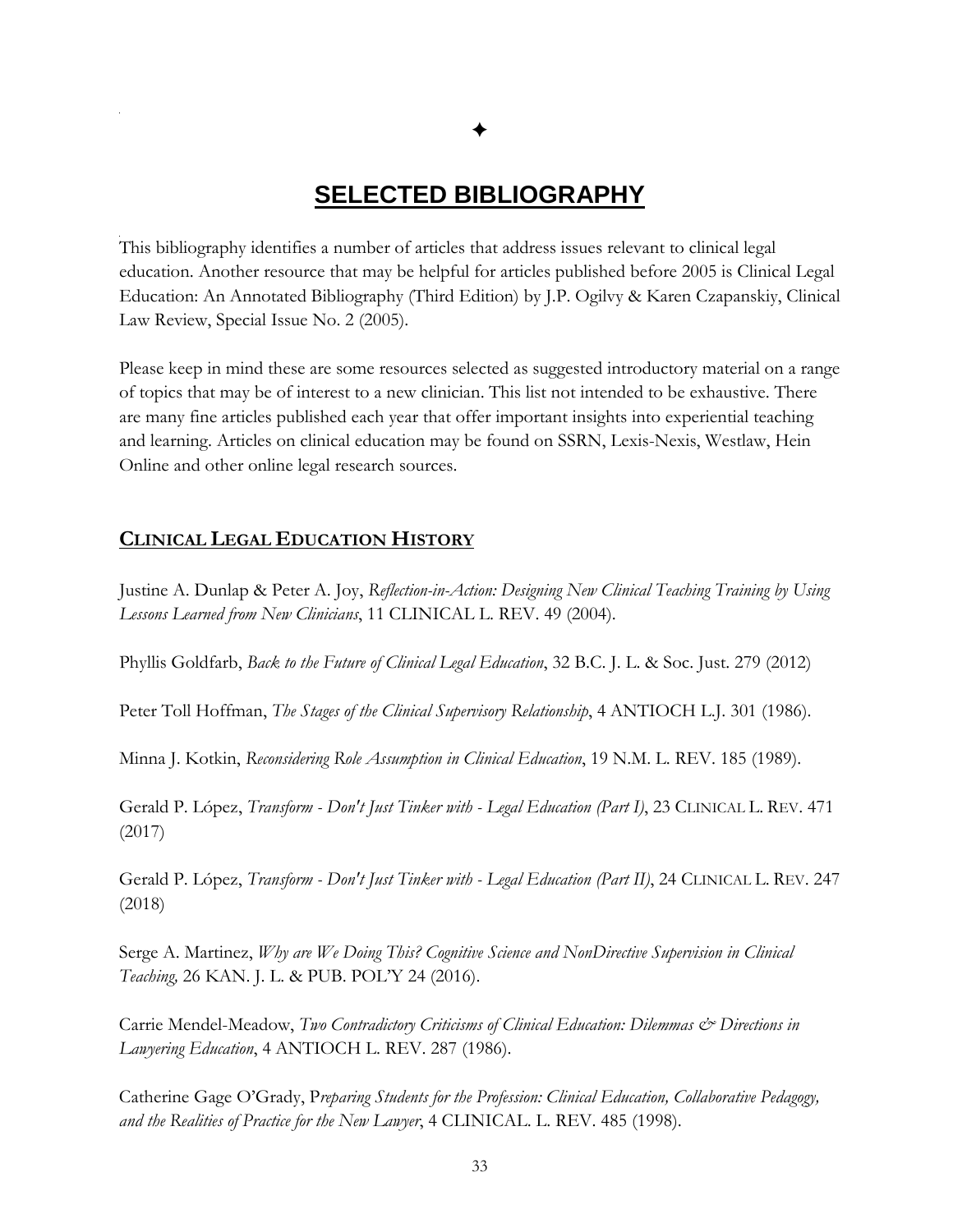✦

# SELECTED BIBLIOGRAPHY

This bibliography identifies a number of articles that address issues relevant to clinical legal education. Another resource that may be helpful for articles published before 2005 is Clinical Legal Education: An Annotated Bibliography (Third Edition) by J.P. Ogilvy & Karen Czapanskiy, Clinical Law Review, Special Issue No. 2 (2005).

Please keep in mind these are some resources selected as suggested introductory material on a range of topics that may be of interest to a new clinician. This list not intended to be exhaustive. There are many fine articles published each year that offer important insights into experiential teaching and learning. Articles on clinical education may be found on SSRN, Lexis-Nexis, Westlaw, Hein Online and other online legal research sources.

## CLINICAL LEGAL EDUCATION HISTORY

Justine A. Dunlap & Peter A. Joy, *Reflection-in-Action: Designing New Clinical Teaching Training by Using Lessons Learned from New Clinicians*, 11 CLINICAL L. REV. 49 (2004).

Phyllis Goldfarb, *Back to the Future of Clinical Legal Education*, 32 B.C. J. L. & Soc. Just. 279 (2012)

Peter Toll Hoffman, *The Stages of the Clinical Supervisory Relationship*, 4 ANTIOCH L.J. 301 (1986).

Minna J. Kotkin, *Reconsidering Role Assumption in Clinical Education*, 19 N.M. L. REV. 185 (1989).

Gerald P. López, *Transform - Don't Just Tinker with - Legal Education (Part I)*, 23 CLINICAL L. REV. 471 (2017)

Gerald P. López, *Transform - Don't Just Tinker with - Legal Education (Part II)*, 24 CLINICAL L. REV. 247 (2018)

Serge A. Martinez, *Why are We Doing This? Cognitive Science and NonDirective Supervision in Clinical Teaching,* 26 KAN. J. L. & PUB. POL'Y 24 (2016).

Carrie Mendel-Meadow, *Two Contradictory Criticisms of Clinical Education: Dilemmas & Directions in Lawyering Education*, 4 ANTIOCH L. REV. 287 (1986).

Catherine Gage O'Grady, P*reparing Students for the Profession: Clinical Education, Collaborative Pedagogy, and the Realities of Practice for the New Lawyer*, 4 CLINICAL. L. REV. 485 (1998).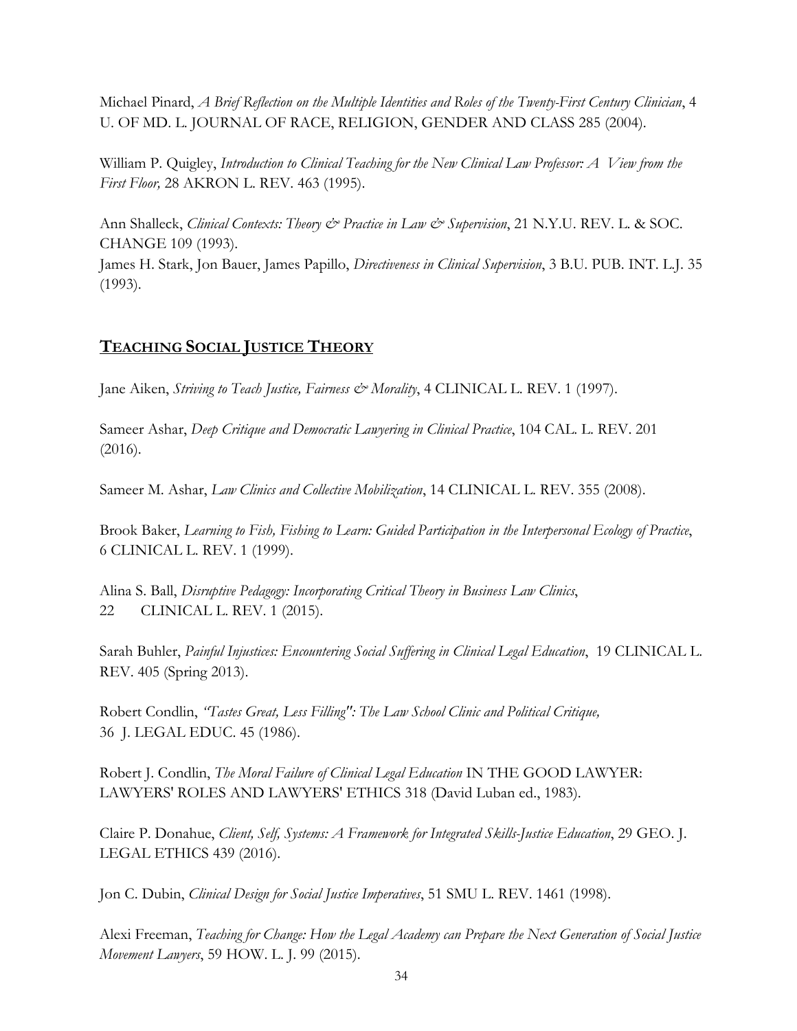Michael Pinard, *A Brief Reflection on the Multiple Identities and Roles of the Twenty-First Century Clinician*, 4 U. OF MD. L. JOURNAL OF RACE, RELIGION, GENDER AND CLASS 285 (2004).

William P. Quigley, *Introduction to Clinical Teaching for the New Clinical Law Professor: A View from the First Floor,* 28 AKRON L. REV. 463 (1995).

Ann Shalleck, *Clinical Contexts: Theory & Practice in Law & Supervision*, 21 N.Y.U. REV. L. & SOC. CHANGE 109 (1993).
James H. Stark, Jon Bauer, James Papillo, *Directiveness in Clinical Supervision*, 3 B.U. PUB. INT. L.J. 35 (1993).

## TEACHING SOCIAL JUSTICE THEORY

Jane Aiken, *Striving to Teach Justice, Fairness & Morality*, 4 CLINICAL L. REV. 1 (1997).

Sameer Ashar, *Deep Critique and Democratic Lawyering in Clinical Practice*, 104 CAL. L. REV. 201 (2016).

Sameer M. Ashar, *Law Clinics and Collective Mobilization*, 14 CLINICAL L. REV. 355 (2008).

Brook Baker, *Learning to Fish, Fishing to Learn: Guided Participation in the Interpersonal Ecology of Practice*, 6 CLINICAL L. REV. 1 (1999).

Alina S. Ball, *Disruptive Pedagogy: Incorporating Critical Theory in Business Law Clinics*, 22 CLINICAL L. REV. 1 (2015).

Sarah Buhler, *Painful Injustices: Encountering Social Suffering in Clinical Legal Education*, 19 CLINICAL L. REV. 405 (Spring 2013).

Robert Condlin, *"Tastes Great, Less Filling": The Law School Clinic and Political Critique,* 36 J. LEGAL EDUC. 45 (1986).

Robert J. Condlin, *The Moral Failure of Clinical Legal Education* IN THE GOOD LAWYER: LAWYERS' ROLES AND LAWYERS' ETHICS 318 (David Luban ed., 1983).

Claire P. Donahue, *Client, Self, Systems: A Framework for Integrated Skills-Justice Education*, 29 GEO. J. LEGAL ETHICS 439 (2016).

Jon C. Dubin, *Clinical Design for Social Justice Imperatives*, 51 SMU L. REV. 1461 (1998).

Alexi Freeman, *Teaching for Change: How the Legal Academy can Prepare the Next Generation of Social Justice Movement Lawyers*, 59 HOW. L. J. 99 (2015).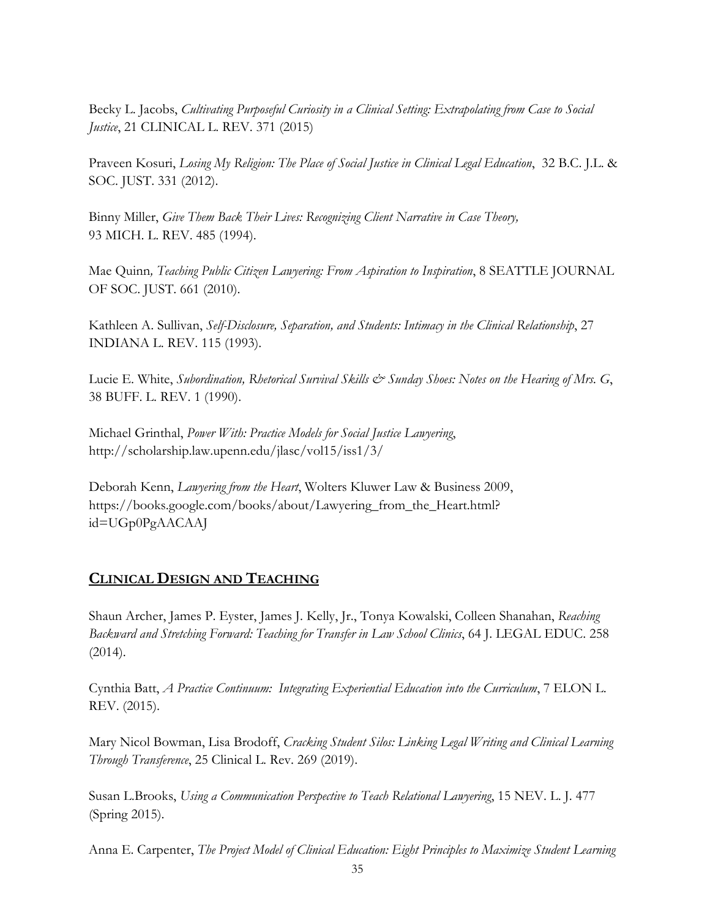Becky L. Jacobs, *Cultivating Purposeful Curiosity in a Clinical Setting: Extrapolating from Case to Social Justice*, 21 CLINICAL L. REV. 371 (2015)

Praveen Kosuri, *Losing My Religion: The Place of Social Justice in Clinical Legal Education*, 32 B.C. J.L. & SOC. JUST. 331 (2012).

Binny Miller, *Give Them Back Their Lives: Recognizing Client Narrative in Case Theory,* 93 MICH. L. REV. 485 (1994).

Mae Quinn*, Teaching Public Citizen Lawyering: From Aspiration to Inspiration*, 8 SEATTLE JOURNAL OF SOC. JUST. 661 (2010).

Kathleen A. Sullivan, *Self-Disclosure, Separation, and Students: Intimacy in the Clinical Relationship*, 27 INDIANA L. REV. 115 (1993).

Lucie E. White, *Subordination, Rhetorical Survival Skills & Sunday Shoes: Notes on the Hearing of Mrs. G*, 38 BUFF. L. REV. 1 (1990).

Michael Grinthal, *Power With: Practice Models for Social Justice Lawyering*, http://scholarship.law.upenn.edu/jlasc/vol15/iss1/3/

Deborah Kenn, *Lawyering from the Heart*, Wolters Kluwer Law & Business 2009, https://books.google.com/books/about/Lawyering_from_the_Heart.html?id=UGp0PgAACAAJ

## CLINICAL DESIGN AND TEACHING

Shaun Archer, James P. Eyster, James J. Kelly, Jr., Tonya Kowalski, Colleen Shanahan, *Reaching Backward and Stretching Forward: Teaching for Transfer in Law School Clinics*, 64 J. LEGAL EDUC. 258 (2014).

Cynthia Batt, *A Practice Continuum: Integrating Experiential Education into the Curriculum*, 7 ELON L. REV. (2015).

Mary Nicol Bowman, Lisa Brodoff, *Cracking Student Silos: Linking Legal Writing and Clinical Learning Through Transference*, 25 Clinical L. Rev. 269 (2019).

Susan L.Brooks, *Using a Communication Perspective to Teach Relational Lawyering*, 15 NEV. L. J. 477 (Spring 2015).

Anna E. Carpenter, *The Project Model of Clinical Education: Eight Principles to Maximize Student Learning*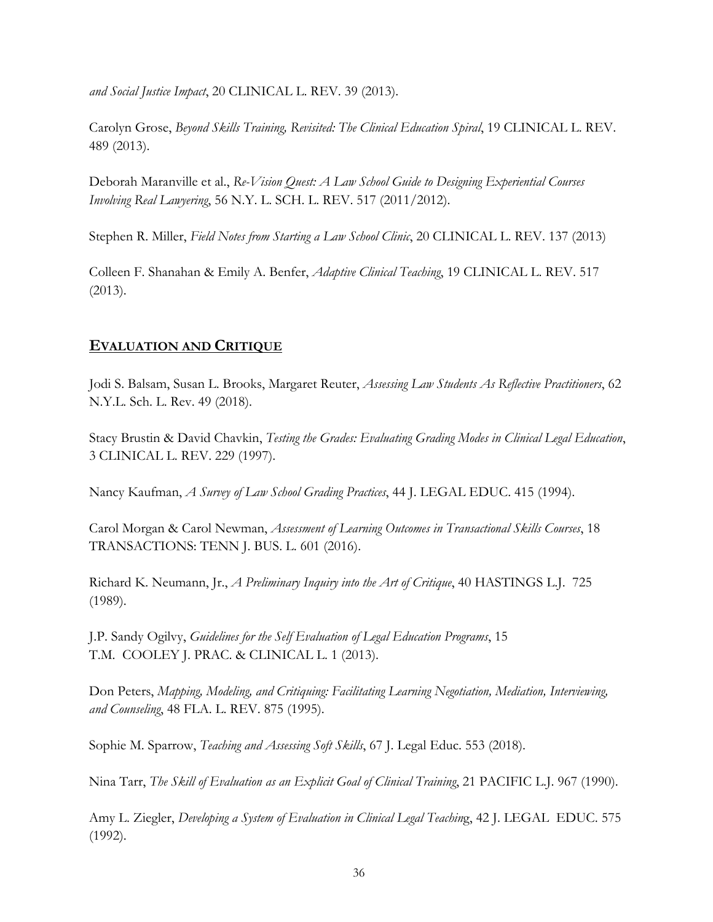*and Social Justice Impact*, 20 CLINICAL L. REV. 39 (2013).

Carolyn Grose, *Beyond Skills Training, Revisited: The Clinical Education Spiral*, 19 CLINICAL L. REV. 489 (2013).

Deborah Maranville et al., *Re-Vision Quest: A Law School Guide to Designing Experiential Courses Involving Real Lawyering*, 56 N.Y. L. SCH. L. REV. 517 (2011/2012).

Stephen R. Miller, *Field Notes from Starting a Law School Clinic*, 20 CLINICAL L. REV. 137 (2013)

Colleen F. Shanahan & Emily A. Benfer, *Adaptive Clinical Teaching*, 19 CLINICAL L. REV. 517 (2013).

## EVALUATION AND CRITIQUE

Jodi S. Balsam, Susan L. Brooks, Margaret Reuter, *Assessing Law Students As Reflective Practitioners*, 62 N.Y.L. Sch. L. Rev. 49 (2018).

Stacy Brustin & David Chavkin, *Testing the Grades: Evaluating Grading Modes in Clinical Legal Education*, 3 CLINICAL L. REV. 229 (1997).

Nancy Kaufman, *A Survey of Law School Grading Practices*, 44 J. LEGAL EDUC. 415 (1994).

Carol Morgan & Carol Newman, *Assessment of Learning Outcomes in Transactional Skills Courses*, 18 TRANSACTIONS: TENN J. BUS. L. 601 (2016).

Richard K. Neumann, Jr., *A Preliminary Inquiry into the Art of Critique*, 40 HASTINGS L.J. 725 (1989).

J.P. Sandy Ogilvy, *Guidelines for the Self Evaluation of Legal Education Programs*, 15 T.M. COOLEY J. PRAC. & CLINICAL L. 1 (2013).

Don Peters, *Mapping, Modeling, and Critiquing: Facilitating Learning Negotiation, Mediation, Interviewing, and Counseling*, 48 FLA. L. REV. 875 (1995).

Sophie M. Sparrow, *Teaching and Assessing Soft Skills*, 67 J. Legal Educ. 553 (2018).

Nina Tarr, *The Skill of Evaluation as an Explicit Goal of Clinical Training*, 21 PACIFIC L.J. 967 (1990).

Amy L. Ziegler, *Developing a System of Evaluation in Clinical Legal Teaching*, 42 J. LEGAL EDUC. 575 (1992).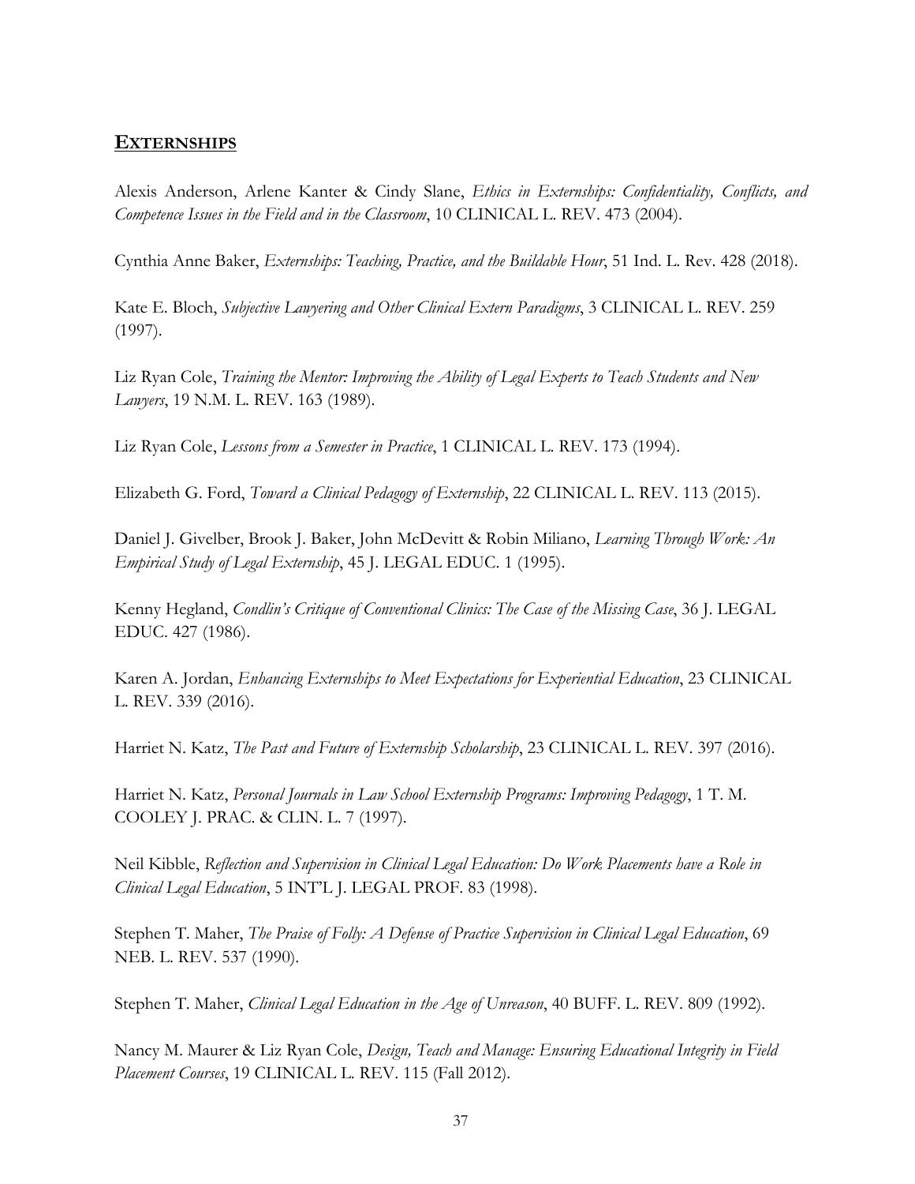## **EXTERNSHIPS**

Alexis Anderson, Arlene Kanter & Cindy Slane, *Ethics in Externships: Confidentiality, Conflicts, and Competence Issues in the Field and in the Classroom*, 10 CLINICAL L. REV. 473 (2004).

Cynthia Anne Baker, *Externships: Teaching, Practice, and the Buildable Hour*, 51 Ind. L. Rev. 428 (2018).

Kate E. Bloch, *Subjective Lawyering and Other Clinical Extern Paradigms*, 3 CLINICAL L. REV. 259 (1997).

Liz Ryan Cole, *Training the Mentor: Improving the Ability of Legal Experts to Teach Students and New Lawyers*, 19 N.M. L. REV. 163 (1989).

Liz Ryan Cole, *Lessons from a Semester in Practice*, 1 CLINICAL L. REV. 173 (1994).

Elizabeth G. Ford, *Toward a Clinical Pedagogy of Externship*, 22 CLINICAL L. REV. 113 (2015).

Daniel J. Givelber, Brook J. Baker, John McDevitt & Robin Miliano, *Learning Through Work: An Empirical Study of Legal Externship*, 45 J. LEGAL EDUC. 1 (1995).

Kenny Hegland, *Condlin's Critique of Conventional Clinics: The Case of the Missing Case*, 36 J. LEGAL EDUC. 427 (1986).

Karen A. Jordan, *Enhancing Externships to Meet Expectations for Experiential Education*, 23 CLINICAL L. REV. 339 (2016).

Harriet N. Katz, *The Past and Future of Externship Scholarship*, 23 CLINICAL L. REV. 397 (2016).

Harriet N. Katz, *Personal Journals in Law School Externship Programs: Improving Pedagogy*, 1 T. M. COOLEY J. PRAC. & CLIN. L. 7 (1997).

Neil Kibble, *Reflection and Supervision in Clinical Legal Education: Do Work Placements have a Role in Clinical Legal Education*, 5 INT'L J. LEGAL PROF. 83 (1998).

Stephen T. Maher, *The Praise of Folly: A Defense of Practice Supervision in Clinical Legal Education*, 69 NEB. L. REV. 537 (1990).

Stephen T. Maher, *Clinical Legal Education in the Age of Unreason*, 40 BUFF. L. REV. 809 (1992).

Nancy M. Maurer & Liz Ryan Cole, *Design, Teach and Manage: Ensuring Educational Integrity in Field Placement Courses*, 19 CLINICAL L. REV. 115 (Fall 2012).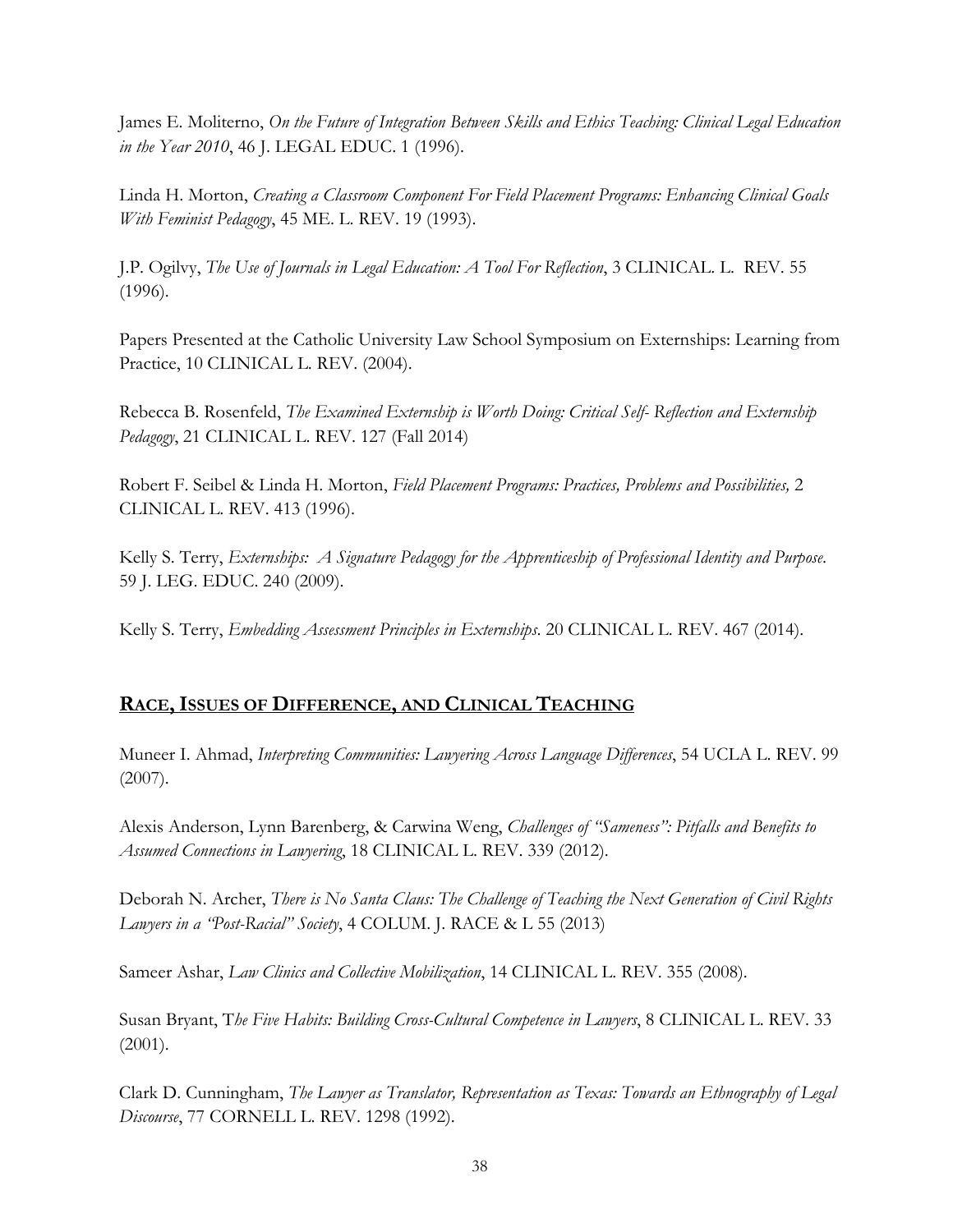James E. Moliterno, *On the Future of Integration Between Skills and Ethics Teaching: Clinical Legal Education in the Year 2010*, 46 J. LEGAL EDUC. 1 (1996).

Linda H. Morton, *Creating a Classroom Component For Field Placement Programs: Enhancing Clinical Goals With Feminist Pedagogy*, 45 ME. L. REV. 19 (1993).

J.P. Ogilvy, *The Use of Journals in Legal Education: A Tool For Reflection*, 3 CLINICAL. L. REV. 55 (1996).

Papers Presented at the Catholic University Law School Symposium on Externships: Learning from Practice, 10 CLINICAL L. REV. (2004).

Rebecca B. Rosenfeld, *The Examined Externship is Worth Doing: Critical Self- Reflection and Externship Pedagogy*, 21 CLINICAL L. REV. 127 (Fall 2014)

Robert F. Seibel & Linda H. Morton, *Field Placement Programs: Practices, Problems and Possibilities,* 2 CLINICAL L. REV. 413 (1996).

Kelly S. Terry, *Externships: A Signature Pedagogy for the Apprenticeship of Professional Identity and Purpose.* 59 J. LEG. EDUC. 240 (2009).

Kelly S. Terry, *Embedding Assessment Principles in Externships.* 20 CLINICAL L. REV. 467 (2014).

## **RACE, ISSUES OF DIFFERENCE, AND CLINICAL TEACHING**

Muneer I. Ahmad, *Interpreting Communities: Lawyering Across Language Differences*, 54 UCLA L. REV. 99 (2007).

Alexis Anderson, Lynn Barenberg, & Carwina Weng, *Challenges of "Sameness": Pitfalls and Benefits to Assumed Connections in Lawyering*, 18 CLINICAL L. REV. 339 (2012).

Deborah N. Archer, *There is No Santa Claus: The Challenge of Teaching the Next Generation of Civil Rights Lawyers in a "Post-Racial" Society*, 4 COLUM. J. RACE & L 55 (2013)

Sameer Ashar, *Law Clinics and Collective Mobilization*, 14 CLINICAL L. REV. 355 (2008).

Susan Bryant, T*he Five Habits: Building Cross-Cultural Competence in Lawyers*, 8 CLINICAL L. REV. 33 (2001).

Clark D. Cunningham, *The Lawyer as Translator, Representation as Texas: Towards an Ethnography of Legal Discourse*, 77 CORNELL L. REV. 1298 (1992).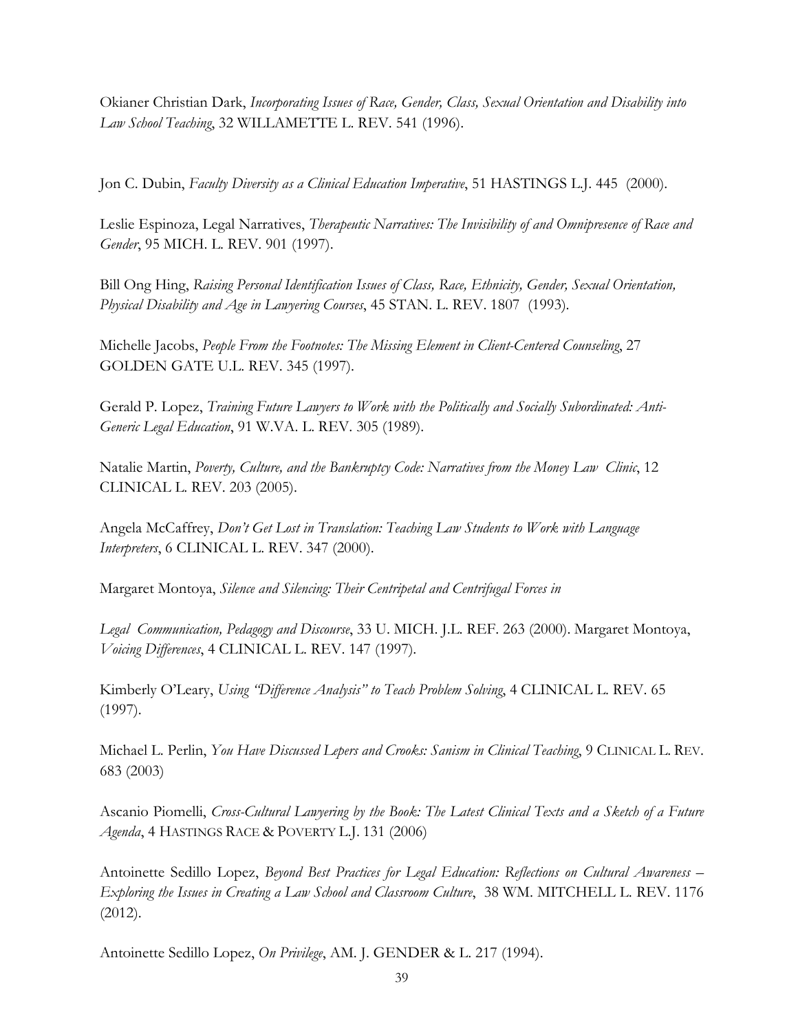Okianer Christian Dark, *Incorporating Issues of Race, Gender, Class, Sexual Orientation and Disability into Law School Teaching*, 32 WILLAMETTE L. REV. 541 (1996).

Jon C. Dubin, *Faculty Diversity as a Clinical Education Imperative*, 51 HASTINGS L.J. 445 (2000).

Leslie Espinoza, Legal Narratives, *Therapeutic Narratives: The Invisibility of and Omnipresence of Race and Gender*, 95 MICH. L. REV. 901 (1997).

Bill Ong Hing, *Raising Personal Identification Issues of Class, Race, Ethnicity, Gender, Sexual Orientation, Physical Disability and Age in Lawyering Courses*, 45 STAN. L. REV. 1807 (1993).

Michelle Jacobs, *People From the Footnotes: The Missing Element in Client-Centered Counseling*, 27 GOLDEN GATE U.L. REV. 345 (1997).

Gerald P. Lopez, *Training Future Lawyers to Work with the Politically and Socially Subordinated: Anti-Generic Legal Education*, 91 W.VA. L. REV. 305 (1989).

Natalie Martin, *Poverty, Culture, and the Bankruptcy Code: Narratives from the Money Law Clinic*, 12 CLINICAL L. REV. 203 (2005).

Angela McCaffrey, *Don't Get Lost in Translation: Teaching Law Students to Work with Language Interpreters*, 6 CLINICAL L. REV. 347 (2000).

Margaret Montoya, *Silence and Silencing: Their Centripetal and Centrifugal Forces in*

*Legal Communication, Pedagogy and Discourse*, 33 U. MICH. J.L. REF. 263 (2000). Margaret Montoya, *Voicing Differences*, 4 CLINICAL L. REV. 147 (1997).

Kimberly O'Leary, *Using "Difference Analysis" to Teach Problem Solving*, 4 CLINICAL L. REV. 65 (1997).

Michael L. Perlin, *You Have Discussed Lepers and Crooks: Sanism in Clinical Teaching*, 9 CLINICAL L. REV. 683 (2003)

Ascanio Piomelli, *Cross-Cultural Lawyering by the Book: The Latest Clinical Texts and a Sketch of a Future Agenda*, 4 HASTINGS RACE & POVERTY L.J. 131 (2006)

Antoinette Sedillo Lopez, *Beyond Best Practices for Legal Education: Reflections on Cultural Awareness – Exploring the Issues in Creating a Law School and Classroom Culture*, 38 WM. MITCHELL L. REV. 1176 (2012).

Antoinette Sedillo Lopez, *On Privilege*, AM. J. GENDER & L. 217 (1994).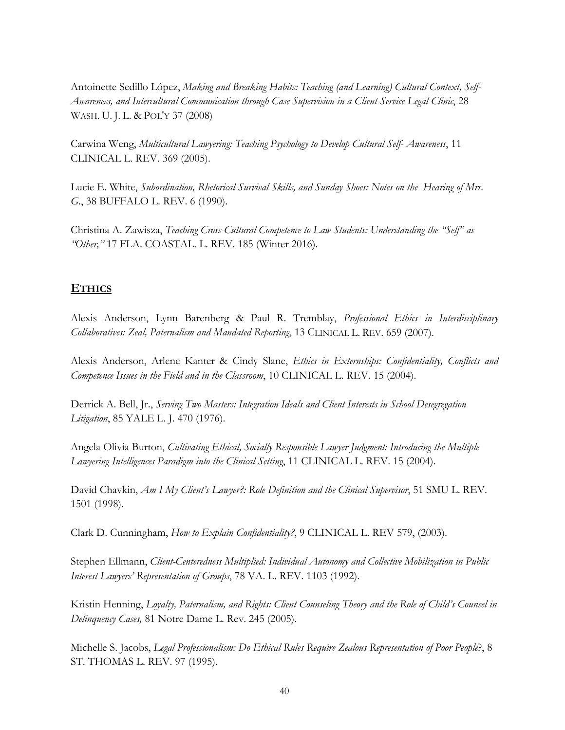Antoinette Sedillo López, *Making and Breaking Habits: Teaching (and Learning) Cultural Context, Self-Awareness, and Intercultural Communication through Case Supervision in a Client-Service Legal Clinic*, 28 WASH. U. J. L. & POL'Y 37 (2008)

Carwina Weng, *Multicultural Lawyering: Teaching Psychology to Develop Cultural Self- Awareness*, 11 CLINICAL L. REV. 369 (2005).

Lucie E. White, *Subordination, Rhetorical Survival Skills, and Sunday Shoes: Notes on the Hearing of Mrs. G.*, 38 BUFFALO L. REV. 6 (1990).

Christina A. Zawisza, *Teaching Cross-Cultural Competence to Law Students: Understanding the "Self" as "Other,"* 17 FLA. COASTAL. L. REV. 185 (Winter 2016).

## **ETHICS**

Alexis Anderson, Lynn Barenberg & Paul R. Tremblay, *Professional Ethics in Interdisciplinary Collaboratives: Zeal, Paternalism and Mandated Reporting*, 13 CLINICAL L. REV. 659 (2007).

Alexis Anderson, Arlene Kanter & Cindy Slane, *Ethics in Externships: Confidentiality, Conflicts and Competence Issues in the Field and in the Classroom*, 10 CLINICAL L. REV. 15 (2004).

Derrick A. Bell, Jr., *Serving Two Masters: Integration Ideals and Client Interests in School Desegregation Litigation*, 85 YALE L. J. 470 (1976).

Angela Olivia Burton, *Cultivating Ethical, Socially Responsible Lawyer Judgment: Introducing the Multiple Lawyering Intelligences Paradigm into the Clinical Setting*, 11 CLINICAL L. REV. 15 (2004).

David Chavkin, *Am I My Client's Lawyer?: Role Definition and the Clinical Supervisor*, 51 SMU L. REV. 1501 (1998).

Clark D. Cunningham, *How to Explain Confidentiality?*, 9 CLINICAL L. REV 579, (2003).

Stephen Ellmann, *Client-Centeredness Multiplied: Individual Autonomy and Collective Mobilization in Public Interest Lawyers' Representation of Groups*, 78 VA. L. REV. 1103 (1992).

Kristin Henning, *Loyalty, Paternalism, and Rights: Client Counseling Theory and the Role of Child's Counsel in Delinquency Cases,* 81 Notre Dame L. Rev. 245 (2005).

Michelle S. Jacobs, *Legal Professionalism: Do Ethical Rules Require Zealous Representation of Poor People*?, 8 ST. THOMAS L. REV. 97 (1995).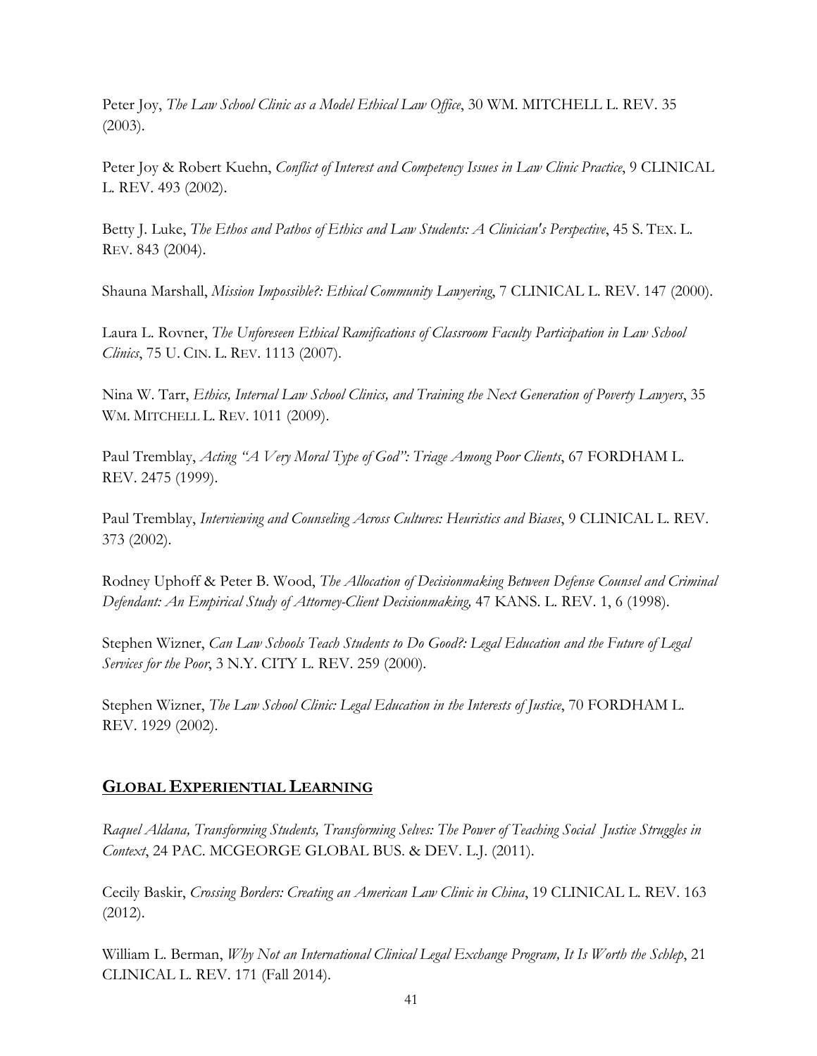Peter Joy, *The Law School Clinic as a Model Ethical Law Office*, 30 WM. MITCHELL L. REV. 35 (2003).

Peter Joy & Robert Kuehn, *Conflict of Interest and Competency Issues in Law Clinic Practice*, 9 CLINICAL L. REV. 493 (2002).

Betty J. Luke, *The Ethos and Pathos of Ethics and Law Students: A Clinician's Perspective*, 45 S. TEX. L. REV. 843 (2004).

Shauna Marshall, *Mission Impossible?: Ethical Community Lawyering*, 7 CLINICAL L. REV. 147 (2000).

Laura L. Rovner, *The Unforeseen Ethical Ramifications of Classroom Faculty Participation in Law School Clinics*, 75 U. CIN. L. REV. 1113 (2007).

Nina W. Tarr, *Ethics, Internal Law School Clinics, and Training the Next Generation of Poverty Lawyers*, 35 WM. MITCHELL L. REV. 1011 (2009).

Paul Tremblay, *Acting "A Very Moral Type of God": Triage Among Poor Clients*, 67 FORDHAM L. REV. 2475 (1999).

Paul Tremblay, *Interviewing and Counseling Across Cultures: Heuristics and Biases*, 9 CLINICAL L. REV. 373 (2002).

Rodney Uphoff & Peter B. Wood, *The Allocation of Decisionmaking Between Defense Counsel and Criminal Defendant: An Empirical Study of Attorney-Client Decisionmaking,* 47 KANS. L. REV. 1, 6 (1998).

Stephen Wizner, *Can Law Schools Teach Students to Do Good?: Legal Education and the Future of Legal Services for the Poor*, 3 N.Y. CITY L. REV. 259 (2000).

Stephen Wizner, *The Law School Clinic: Legal Education in the Interests of Justice*, 70 FORDHAM L. REV. 1929 (2002).

## GLOBAL EXPERIENTIAL LEARNING

*Raquel Aldana, Transforming Students, Transforming Selves: The Power of Teaching Social Justice Struggles in Context*, 24 PAC. MCGEORGE GLOBAL BUS. & DEV. L.J. (2011).

Cecily Baskir, *Crossing Borders: Creating an American Law Clinic in China*, 19 CLINICAL L. REV. 163 (2012).

William L. Berman, *Why Not an International Clinical Legal Exchange Program, It Is Worth the Schlep*, 21 CLINICAL L. REV. 171 (Fall 2014).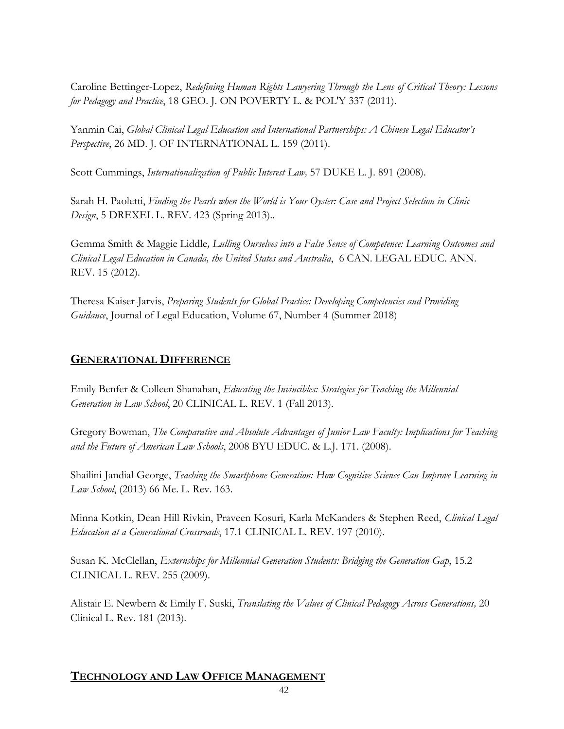Caroline Bettinger-Lopez, *Redefining Human Rights Lawyering Through the Lens of Critical Theory: Lessons for Pedagogy and Practice*, 18 GEO. J. ON POVERTY L. & POL'Y 337 (2011).

Yanmin Cai, *Global Clinical Legal Education and International Partnerships: A Chinese Legal Educator's Perspective*, 26 MD. J. OF INTERNATIONAL L. 159 (2011).

Scott Cummings, *Internationalization of Public Interest Law,* 57 DUKE L. J. 891 (2008).

Sarah H. Paoletti, *Finding the Pearls when the World is Your Oyster: Case and Project Selection in Clinic Design*, 5 DREXEL L. REV. 423 (Spring 2013)..

Gemma Smith & Maggie Liddle*, Lulling Ourselves into a False Sense of Competence: Learning Outcomes and Clinical Legal Education in Canada, the United States and Australia*, 6 CAN. LEGAL EDUC. ANN. REV. 15 (2012).

Theresa Kaiser-Jarvis, *Preparing Students for Global Practice: Developing Competencies and Providing Guidance*, Journal of Legal Education, Volume 67, Number 4 (Summer 2018)

## GENERATIONAL DIFFERENCE

Emily Benfer & Colleen Shanahan, *Educating the Invincibles: Strategies for Teaching the Millennial Generation in Law School*, 20 CLINICAL L. REV. 1 (Fall 2013).

Gregory Bowman, *The Comparative and Absolute Advantages of Junior Law Faculty: Implications for Teaching and the Future of American Law Schools*, 2008 BYU EDUC. & L.J. 171. (2008).

Shailini Jandial George, *Teaching the Smartphone Generation: How Cognitive Science Can Improve Learning in Law School*, (2013) 66 Me. L. Rev. 163.

Minna Kotkin, Dean Hill Rivkin, Praveen Kosuri, Karla McKanders & Stephen Reed, *Clinical Legal Education at a Generational Crossroads*, 17.1 CLINICAL L. REV. 197 (2010).

Susan K. McClellan, *Externships for Millennial Generation Students: Bridging the Generation Gap*, 15.2 CLINICAL L. REV. 255 (2009).

Alistair E. Newbern & Emily F. Suski, *Translating the Values of Clinical Pedagogy Across Generations,* 20 Clinical L. Rev. 181 (2013).

## TECHNOLOGY AND LAW OFFICE MANAGEMENT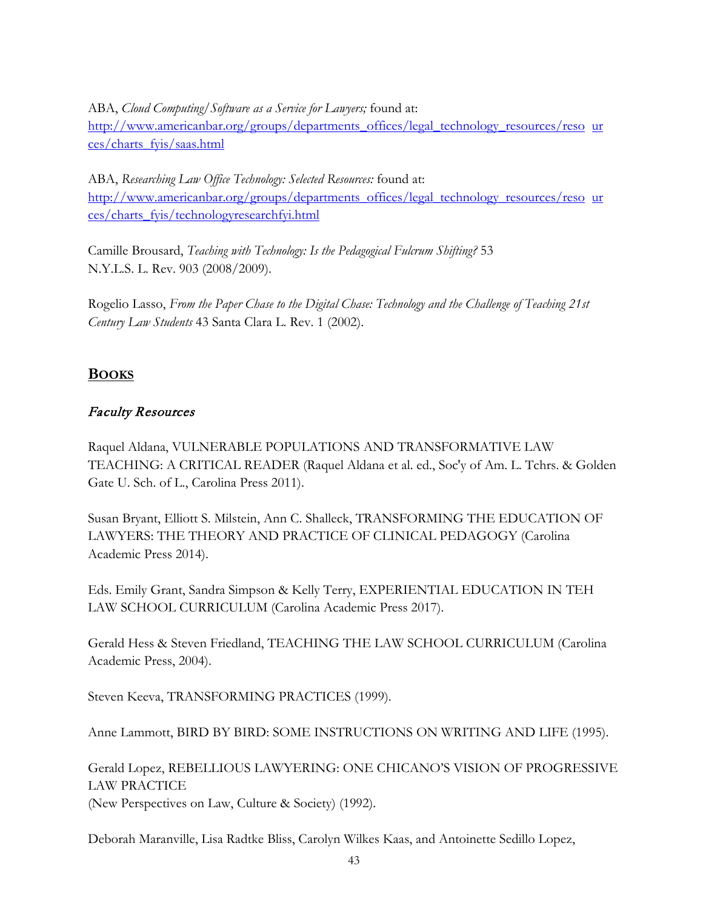ABA, *Cloud Computing/Software as a Service for Lawyers;* found at:
http://www.americanbar.org/groups/departments_offices/legal_technology_resources/resources/charts_fyis/saas.html

ABA, *Researching Law Office Technology: Selected Resources:* found at:
http://www.americanbar.org/groups/departments_offices/legal_technology_resources/resources/charts_fyis/technologyresearchfyi.html

Camille Brousard, *Teaching with Technology: Is the Pedagogical Fulcrum Shifting?* 53 N.Y.L.S. L. Rev. 903 (2008/2009).

Rogelio Lasso, *From the Paper Chase to the Digital Chase: Technology and the Challenge of Teaching 21st Century Law Students* 43 Santa Clara L. Rev. 1 (2002).

## BOOKS

### *Faculty Resources*

Raquel Aldana, VULNERABLE POPULATIONS AND TRANSFORMATIVE LAW TEACHING: A CRITICAL READER (Raquel Aldana et al. ed., Soc'y of Am. L. Tchrs. & Golden Gate U. Sch. of L., Carolina Press 2011).

Susan Bryant, Elliott S. Milstein, Ann C. Shalleck, TRANSFORMING THE EDUCATION OF LAWYERS: THE THEORY AND PRACTICE OF CLINICAL PEDAGOGY (Carolina Academic Press 2014).

Eds. Emily Grant, Sandra Simpson & Kelly Terry, EXPERIENTIAL EDUCATION IN TEH LAW SCHOOL CURRICULUM (Carolina Academic Press 2017).

Gerald Hess & Steven Friedland, TEACHING THE LAW SCHOOL CURRICULUM (Carolina Academic Press, 2004).

Steven Keeva, TRANSFORMING PRACTICES (1999).

Anne Lammott, BIRD BY BIRD: SOME INSTRUCTIONS ON WRITING AND LIFE (1995).

Gerald Lopez, REBELLIOUS LAWYERING: ONE CHICANO'S VISION OF PROGRESSIVE LAW PRACTICE
(New Perspectives on Law, Culture & Society) (1992).

Deborah Maranville, Lisa Radtke Bliss, Carolyn Wilkes Kaas, and Antoinette Sedillo Lopez,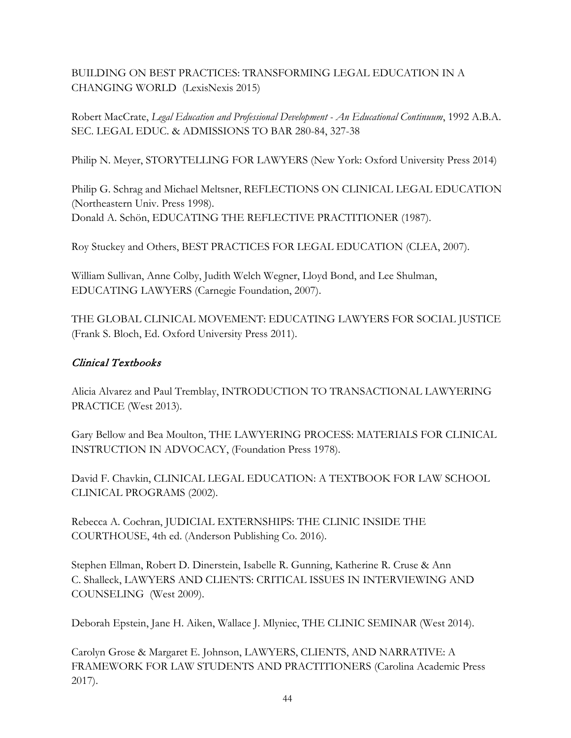BUILDING ON BEST PRACTICES: TRANSFORMING LEGAL EDUCATION IN A CHANGING WORLD (LexisNexis 2015)

Robert MacCrate, *Legal Education and Professional Development - An Educational Continuum*, 1992 A.B.A. SEC. LEGAL EDUC. & ADMISSIONS TO BAR 280-84, 327-38

Philip N. Meyer, STORYTELLING FOR LAWYERS (New York: Oxford University Press 2014)

Philip G. Schrag and Michael Meltsner, REFLECTIONS ON CLINICAL LEGAL EDUCATION (Northeastern Univ. Press 1998).
Donald A. Schön, EDUCATING THE REFLECTIVE PRACTITIONER (1987).

Roy Stuckey and Others, BEST PRACTICES FOR LEGAL EDUCATION (CLEA, 2007).

William Sullivan, Anne Colby, Judith Welch Wegner, Lloyd Bond, and Lee Shulman, EDUCATING LAWYERS (Carnegie Foundation, 2007).

THE GLOBAL CLINICAL MOVEMENT: EDUCATING LAWYERS FOR SOCIAL JUSTICE (Frank S. Bloch, Ed. Oxford University Press 2011).

## *Clinical Textbooks*

Alicia Alvarez and Paul Tremblay, INTRODUCTION TO TRANSACTIONAL LAWYERING PRACTICE (West 2013).

Gary Bellow and Bea Moulton, THE LAWYERING PROCESS: MATERIALS FOR CLINICAL INSTRUCTION IN ADVOCACY, (Foundation Press 1978).

David F. Chavkin, CLINICAL LEGAL EDUCATION: A TEXTBOOK FOR LAW SCHOOL CLINICAL PROGRAMS (2002).

Rebecca A. Cochran, JUDICIAL EXTERNSHIPS: THE CLINIC INSIDE THE COURTHOUSE, 4th ed. (Anderson Publishing Co. 2016).

Stephen Ellman, Robert D. Dinerstein, Isabelle R. Gunning, Katherine R. Cruse & Ann C. Shalleck, LAWYERS AND CLIENTS: CRITICAL ISSUES IN INTERVIEWING AND COUNSELING (West 2009).

Deborah Epstein, Jane H. Aiken, Wallace J. Mlyniec, THE CLINIC SEMINAR (West 2014).

Carolyn Grose & Margaret E. Johnson, LAWYERS, CLIENTS, AND NARRATIVE: A FRAMEWORK FOR LAW STUDENTS AND PRACTITIONERS (Carolina Academic Press 2017).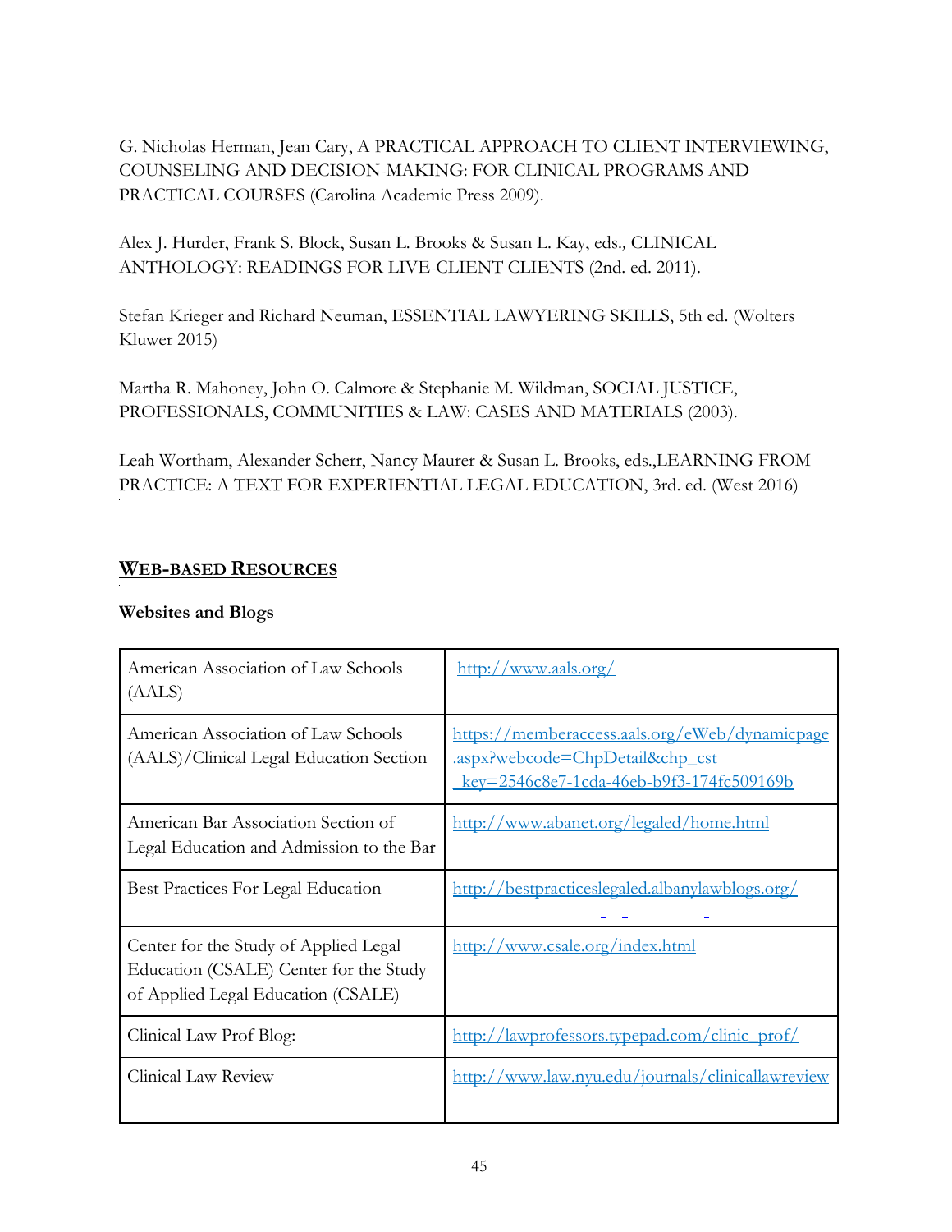G. Nicholas Herman, Jean Cary, A PRACTICAL APPROACH TO CLIENT INTERVIEWING, COUNSELING AND DECISION-MAKING: FOR CLINICAL PROGRAMS AND PRACTICAL COURSES (Carolina Academic Press 2009).

Alex J. Hurder, Frank S. Block, Susan L. Brooks & Susan L. Kay, eds., CLINICAL ANTHOLOGY: READINGS FOR LIVE-CLIENT CLIENTS (2nd. ed. 2011).

Stefan Krieger and Richard Neuman, ESSENTIAL LAWYERING SKILLS, 5th ed. (Wolters Kluwer 2015)

Martha R. Mahoney, John O. Calmore & Stephanie M. Wildman, SOCIAL JUSTICE, PROFESSIONALS, COMMUNITIES & LAW: CASES AND MATERIALS (2003).

Leah Wortham, Alexander Scherr, Nancy Maurer & Susan L. Brooks, eds.,LEARNING FROM PRACTICE: A TEXT FOR EXPERIENTIAL LEGAL EDUCATION, 3rd. ed. (West 2016)

## WEB-BASED RESOURCES

**Websites and Blogs**

| | |
|---|---|
| American Association of Law Schools (AALS) | http://www.aals.org/ |
| American Association of Law Schools (AALS)/Clinical Legal Education Section | https://memberaccess.aals.org/eWeb/dynamicpage.aspx?webcode=ChpDetail&chp_cst_key=2546c8e7-1cda-46eb-b9f3-174fc509169b |
| American Bar Association Section of Legal Education and Admission to the Bar | http://www.abanet.org/legaled/home.html |
| Best Practices For Legal Education | http://bestpracticeslegaled.albanylawblogs.org/ |
| Center for the Study of Applied Legal Education (CSALE) Center for the Study of Applied Legal Education (CSALE) | http://www.csale.org/index.html |
| Clinical Law Prof Blog: | http://lawprofessors.typepad.com/clinic_prof/ |
| Clinical Law Review | http://www.law.nyu.edu/journals/clinicallawreview |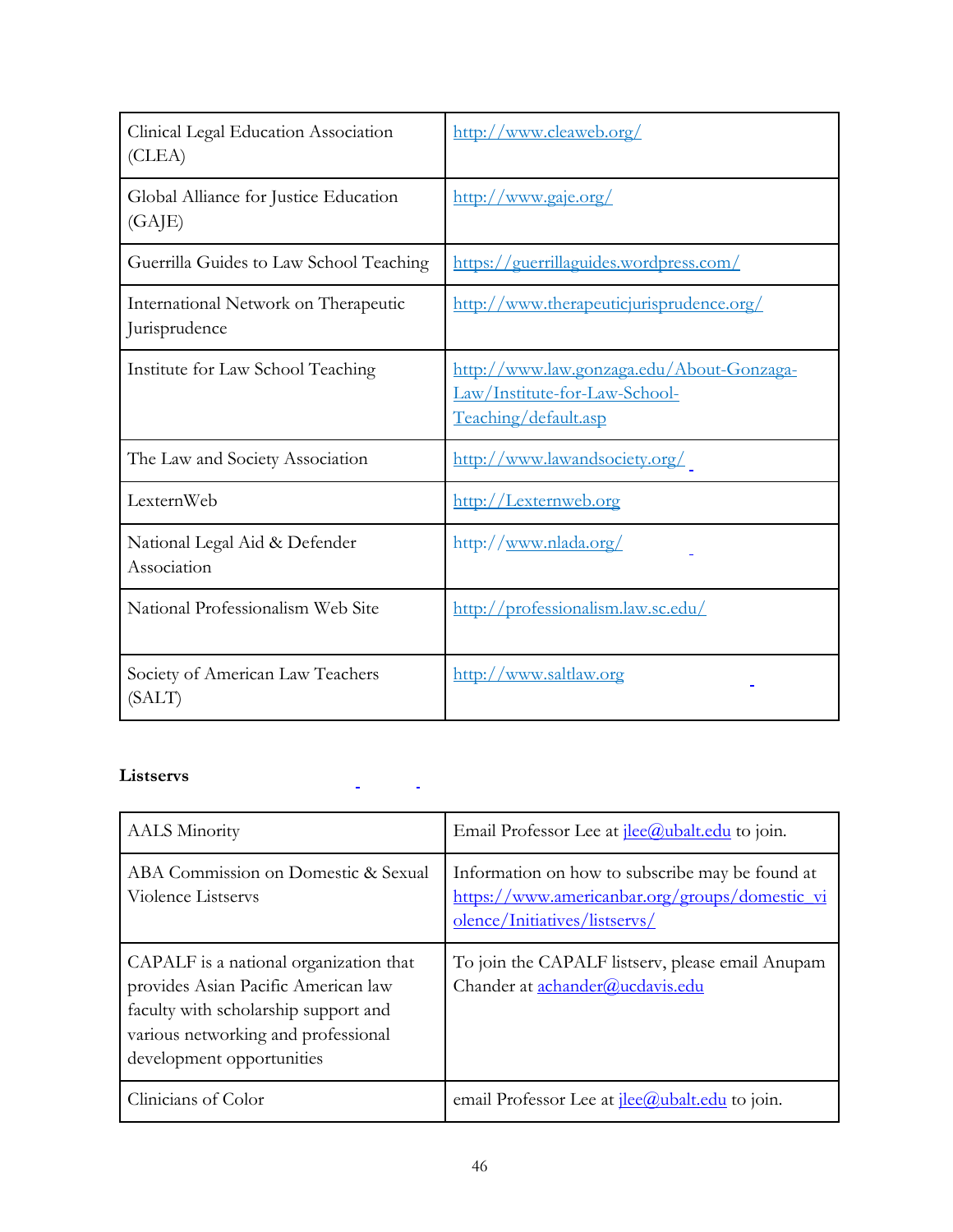| | |
|---|---|
| Clinical Legal Education Association (CLEA) | http://www.cleaweb.org/ |
| Global Alliance for Justice Education (GAJE) | http://www.gaje.org/ |
| Guerrilla Guides to Law School Teaching | https://guerrillaguides.wordpress.com/ |
| International Network on Therapeutic Jurisprudence | http://www.therapeuticjurisprudence.org/ |
| Institute for Law School Teaching | http://www.law.gonzaga.edu/About-Gonzaga-Law/Institute-for-Law-School-Teaching/default.asp |
| The Law and Society Association | http://www.lawandsociety.org/ |
| LexternWeb | http://Lexternweb.org |
| National Legal Aid & Defender Association | http://www.nlada.org/ |
| National Professionalism Web Site | http://professionalism.law.sc.edu/ |
| Society of American Law Teachers (SALT) | http://www.saltlaw.org |

**Listservs**

| | |
|---|---|
| AALS Minority | Email Professor Lee at jlee@ubalt.edu to join. |
| ABA Commission on Domestic & Sexual Violence Listservs | Information on how to subscribe may be found at https://www.americanbar.org/groups/domestic_violence/Initiatives/listservs/ |
| CAPALF is a national organization that provides Asian Pacific American law faculty with scholarship support and various networking and professional development opportunities | To join the CAPALF listserv, please email Anupam Chander at achander@ucdavis.edu |
| Clinicians of Color | email Professor Lee at jlee@ubalt.edu to join. |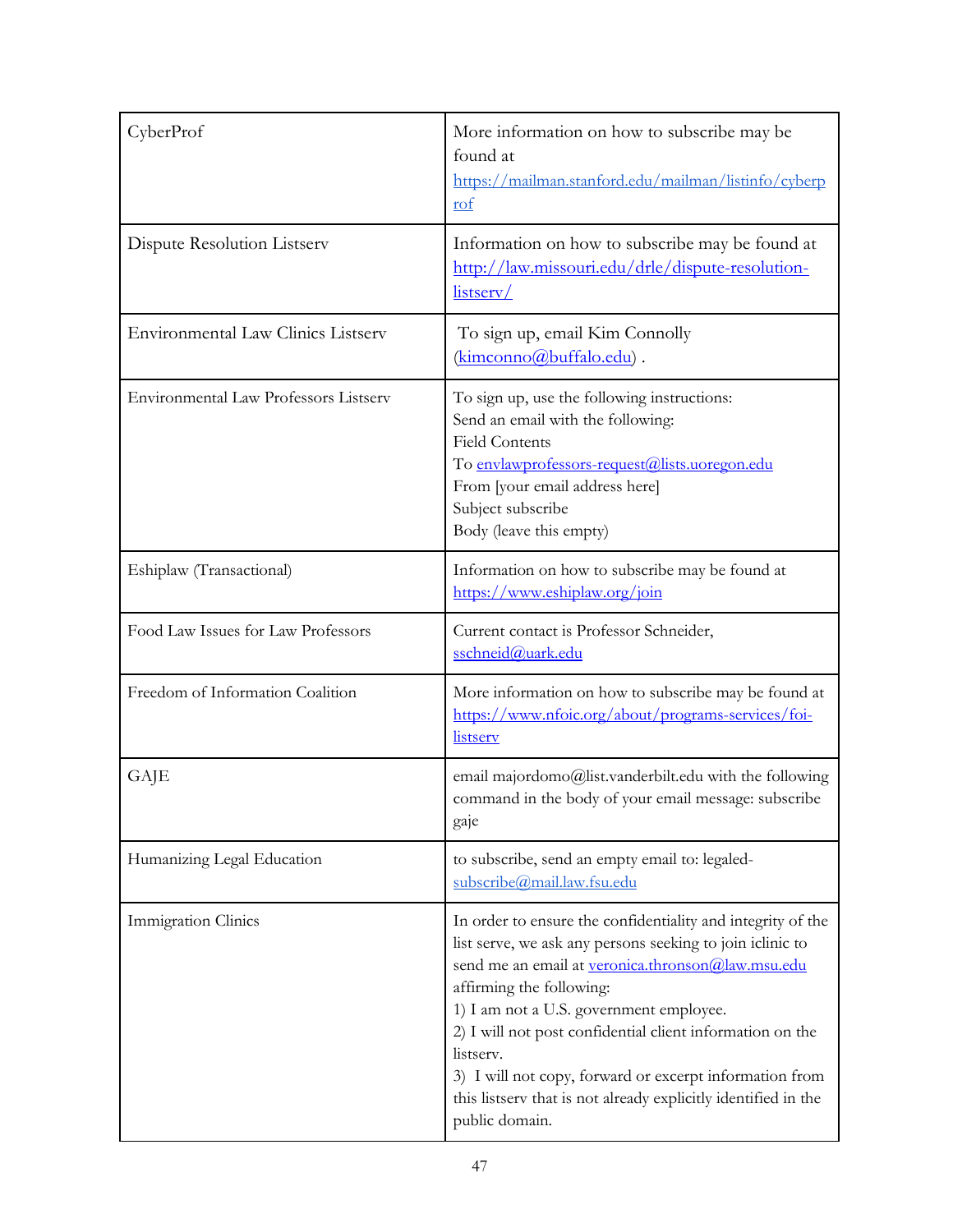| | |
|---|---|
| CyberProf | More information on how to subscribe may be found at https://mailman.stanford.edu/mailman/listinfo/cyberprof |
| Dispute Resolution Listserv | Information on how to subscribe may be found at http://law.missouri.edu/drle/dispute-resolution-listserv/ |
| Environmental Law Clinics Listserv | To sign up, email Kim Connolly (kimconno@buffalo.edu) . |
| Environmental Law Professors Listserv | To sign up, use the following instructions:<br>Send an email with the following:<br>Field Contents<br>To envlawprofessors-request@lists.uoregon.edu<br>From [your email address here]<br>Subject subscribe<br>Body (leave this empty) |
| Eshiplaw (Transactional) | Information on how to subscribe may be found at https://www.eshiplaw.org/join |
| Food Law Issues for Law Professors | Current contact is Professor Schneider, sschneid@uark.edu |
| Freedom of Information Coalition | More information on how to subscribe may be found at https://www.nfoic.org/about/programs-services/foi-listserv |
| GAJE | email majordomo@list.vanderbilt.edu with the following command in the body of your email message: subscribe gaje |
| Humanizing Legal Education | to subscribe, send an empty email to: legaled-subscribe@mail.law.fsu.edu |
| Immigration Clinics | In order to ensure the confidentiality and integrity of the list serve, we ask any persons seeking to join iclinic to send me an email at veronica.thronson@law.msu.edu affirming the following:<br>1) I am not a U.S. government employee.<br>2) I will not post confidential client information on the listserv.<br>3) I will not copy, forward or excerpt information from this listserv that is not already explicitly identified in the public domain. |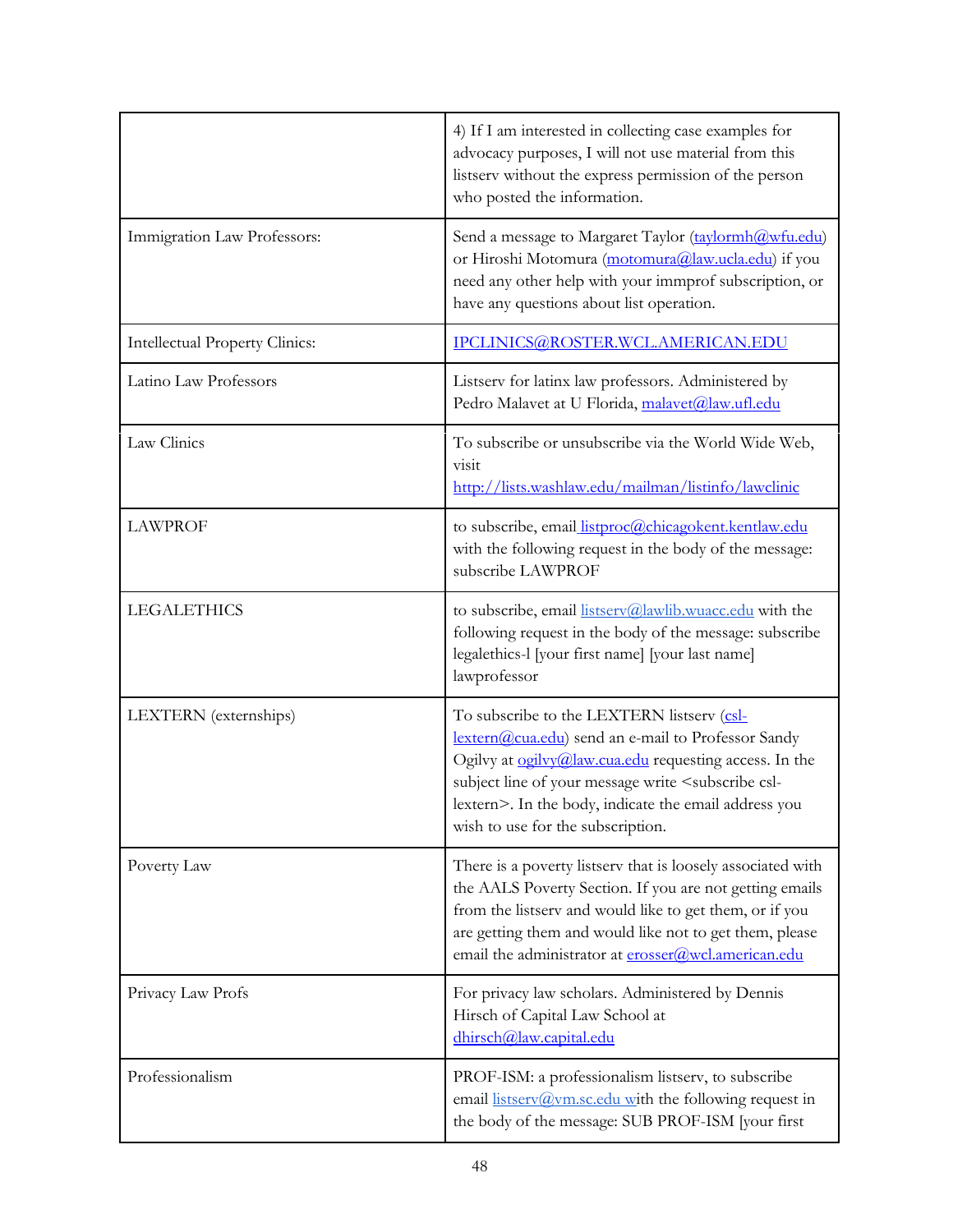| | |
|---|---|
| | 4) If I am interested in collecting case examples for advocacy purposes, I will not use material from this listserv without the express permission of the person who posted the information. |
| Immigration Law Professors: | Send a message to Margaret Taylor (taylormh@wfu.edu) or Hiroshi Motomura (motomura@law.ucla.edu) if you need any other help with your immprof subscription, or have any questions about list operation. |
| Intellectual Property Clinics: | IPCLINICS@ROSTER.WCL.AMERICAN.EDU |
| Latino Law Professors | Listserv for latinx law professors. Administered by Pedro Malavet at U Florida, malavet@law.ufl.edu |
| Law Clinics | To subscribe or unsubscribe via the World Wide Web, visit http://lists.washlaw.edu/mailman/listinfo/lawclinic |
| LAWPROF | to subscribe, email listproc@chicagokent.kentlaw.edu with the following request in the body of the message: subscribe LAWPROF |
| LEGALETHICS | to subscribe, email listserv@lawlib.wuacc.edu with the following request in the body of the message: subscribe legalethics-l [your first name] [your last name] lawprofessor |
| LEXTERN (externships) | To subscribe to the LEXTERN listserv (csl-lextern@cua.edu) send an e-mail to Professor Sandy Ogilvy at ogilvy@law.cua.edu requesting access. In the subject line of your message write <subscribe csl-lextern>. In the body, indicate the email address you wish to use for the subscription. |
| Poverty Law | There is a poverty listserv that is loosely associated with the AALS Poverty Section. If you are not getting emails from the listserv and would like to get them, or if you are getting them and would like not to get them, please email the administrator at erosser@wcl.american.edu |
| Privacy Law Profs | For privacy law scholars. Administered by Dennis Hirsch of Capital Law School at dhirsch@law.capital.edu |
| Professionalism | PROF-ISM: a professionalism listserv, to subscribe email listserv@vm.sc.edu with the following request in the body of the message: SUB PROF-ISM [your first |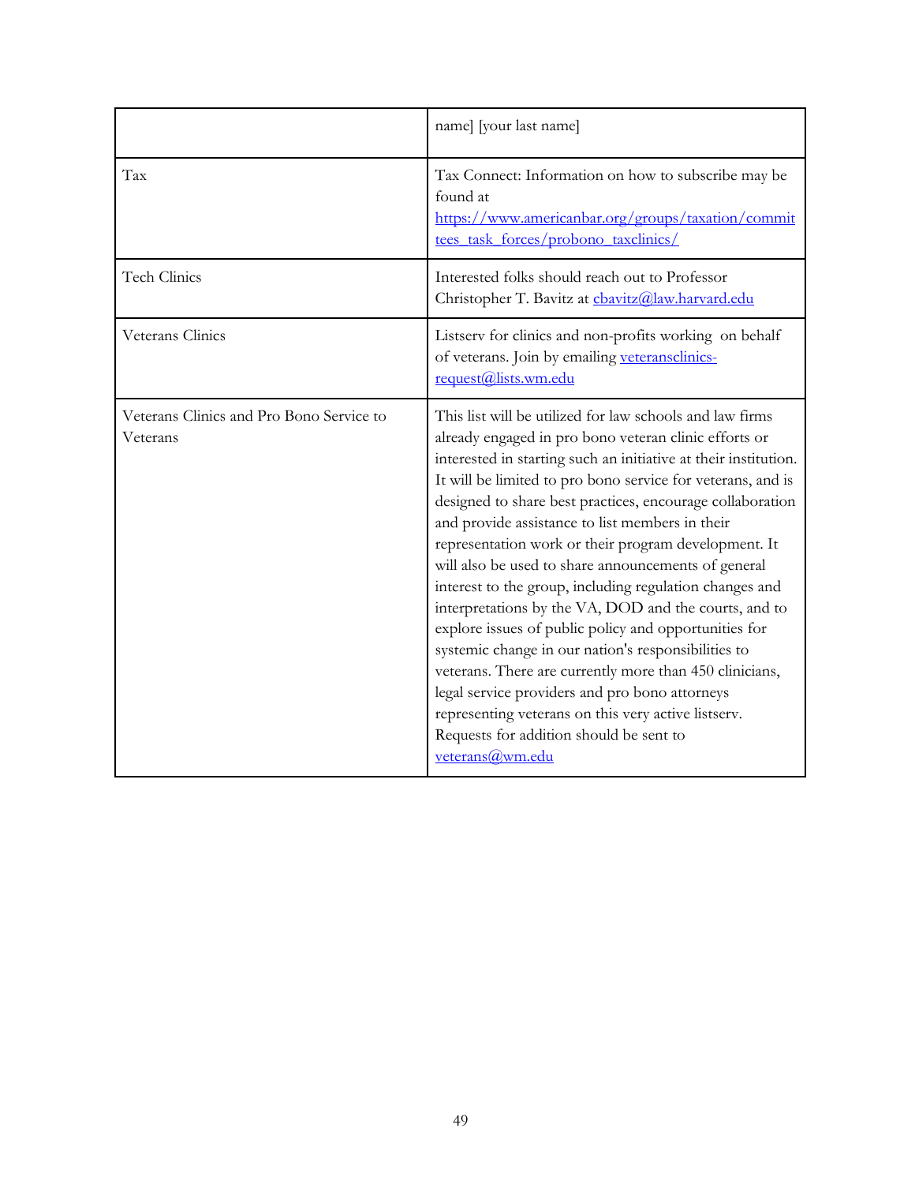| | |
|---|---|
| | name] [your last name] |
| Tax | Tax Connect: Information on how to subscribe may be found at https://www.americanbar.org/groups/taxation/committees_task_forces/probono_taxclinics/ |
| Tech Clinics | Interested folks should reach out to Professor Christopher T. Bavitz at cbavitz@law.harvard.edu |
| Veterans Clinics | Listserv for clinics and non-profits working on behalf of veterans. Join by emailing veteransclinics-request@lists.wm.edu |
| Veterans Clinics and Pro Bono Service to Veterans | This list will be utilized for law schools and law firms already engaged in pro bono veteran clinic efforts or interested in starting such an initiative at their institution. It will be limited to pro bono service for veterans, and is designed to share best practices, encourage collaboration and provide assistance to list members in their representation work or their program development. It will also be used to share announcements of general interest to the group, including regulation changes and interpretations by the VA, DOD and the courts, and to explore issues of public policy and opportunities for systemic change in our nation's responsibilities to veterans. There are currently more than 450 clinicians, legal service providers and pro bono attorneys representing veterans on this very active listserv. Requests for addition should be sent to veterans@wm.edu |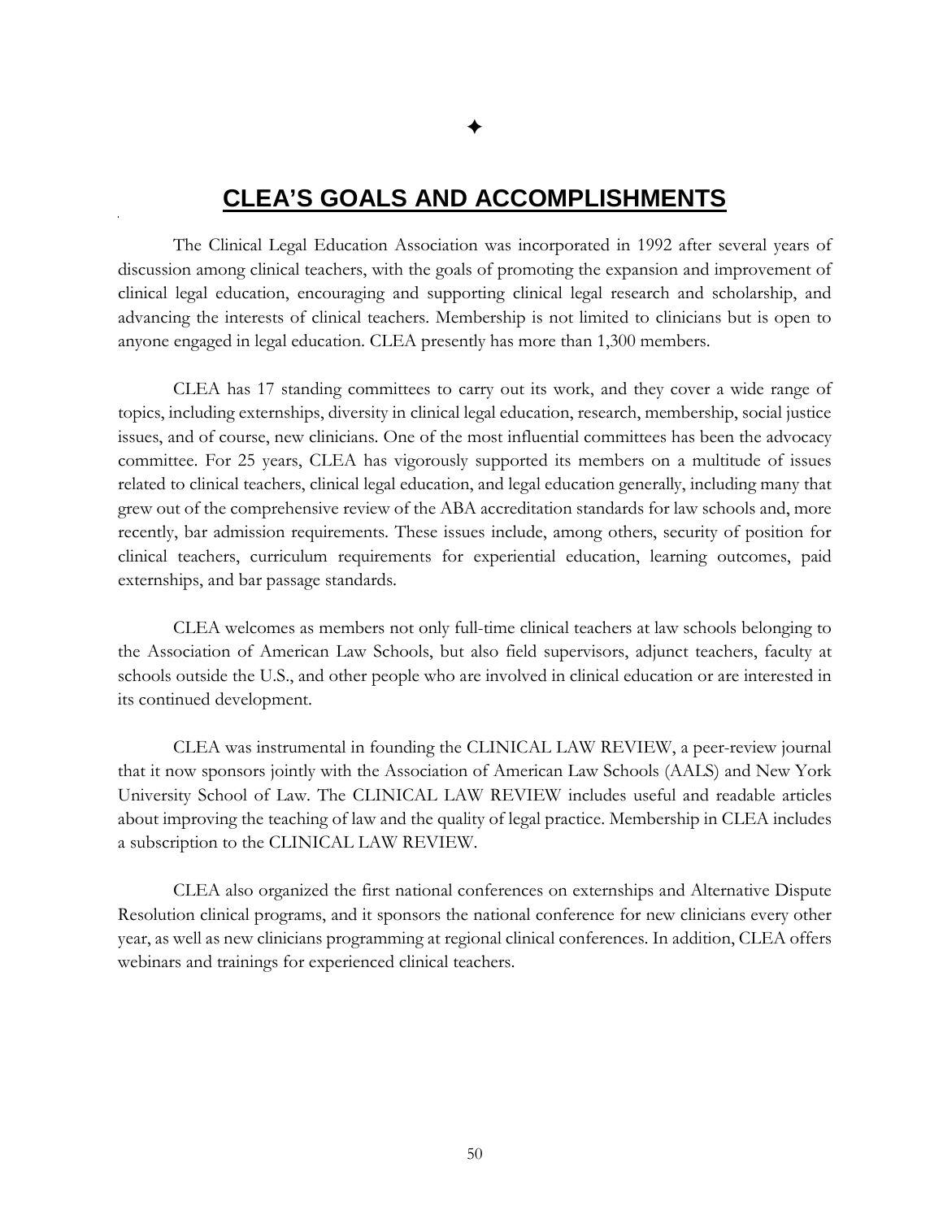✦

# CLEA'S GOALS AND ACCOMPLISHMENTS

The Clinical Legal Education Association was incorporated in 1992 after several years of discussion among clinical teachers, with the goals of promoting the expansion and improvement of clinical legal education, encouraging and supporting clinical legal research and scholarship, and advancing the interests of clinical teachers. Membership is not limited to clinicians but is open to anyone engaged in legal education. CLEA presently has more than 1,300 members.

CLEA has 17 standing committees to carry out its work, and they cover a wide range of topics, including externships, diversity in clinical legal education, research, membership, social justice issues, and of course, new clinicians. One of the most influential committees has been the advocacy committee. For 25 years, CLEA has vigorously supported its members on a multitude of issues related to clinical teachers, clinical legal education, and legal education generally, including many that grew out of the comprehensive review of the ABA accreditation standards for law schools and, more recently, bar admission requirements. These issues include, among others, security of position for clinical teachers, curriculum requirements for experiential education, learning outcomes, paid externships, and bar passage standards.

CLEA welcomes as members not only full-time clinical teachers at law schools belonging to the Association of American Law Schools, but also field supervisors, adjunct teachers, faculty at schools outside the U.S., and other people who are involved in clinical education or are interested in its continued development.

CLEA was instrumental in founding the CLINICAL LAW REVIEW, a peer-review journal that it now sponsors jointly with the Association of American Law Schools (AALS) and New York University School of Law. The CLINICAL LAW REVIEW includes useful and readable articles about improving the teaching of law and the quality of legal practice. Membership in CLEA includes a subscription to the CLINICAL LAW REVIEW.

CLEA also organized the first national conferences on externships and Alternative Dispute Resolution clinical programs, and it sponsors the national conference for new clinicians every other year, as well as new clinicians programming at regional clinical conferences. In addition, CLEA offers webinars and trainings for experienced clinical teachers.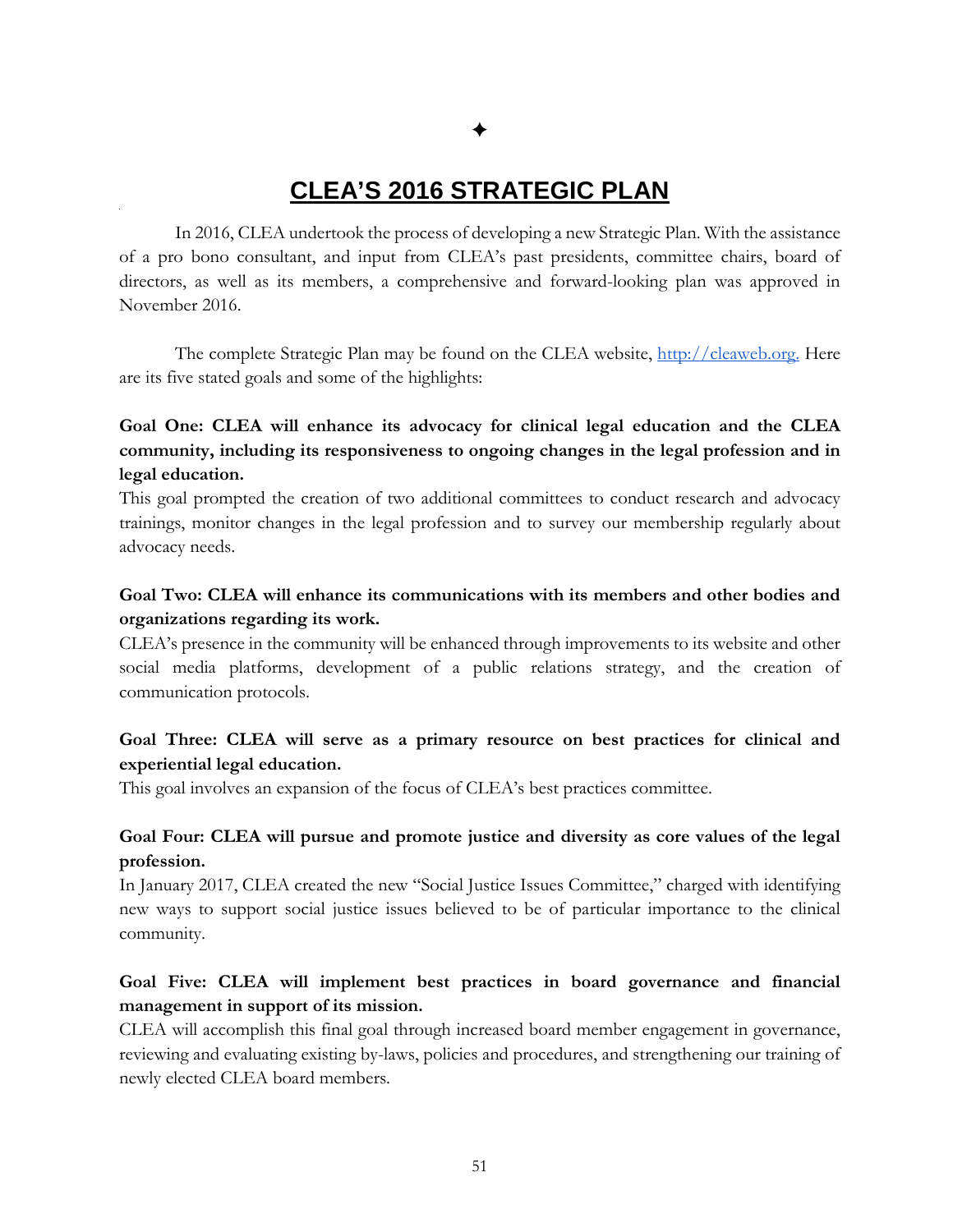✦

# CLEA'S 2016 STRATEGIC PLAN

In 2016, CLEA undertook the process of developing a new Strategic Plan. With the assistance of a pro bono consultant, and input from CLEA's past presidents, committee chairs, board of directors, as well as its members, a comprehensive and forward-looking plan was approved in November 2016.

The complete Strategic Plan may be found on the CLEA website, [http://cleaweb.org.](http://cleaweb.org) Here are its five stated goals and some of the highlights:

**Goal One: CLEA will enhance its advocacy for clinical legal education and the CLEA community, including its responsiveness to ongoing changes in the legal profession and in legal education.**
This goal prompted the creation of two additional committees to conduct research and advocacy trainings, monitor changes in the legal profession and to survey our membership regularly about advocacy needs.

**Goal Two: CLEA will enhance its communications with its members and other bodies and organizations regarding its work.**
CLEA's presence in the community will be enhanced through improvements to its website and other social media platforms, development of a public relations strategy, and the creation of communication protocols.

**Goal Three: CLEA will serve as a primary resource on best practices for clinical and experiential legal education.**
This goal involves an expansion of the focus of CLEA's best practices committee.

**Goal Four: CLEA will pursue and promote justice and diversity as core values of the legal profession.**
In January 2017, CLEA created the new "Social Justice Issues Committee," charged with identifying new ways to support social justice issues believed to be of particular importance to the clinical community.

**Goal Five: CLEA will implement best practices in board governance and financial management in support of its mission.**
CLEA will accomplish this final goal through increased board member engagement in governance, reviewing and evaluating existing by-laws, policies and procedures, and strengthening our training of newly elected CLEA board members.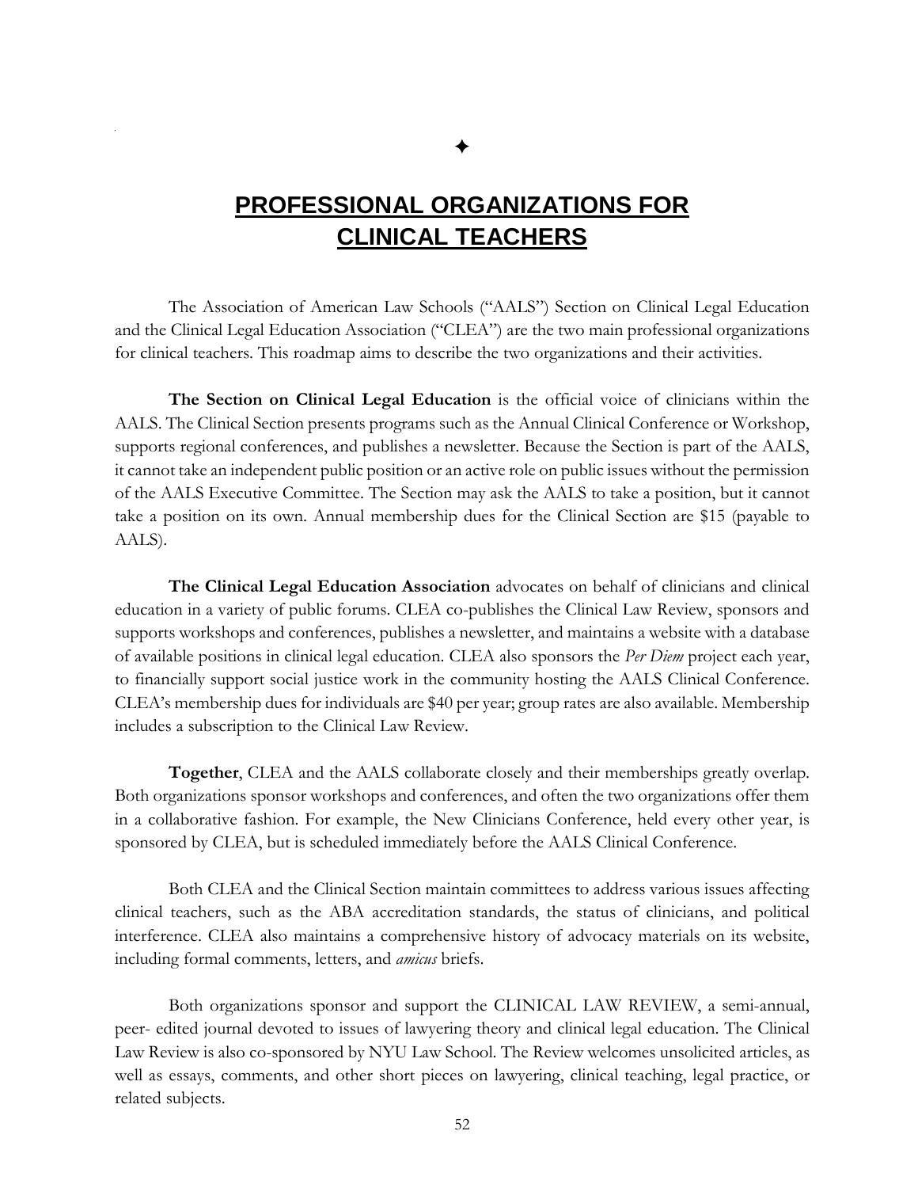✦

# PROFESSIONAL ORGANIZATIONS FOR CLINICAL TEACHERS

The Association of American Law Schools ("AALS") Section on Clinical Legal Education and the Clinical Legal Education Association ("CLEA") are the two main professional organizations for clinical teachers. This roadmap aims to describe the two organizations and their activities.

**The Section on Clinical Legal Education** is the official voice of clinicians within the AALS. The Clinical Section presents programs such as the Annual Clinical Conference or Workshop, supports regional conferences, and publishes a newsletter. Because the Section is part of the AALS, it cannot take an independent public position or an active role on public issues without the permission of the AALS Executive Committee. The Section may ask the AALS to take a position, but it cannot take a position on its own. Annual membership dues for the Clinical Section are $15 (payable to AALS).

**The Clinical Legal Education Association** advocates on behalf of clinicians and clinical education in a variety of public forums. CLEA co-publishes the Clinical Law Review, sponsors and supports workshops and conferences, publishes a newsletter, and maintains a website with a database of available positions in clinical legal education. CLEA also sponsors the *Per Diem* project each year, to financially support social justice work in the community hosting the AALS Clinical Conference. CLEA's membership dues for individuals are $40 per year; group rates are also available. Membership includes a subscription to the Clinical Law Review.

**Together**, CLEA and the AALS collaborate closely and their memberships greatly overlap. Both organizations sponsor workshops and conferences, and often the two organizations offer them in a collaborative fashion. For example, the New Clinicians Conference, held every other year, is sponsored by CLEA, but is scheduled immediately before the AALS Clinical Conference.

Both CLEA and the Clinical Section maintain committees to address various issues affecting clinical teachers, such as the ABA accreditation standards, the status of clinicians, and political interference. CLEA also maintains a comprehensive history of advocacy materials on its website, including formal comments, letters, and *amicus* briefs.

Both organizations sponsor and support the CLINICAL LAW REVIEW, a semi-annual, peer- edited journal devoted to issues of lawyering theory and clinical legal education. The Clinical Law Review is also co-sponsored by NYU Law School. The Review welcomes unsolicited articles, as well as essays, comments, and other short pieces on lawyering, clinical teaching, legal practice, or related subjects.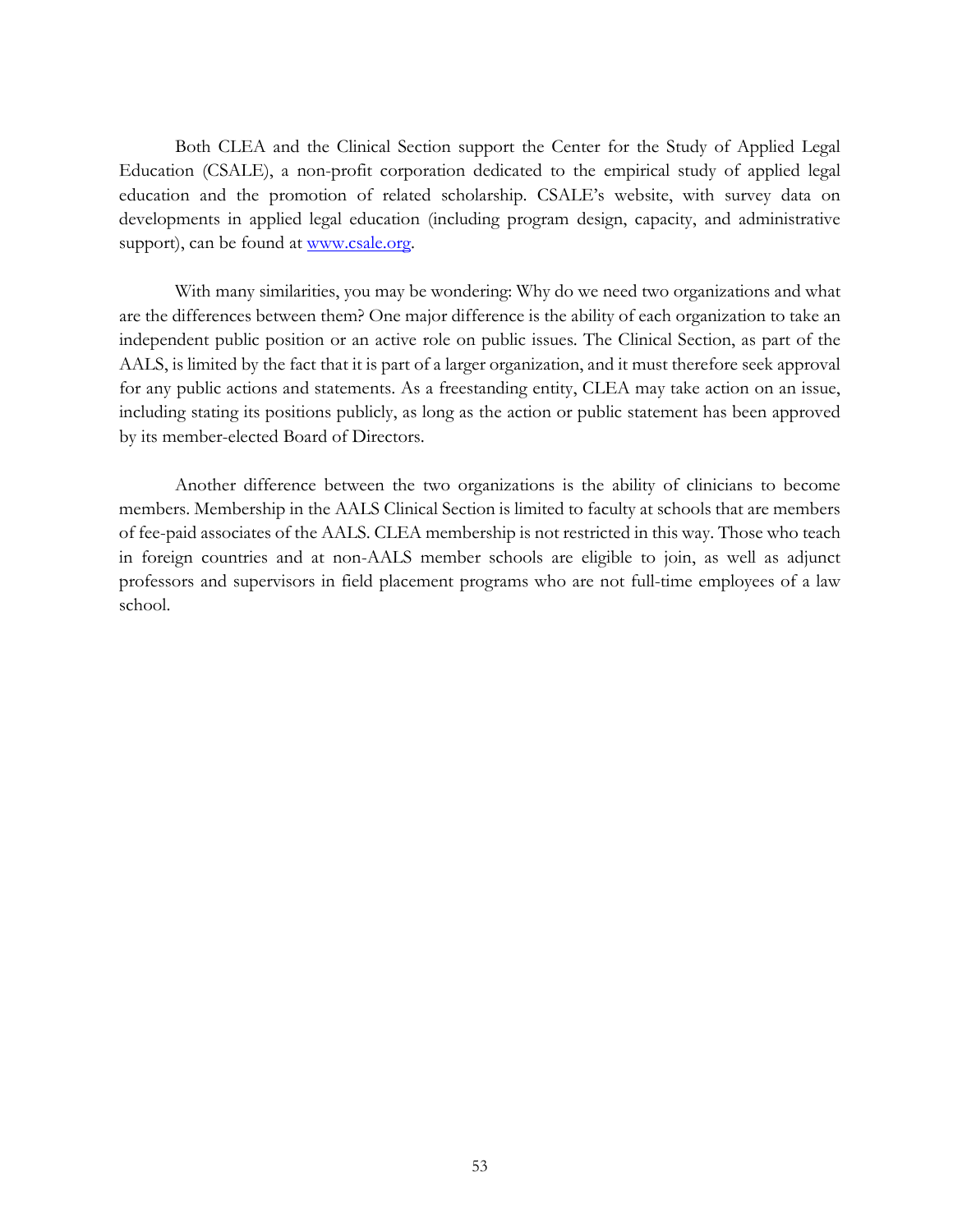Both CLEA and the Clinical Section support the Center for the Study of Applied Legal Education (CSALE), a non-profit corporation dedicated to the empirical study of applied legal education and the promotion of related scholarship. CSALE's website, with survey data on developments in applied legal education (including program design, capacity, and administrative support), can be found at [www.csale.org](http://www.csale.org).

With many similarities, you may be wondering: Why do we need two organizations and what are the differences between them? One major difference is the ability of each organization to take an independent public position or an active role on public issues. The Clinical Section, as part of the AALS, is limited by the fact that it is part of a larger organization, and it must therefore seek approval for any public actions and statements. As a freestanding entity, CLEA may take action on an issue, including stating its positions publicly, as long as the action or public statement has been approved by its member-elected Board of Directors.

Another difference between the two organizations is the ability of clinicians to become members. Membership in the AALS Clinical Section is limited to faculty at schools that are members of fee-paid associates of the AALS. CLEA membership is not restricted in this way. Those who teach in foreign countries and at non-AALS member schools are eligible to join, as well as adjunct professors and supervisors in field placement programs who are not full-time employees of a law school.